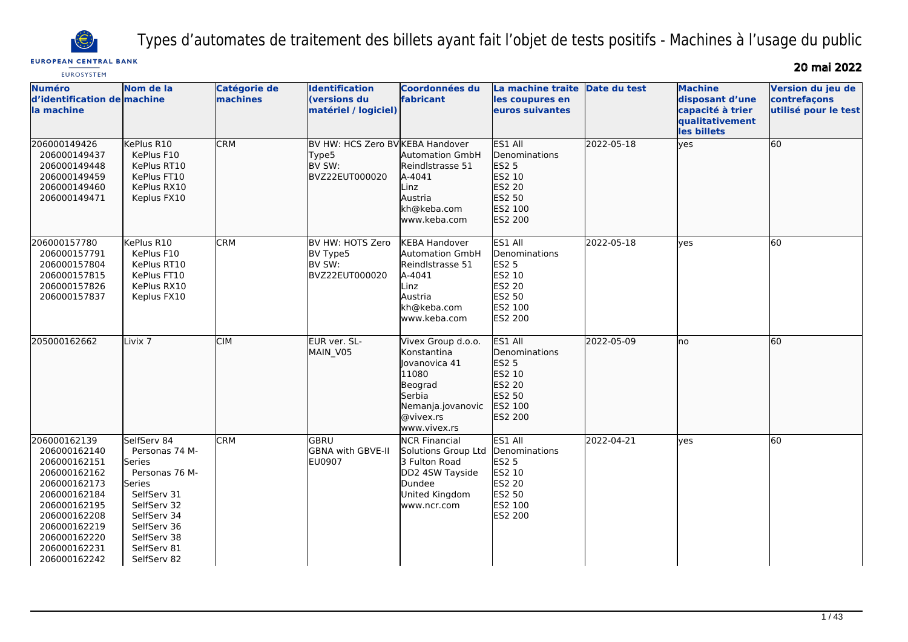# Types d'automates de traitement des billets ayant fait l'objet de tests positifs - Machines à l'usage du public

EUROPEAN CENTRAL BANK
EUROSYSTEM

**20 mai 2022**

| Numéro d'identification de la machine | Nom de la machine | Catégorie de machines | Identification (versions du matériel / logiciel) | Coordonnées du fabricant | La machine traite les coupures en euros suivantes | Date du test | Machine disposant d'une capacité à trier qualitativement les billets | Version du jeu de contrefaçons utilisé pour le test |
|---|---|---|---|---|---|---|---|---|
| 206000149426<br>206000149437<br>206000149448<br>206000149459<br>206000149460<br>206000149471 | KePlus R10<br>KePlus F10<br>KePlus RT10<br>KePlus FT10<br>KePlus RX10<br>Keplus FX10 | CRM | BV HW: HCS Zero BV Type5<br>BV SW: BVZ22EUT000020 | KEBA Handover Automation GmbH<br>Reindlstrasse 51<br>A-4041<br>Linz<br>Austria<br>kh@keba.com<br>www.keba.com | ES1 All Denominations<br>ES2 5<br>ES2 10<br>ES2 20<br>ES2 50<br>ES2 100<br>ES2 200 | 2022-05-18 | yes | 60 |
| 206000157780<br>206000157791<br>206000157804<br>206000157815<br>206000157826<br>206000157837 | KePlus R10<br>KePlus F10<br>KePlus RT10<br>KePlus FT10<br>KePlus RX10<br>Keplus FX10 | CRM | BV HW: HOTS Zero BV Type5<br>BV SW: BVZ22EUT000020 | KEBA Handover Automation GmbH<br>Reindlstrasse 51<br>A-4041<br>Linz<br>Austria<br>kh@keba.com<br>www.keba.com | ES1 All Denominations<br>ES2 5<br>ES2 10<br>ES2 20<br>ES2 50<br>ES2 100<br>ES2 200 | 2022-05-18 | yes | 60 |
| 205000162662 | Livix 7 | CIM | EUR ver. SL-MAIN_V05 | Vivex Group d.o.o.<br>Konstantina Jovanovica 41<br>11080<br>Beograd<br>Serbia<br>Nemanja.jovanovic@vivex.rs<br>www.vivex.rs | ES1 All Denominations<br>ES2 5<br>ES2 10<br>ES2 20<br>ES2 50<br>ES2 100<br>ES2 200 | 2022-05-09 | no | 60 |
| 206000162139<br>206000162140<br>206000162151<br>206000162162<br>206000162173<br>206000162184<br>206000162195<br>206000162208<br>206000162219<br>206000162220<br>206000162231<br>206000162242 | SelfServ 84<br>Personas 74 M-Series<br>Personas 76 M-Series<br>SelfServ 31<br>SelfServ 32<br>SelfServ 34<br>SelfServ 36<br>SelfServ 38<br>SelfServ 81<br>SelfServ 82 | CRM | GBRU<br>GBNA with GBVE-II EU0907 | NCR Financial Solutions Group Ltd<br>3 Fulton Road<br>DD2 4SW Tayside<br>Dundee<br>United Kingdom<br>www.ncr.com | ES1 All Denominations<br>ES2 5<br>ES2 10<br>ES2 20<br>ES2 50<br>ES2 100<br>ES2 200 | 2022-04-21 | yes | 60 |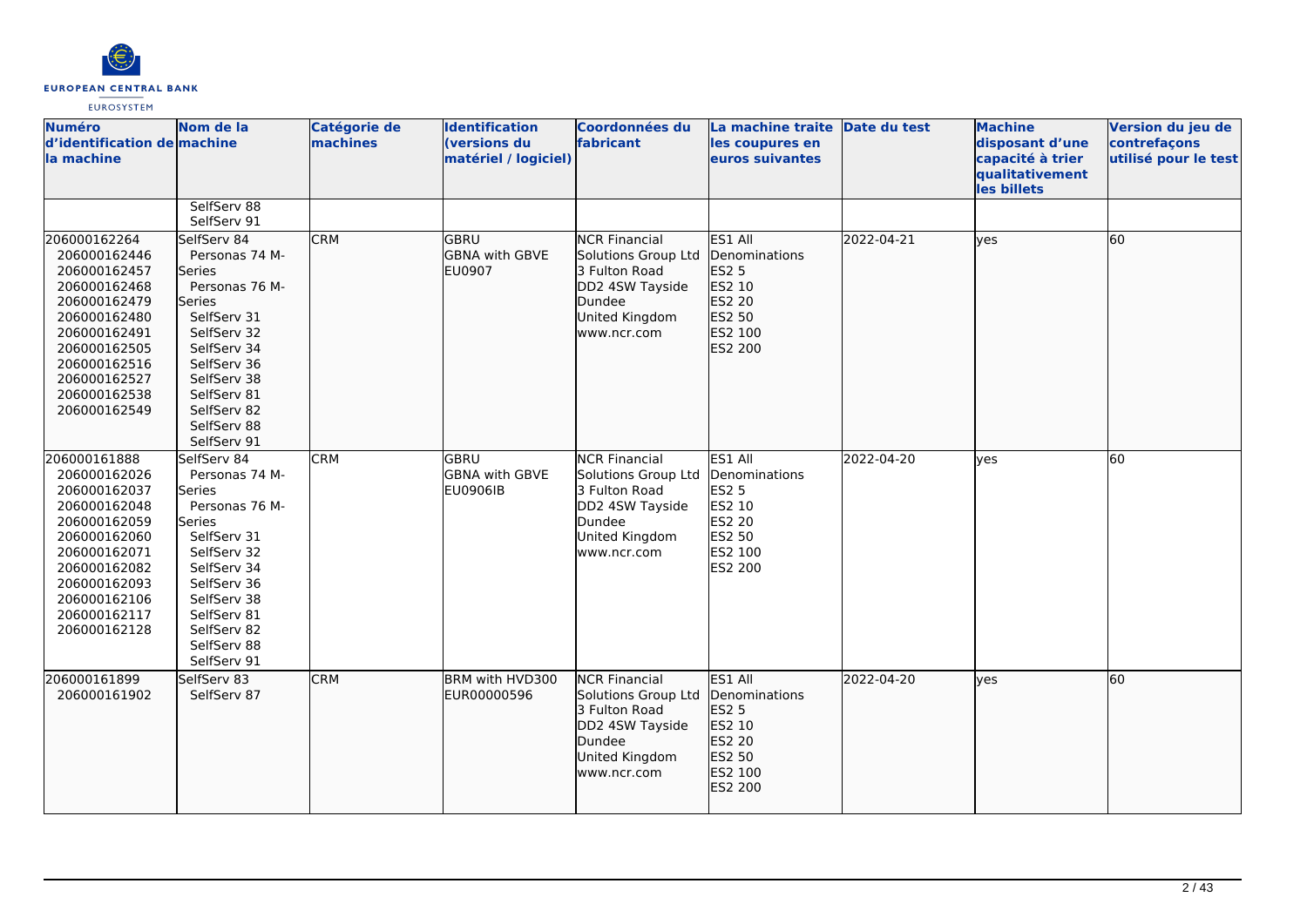| Numéro d'identification de la machine | Nom de la machine | Catégorie de machines | Identification (versions du matériel / logiciel) | Coordonnées du fabricant | La machine traite les coupures en euros suivantes | Date du test | Machine disposant d'une capacité à trier qualitativement les billets | Version du jeu de contrefaçons utilisé pour le test |
|---|---|---|---|---|---|---|---|---|
| | SelfServ 88<br>SelfServ 91 | | | | | | | |
| 206000162264<br>206000162446<br>206000162457<br>206000162468<br>206000162479<br>206000162480<br>206000162491<br>206000162505<br>206000162516<br>206000162527<br>206000162538<br>206000162549 | SelfServ 84<br>Personas 74 M-Series<br>Personas 76 M-Series<br>SelfServ 31<br>SelfServ 32<br>SelfServ 34<br>SelfServ 36<br>SelfServ 38<br>SelfServ 81<br>SelfServ 82<br>SelfServ 88<br>SelfServ 91 | CRM | GBRU<br>GBNA with GBVE<br>EU0907 | NCR Financial Solutions Group Ltd<br>3 Fulton Road<br>DD2 4SW Tayside<br>Dundee<br>United Kingdom<br>www.ncr.com | ES1 All Denominations<br>ES2 5<br>ES2 10<br>ES2 20<br>ES2 50<br>ES2 100<br>ES2 200 | 2022-04-21 | yes | 60 |
| 206000161888<br>206000162026<br>206000162037<br>206000162048<br>206000162059<br>206000162060<br>206000162071<br>206000162082<br>206000162093<br>206000162106<br>206000162117<br>206000162128 | SelfServ 84<br>Personas 74 M-Series<br>Personas 76 M-Series<br>SelfServ 31<br>SelfServ 32<br>SelfServ 34<br>SelfServ 36<br>SelfServ 38<br>SelfServ 81<br>SelfServ 82<br>SelfServ 88<br>SelfServ 91 | CRM | GBRU<br>GBNA with GBVE<br>EU0906IB | NCR Financial Solutions Group Ltd<br>3 Fulton Road<br>DD2 4SW Tayside<br>Dundee<br>United Kingdom<br>www.ncr.com | ES1 All Denominations<br>ES2 5<br>ES2 10<br>ES2 20<br>ES2 50<br>ES2 100<br>ES2 200 | 2022-04-20 | yes | 60 |
| 206000161899<br>206000161902 | SelfServ 83<br>SelfServ 87 | CRM | BRM with HVD300<br>EUR00000596 | NCR Financial Solutions Group Ltd<br>3 Fulton Road<br>DD2 4SW Tayside<br>Dundee<br>United Kingdom<br>www.ncr.com | ES1 All Denominations<br>ES2 5<br>ES2 10<br>ES2 20<br>ES2 50<br>ES2 100<br>ES2 200 | 2022-04-20 | yes | 60 |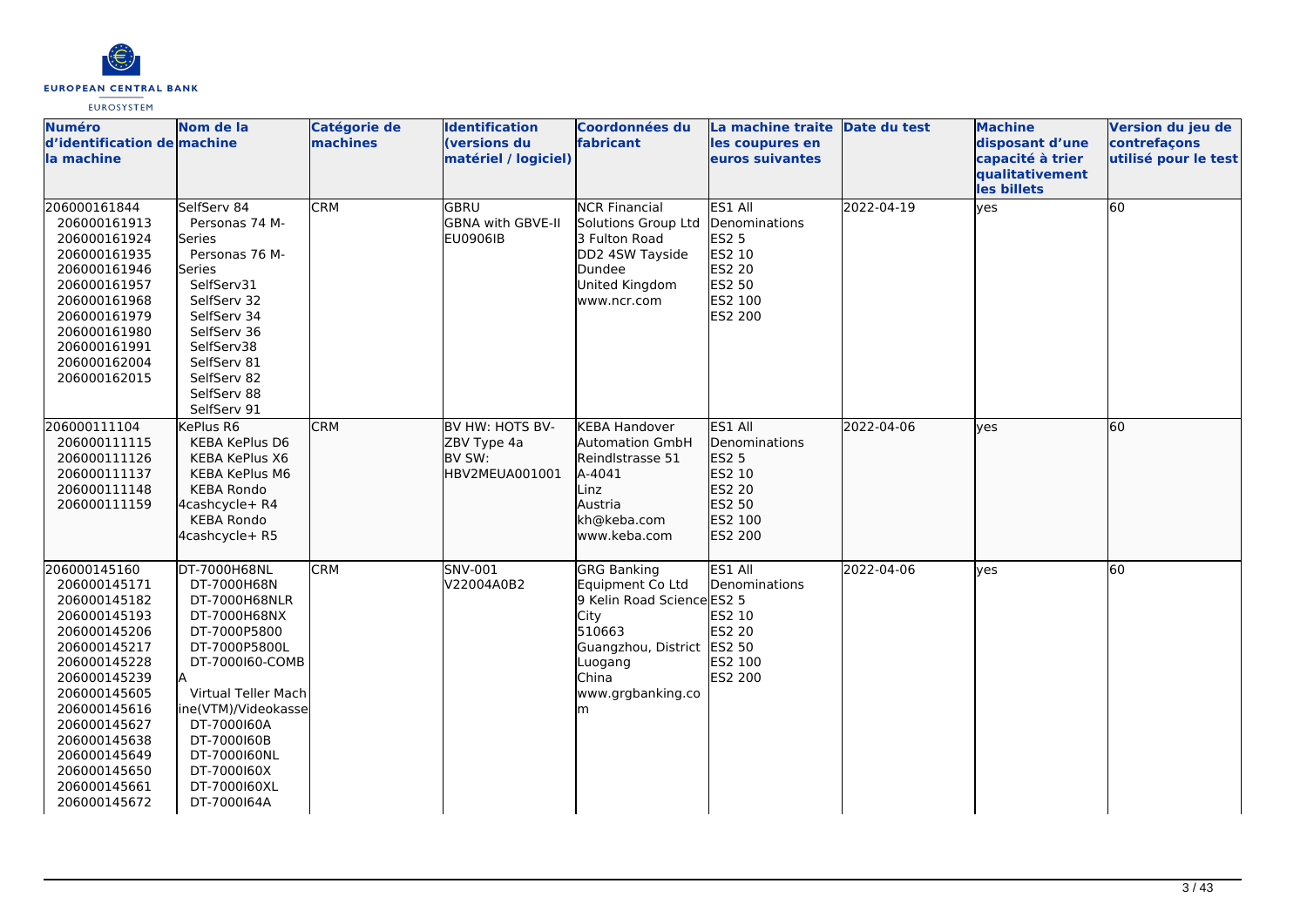| Numéro d'identification de la machine | Nom de la machine | Catégorie de machines | Identification (versions du matériel / logiciel) | Coordonnées du fabricant | La machine traite les coupures en euros suivantes | Date du test | Machine disposant d'une capacité à trier qualitativement les billets | Version du jeu de contrefaçons utilisé pour le test |
|---|---|---|---|---|---|---|---|---|
| 206000161844<br>206000161913<br>206000161924<br>206000161935<br>206000161946<br>206000161957<br>206000161968<br>206000161979<br>206000161980<br>206000161991<br>206000162004<br>206000162015 | SelfServ 84<br>Personas 74 M-Series<br>Personas 76 M-Series<br>SelfServ31<br>SelfServ 32<br>SelfServ 34<br>SelfServ 36<br>SelfServ38<br>SelfServ 81<br>SelfServ 82<br>SelfServ 88<br>SelfServ 91 | CRM | GBRU<br>GBNA with GBVE-II<br>EU0906IB | NCR Financial Solutions Group Ltd<br>3 Fulton Road<br>DD2 4SW Tayside<br>Dundee<br>United Kingdom<br>www.ncr.com | ES1 All Denominations<br>ES2 5<br>ES2 10<br>ES2 20<br>ES2 50<br>ES2 100<br>ES2 200 | 2022-04-19 | yes | 60 |
| 206000111104<br>206000111115<br>206000111126<br>206000111137<br>206000111148<br>206000111159 | KePlus R6<br>KEBA KePlus D6<br>KEBA KePlus X6<br>KEBA KePlus M6<br>KEBA Rondo 4cashcycle+ R4<br>KEBA Rondo 4cashcycle+ R5 | CRM | BV HW: HOTS BV-ZBV Type 4a<br>BV SW: HBV2MEUA001001 | KEBA Handover Automation GmbH<br>Reindlstrasse 51<br>A-4041<br>Linz<br>Austria<br>kh@keba.com<br>www.keba.com | ES1 All Denominations<br>ES2 5<br>ES2 10<br>ES2 20<br>ES2 50<br>ES2 100<br>ES2 200 | 2022-04-06 | yes | 60 |
| 206000145160<br>206000145171<br>206000145182<br>206000145193<br>206000145206<br>206000145217<br>206000145228<br>206000145239<br>206000145605<br>206000145616<br>206000145627<br>206000145638<br>206000145649<br>206000145650<br>206000145661<br>206000145672 | DT-7000H68NL<br>DT-7000H68N<br>DT-7000H68NLR<br>DT-7000H68NX<br>DT-7000P5800<br>DT-7000P5800L<br>DT-7000I60-COMBA<br>Virtual Teller Machine(VTM)/Videokasse<br>DT-7000I60A<br>DT-7000I60B<br>DT-7000I60NL<br>DT-7000I60X<br>DT-7000I60XL<br>DT-7000I64A | CRM | SNV-001<br>V22004A0B2 | GRG Banking Equipment Co Ltd<br>9 Kelin Road Science City<br>510663<br>Guangzhou, District Luogang<br>China<br>www.grgbanking.com | ES1 All Denominations<br>ES2 5<br>ES2 10<br>ES2 20<br>ES2 50<br>ES2 100<br>ES2 200 | 2022-04-06 | yes | 60 |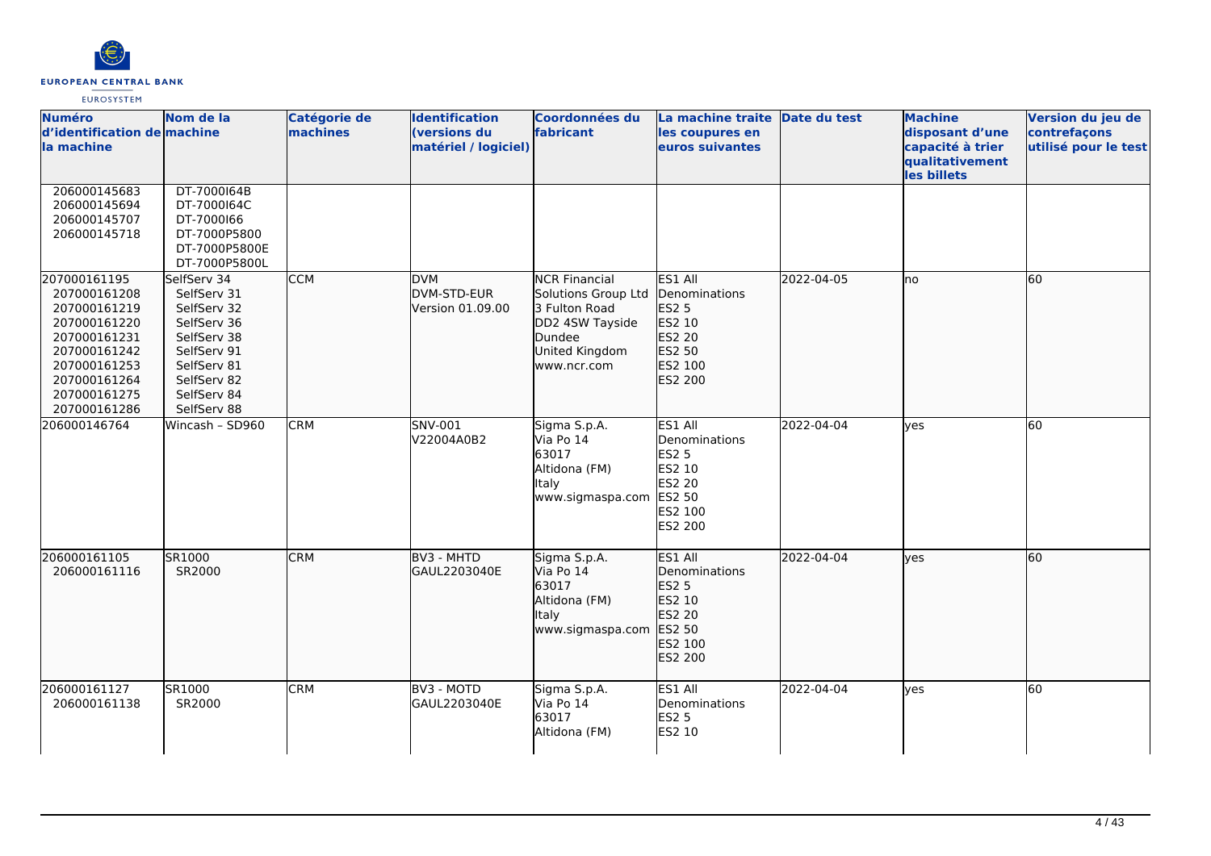| Numéro d'identification de la machine | Nom de la machine | Catégorie de machines | Identification (versions du matériel / logiciel) | Coordonnées du fabricant | La machine traite les coupures en euros suivantes | Date du test | Machine disposant d'une capacité à trier qualitativement les billets | Version du jeu de contrefaçons utilisé pour le test |
|---|---|---|---|---|---|---|---|---|
| 206000145683<br>206000145694<br>206000145707<br>206000145718 | DT-7000I64B<br>DT-7000I64C<br>DT-7000I66<br>DT-7000P5800<br>DT-7000P5800E<br>DT-7000P5800L | | | | | | | |
| 207000161195<br>207000161208<br>207000161219<br>207000161220<br>207000161231<br>207000161242<br>207000161253<br>207000161264<br>207000161275<br>207000161286 | SelfServ 34<br>SelfServ 31<br>SelfServ 32<br>SelfServ 36<br>SelfServ 38<br>SelfServ 91<br>SelfServ 81<br>SelfServ 82<br>SelfServ 84<br>SelfServ 88 | CCM | DVM<br>DVM-STD-EUR<br>Version 01.09.00 | NCR Financial Solutions Group Ltd<br>3 Fulton Road<br>DD2 4SW Tayside<br>Dundee<br>United Kingdom<br>www.ncr.com | ES1 All Denominations<br>ES2 5<br>ES2 10<br>ES2 20<br>ES2 50<br>ES2 100<br>ES2 200 | 2022-04-05 | no | 60 |
| 206000146764 | Wincash – SD960 | CRM | SNV-001<br>V22004A0B2 | Sigma S.p.A.<br>Via Po 14<br>63017<br>Altidona (FM)<br>Italy<br>www.sigmaspa.com | ES1 All Denominations<br>ES2 5<br>ES2 10<br>ES2 20<br>ES2 50<br>ES2 100<br>ES2 200 | 2022-04-04 | yes | 60 |
| 206000161105<br>206000161116 | SR1000<br>SR2000 | CRM | BV3 - MHTD<br>GAUL2203040E | Sigma S.p.A.<br>Via Po 14<br>63017<br>Altidona (FM)<br>Italy<br>www.sigmaspa.com | ES1 All Denominations<br>ES2 5<br>ES2 10<br>ES2 20<br>ES2 50<br>ES2 100<br>ES2 200 | 2022-04-04 | yes | 60 |
| 206000161127<br>206000161138 | SR1000<br>SR2000 | CRM | BV3 - MOTD<br>GAUL2203040E | Sigma S.p.A.<br>Via Po 14<br>63017<br>Altidona (FM) | ES1 All Denominations<br>ES2 5<br>ES2 10 | 2022-04-04 | yes | 60 |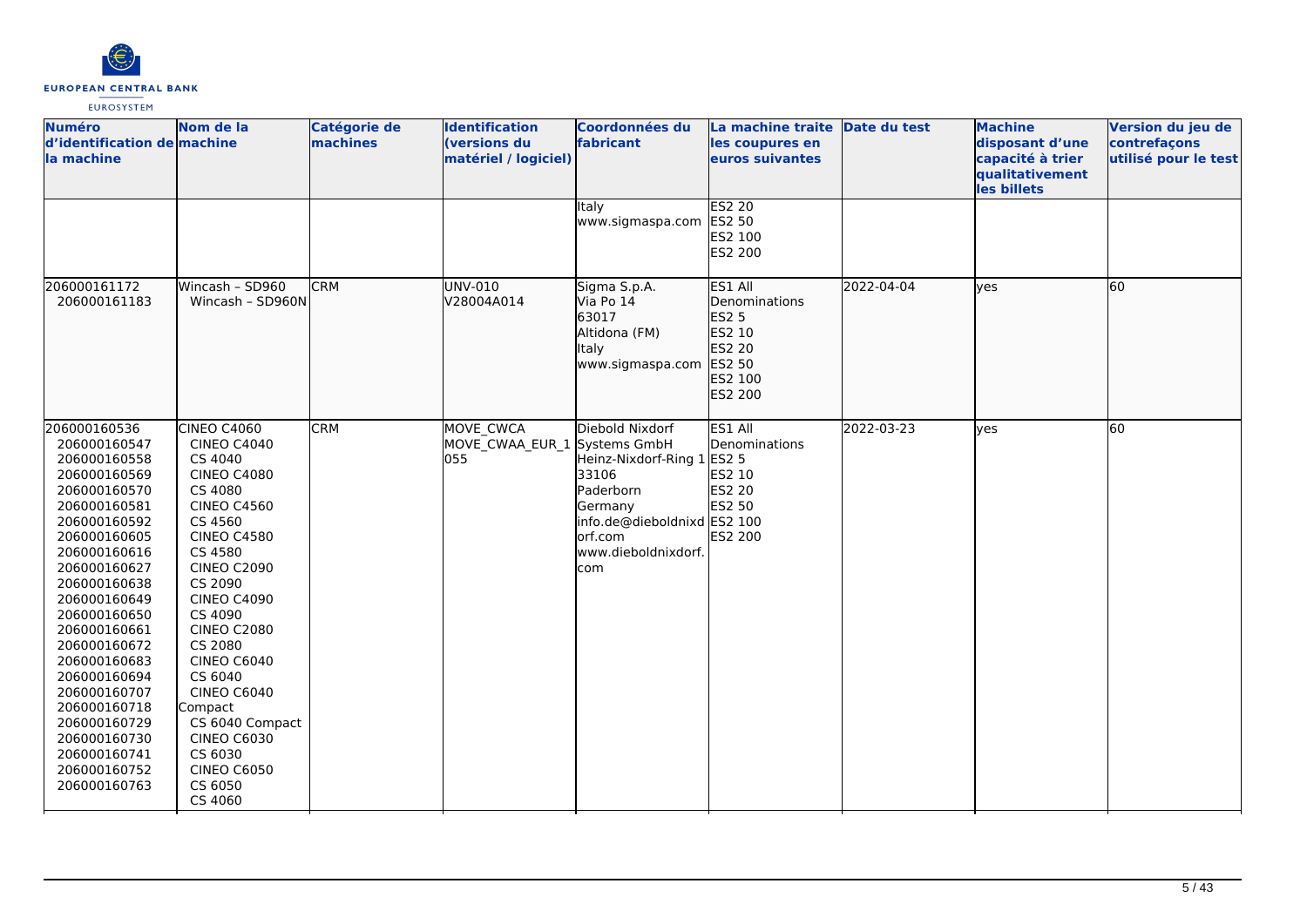| Numéro d'identification de la machine | Nom de la machine | Catégorie de machines | Identification (versions du matériel / logiciel) | Coordonnées du fabricant | La machine traite les coupures en euros suivantes | Date du test | Machine disposant d'une capacité à trier qualitativement les billets | Version du jeu de contrefaçons utilisé pour le test |
|---|---|---|---|---|---|---|---|---|
| | | | | Italy<br>www.sigmaspa.com | ES2 20<br>ES2 50<br>ES2 100<br>ES2 200 | | | |
| 206000161172<br>206000161183 | Wincash - SD960<br>Wincash - SD960N | CRM | UNV-010<br>V28004A014 | Sigma S.p.A.<br>Via Po 14<br>63017<br>Altidona (FM)<br>Italy<br>www.sigmaspa.com | ES1 All Denominations<br>ES2 5<br>ES2 10<br>ES2 20<br>ES2 50<br>ES2 100<br>ES2 200 | 2022-04-04 | yes | 60 |
| 206000160536<br>206000160547<br>206000160558<br>206000160569<br>206000160570<br>206000160581<br>206000160592<br>206000160605<br>206000160616<br>206000160627<br>206000160638<br>206000160649<br>206000160650<br>206000160661<br>206000160672<br>206000160683<br>206000160694<br>206000160707<br>206000160718<br>206000160729<br>206000160730<br>206000160741<br>206000160752<br>206000160763 | CINEO C4060<br>CINEO C4040<br>CS 4040<br>CINEO C4080<br>CS 4080<br>CINEO C4560<br>CS 4560<br>CINEO C4580<br>CS 4580<br>CINEO C2090<br>CS 2090<br>CINEO C4090<br>CS 4090<br>CINEO C2080<br>CS 2080<br>CINEO C6040<br>CS 6040<br>CINEO C6040 Compact<br>CS 6040 Compact<br>CINEO C6030<br>CS 6030<br>CINEO C6050<br>CS 6050<br>CS 4060 | CRM | MOVE_CWCA<br>MOVE_CWAA_EUR_1055 | Diebold Nixdorf Systems GmbH<br>Heinz-Nixdorf-Ring 1<br>33106<br>Paderborn<br>Germany<br>info.de@dieboldnixdorf.com<br>www.dieboldnixdorf.com | ES1 All Denominations<br>ES2 5<br>ES2 10<br>ES2 20<br>ES2 50<br>ES2 100<br>ES2 200 | 2022-03-23 | yes | 60 |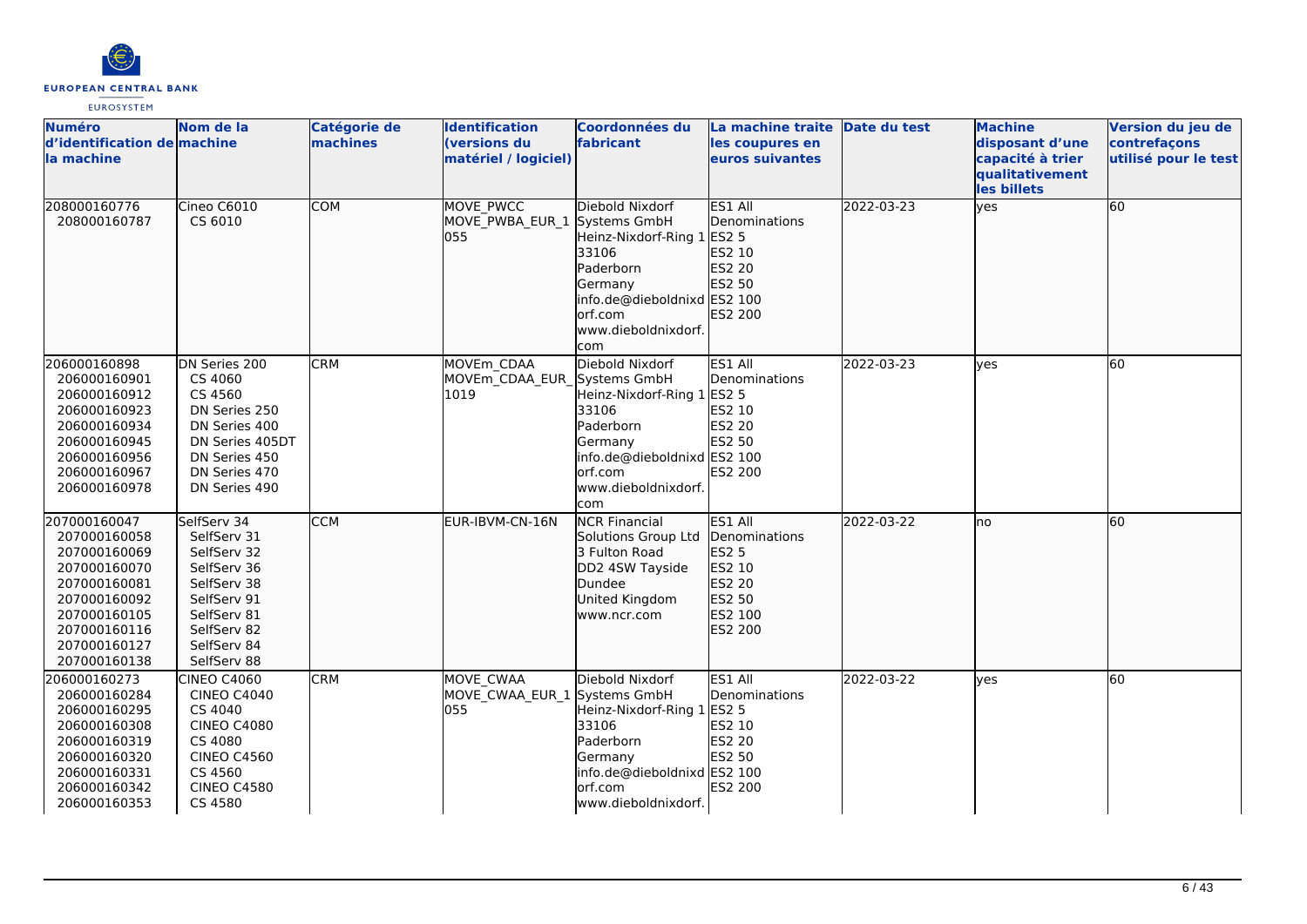| Numéro d'identification de la machine | Nom de la machine | Catégorie de machines | Identification (versions du matériel / logiciel) | Coordonnées du fabricant | La machine traite les coupures en euros suivantes | Date du test | Machine disposant d'une capacité à trier qualitativement les billets | Version du jeu de contrefaçons utilisé pour le test |
|---|---|---|---|---|---|---|---|---|
| 208000160776<br>208000160787 | Cineo C6010<br>CS 6010 | COM | MOVE_PWCC<br>MOVE_PWBA_EUR_1055 | Diebold Nixdorf Systems GmbH<br>Heinz-Nixdorf-Ring 1<br>33106<br>Paderborn<br>Germany<br>info.de@dieboldnixdorf.com<br>www.dieboldnixdorf.com | ES1 All Denominations<br>ES2 5<br>ES2 10<br>ES2 20<br>ES2 50<br>ES2 100<br>ES2 200 | 2022-03-23 | yes | 60 |
| 206000160898<br>206000160901<br>206000160912<br>206000160923<br>206000160934<br>206000160945<br>206000160956<br>206000160967<br>206000160978 | DN Series 200<br>CS 4060<br>CS 4560<br>DN Series 250<br>DN Series 400<br>DN Series 405DT<br>DN Series 450<br>DN Series 470<br>DN Series 490 | CRM | MOVEm_CDAA<br>MOVEm_CDAA_EUR_1019 | Diebold Nixdorf Systems GmbH<br>Heinz-Nixdorf-Ring 1<br>33106<br>Paderborn<br>Germany<br>info.de@dieboldnixdorf.com<br>www.dieboldnixdorf.com | ES1 All Denominations<br>ES2 5<br>ES2 10<br>ES2 20<br>ES2 50<br>ES2 100<br>ES2 200 | 2022-03-23 | yes | 60 |
| 207000160047<br>207000160058<br>207000160069<br>207000160070<br>207000160081<br>207000160092<br>207000160105<br>207000160116<br>207000160127<br>207000160138 | SelfServ 34<br>SelfServ 31<br>SelfServ 32<br>SelfServ 36<br>SelfServ 38<br>SelfServ 91<br>SelfServ 81<br>SelfServ 82<br>SelfServ 84<br>SelfServ 88 | CCM | EUR-IBVM-CN-16N | NCR Financial Solutions Group Ltd<br>3 Fulton Road<br>DD2 4SW Tayside<br>Dundee<br>United Kingdom<br>www.ncr.com | ES1 All Denominations<br>ES2 5<br>ES2 10<br>ES2 20<br>ES2 50<br>ES2 100<br>ES2 200 | 2022-03-22 | no | 60 |
| 206000160273<br>206000160284<br>206000160295<br>206000160308<br>206000160319<br>206000160320<br>206000160331<br>206000160342<br>206000160353 | CINEO C4060<br>CINEO C4040<br>CS 4040<br>CINEO C4080<br>CS 4080<br>CINEO C4560<br>CS 4560<br>CINEO C4580<br>CS 4580 | CRM | MOVE_CWAA<br>MOVE_CWAA_EUR_1055 | Diebold Nixdorf Systems GmbH<br>Heinz-Nixdorf-Ring 1<br>33106<br>Paderborn<br>Germany<br>info.de@dieboldnixdorf.com<br>www.dieboldnixdorf. | ES1 All Denominations<br>ES2 5<br>ES2 10<br>ES2 20<br>ES2 50<br>ES2 100<br>ES2 200 | 2022-03-22 | yes | 60 |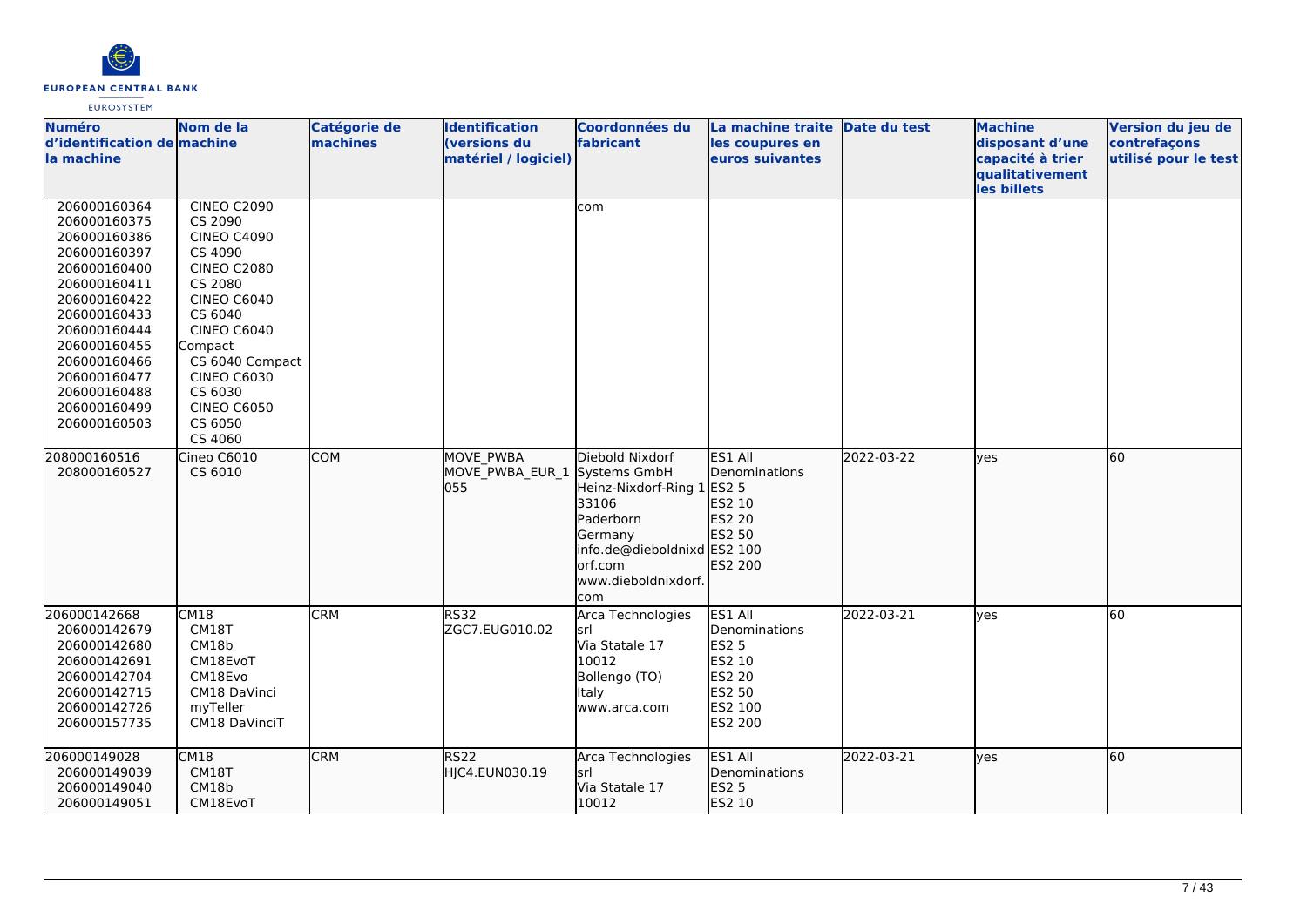| Numéro d'identification de la machine | Nom de la machine | Catégorie de machines | Identification (versions du matériel / logiciel) | Coordonnées du fabricant | La machine traite les coupures en euros suivantes | Date du test | Machine disposant d'une capacité à trier qualitativement les billets | Version du jeu de contrefaçons utilisé pour le test |
|---|---|---|---|---|---|---|---|---|
| 206000160364<br>206000160375<br>206000160386<br>206000160397<br>206000160400<br>206000160411<br>206000160422<br>206000160433<br>206000160444<br>206000160455<br>206000160466<br>206000160477<br>206000160488<br>206000160499<br>206000160503 | CINEO C2090<br>CS 2090<br>CINEO C4090<br>CS 4090<br>CINEO C2080<br>CS 2080<br>CINEO C6040<br>CS 6040<br>CINEO C6040 Compact<br>CS 6040 Compact<br>CINEO C6030<br>CS 6030<br>CINEO C6050<br>CS 6050<br>CS 4060 | | | com | | | | |
| 208000160516<br>208000160527 | Cineo C6010<br>CS 6010 | COM | MOVE_PWBA<br>MOVE_PWBA_EUR_1055 | Diebold Nixdorf Systems GmbH<br>Heinz-Nixdorf-Ring 1<br>33106<br>Paderborn<br>Germany<br>info.de@dieboldnixdorf.com<br>www.dieboldnixdorf.com | ES1 All Denominations<br>ES2 5<br>ES2 10<br>ES2 20<br>ES2 50<br>ES2 100<br>ES2 200 | 2022-03-22 | yes | 60 |
| 206000142668<br>206000142679<br>206000142680<br>206000142691<br>206000142704<br>206000142715<br>206000142726<br>206000157735 | CM18<br>CM18T<br>CM18b<br>CM18EvoT<br>CM18Evo<br>CM18 DaVinci<br>myTeller<br>CM18 DaVinciT | CRM | RS32<br>ZGC7.EUG010.02 | Arca Technologies srl<br>Via Statale 17<br>10012<br>Bollengo (TO)<br>Italy<br>www.arca.com | ES1 All Denominations<br>ES2 5<br>ES2 10<br>ES2 20<br>ES2 50<br>ES2 100<br>ES2 200 | 2022-03-21 | yes | 60 |
| 206000149028<br>206000149039<br>206000149040<br>206000149051 | CM18<br>CM18T<br>CM18b<br>CM18EvoT | CRM | RS22<br>HJC4.EUN030.19 | Arca Technologies srl<br>Via Statale 17<br>10012 | ES1 All Denominations<br>ES2 5<br>ES2 10 | 2022-03-21 | yes | 60 |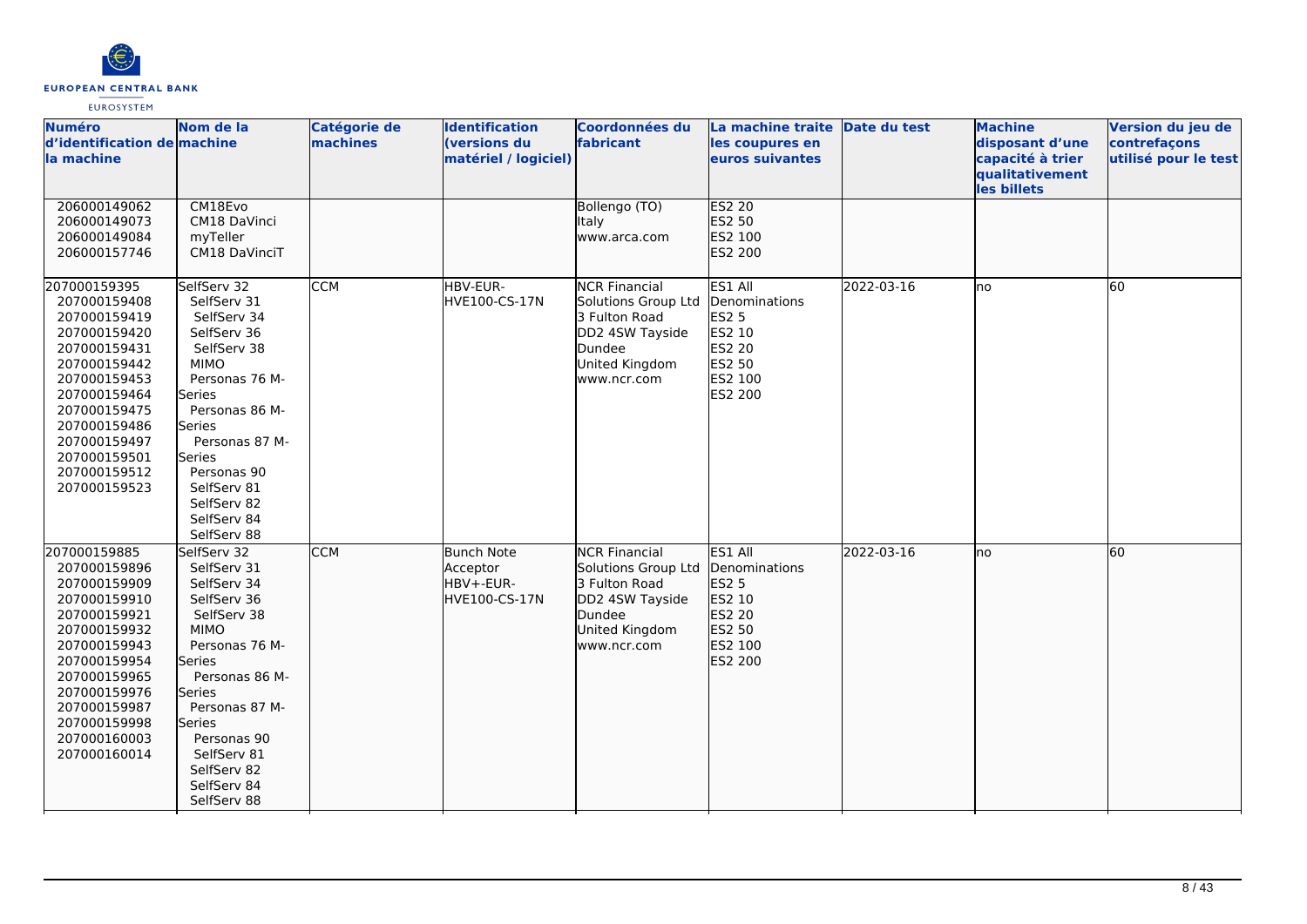| Numéro d'identification de la machine | Nom de la machine | Catégorie de machines | Identification (versions du matériel / logiciel) | Coordonnées du fabricant | La machine traite les coupures en euros suivantes | Date du test | Machine disposant d'une capacité à trier qualitativement les billets | Version du jeu de contrefaçons utilisé pour le test |
|---|---|---|---|---|---|---|---|---|
| 206000149062<br>206000149073<br>206000149084<br>206000157746 | CM18Evo<br>CM18 DaVinci<br>myTeller<br>CM18 DaVinciT | | | Bollengo (TO)<br>Italy<br>www.arca.com | ES2 20<br>ES2 50<br>ES2 100<br>ES2 200 | | | |
| 207000159395<br>207000159408<br>207000159419<br>207000159420<br>207000159431<br>207000159442<br>207000159453<br>207000159464<br>207000159475<br>207000159486<br>207000159497<br>207000159501<br>207000159512<br>207000159523 | SelfServ 32<br>SelfServ 31<br>SelfServ 34<br>SelfServ 36<br>SelfServ 38<br>MIMO<br>Personas 76 M-Series<br>Personas 86 M-Series<br>Personas 87 M-Series<br>Personas 90<br>SelfServ 81<br>SelfServ 82<br>SelfServ 84<br>SelfServ 88 | CCM | HBV-EUR-HVE100-CS-17N | NCR Financial Solutions Group Ltd<br>3 Fulton Road<br>DD2 4SW Tayside<br>Dundee<br>United Kingdom<br>www.ncr.com | ES1 All Denominations<br>ES2 5<br>ES2 10<br>ES2 20<br>ES2 50<br>ES2 100<br>ES2 200 | 2022-03-16 | no | 60 |
| 207000159885<br>207000159896<br>207000159909<br>207000159910<br>207000159921<br>207000159932<br>207000159943<br>207000159954<br>207000159965<br>207000159976<br>207000159987<br>207000159998<br>207000160003<br>207000160014 | SelfServ 32<br>SelfServ 31<br>SelfServ 34<br>SelfServ 36<br>SelfServ 38<br>MIMO<br>Personas 76 M-Series<br>Personas 86 M-Series<br>Personas 87 M-Series<br>Personas 90<br>SelfServ 81<br>SelfServ 82<br>SelfServ 84<br>SelfServ 88 | CCM | Bunch Note Acceptor<br>HBV+-EUR-HVE100-CS-17N | NCR Financial Solutions Group Ltd<br>3 Fulton Road<br>DD2 4SW Tayside<br>Dundee<br>United Kingdom<br>www.ncr.com | ES1 All Denominations<br>ES2 5<br>ES2 10<br>ES2 20<br>ES2 50<br>ES2 100<br>ES2 200 | 2022-03-16 | no | 60 |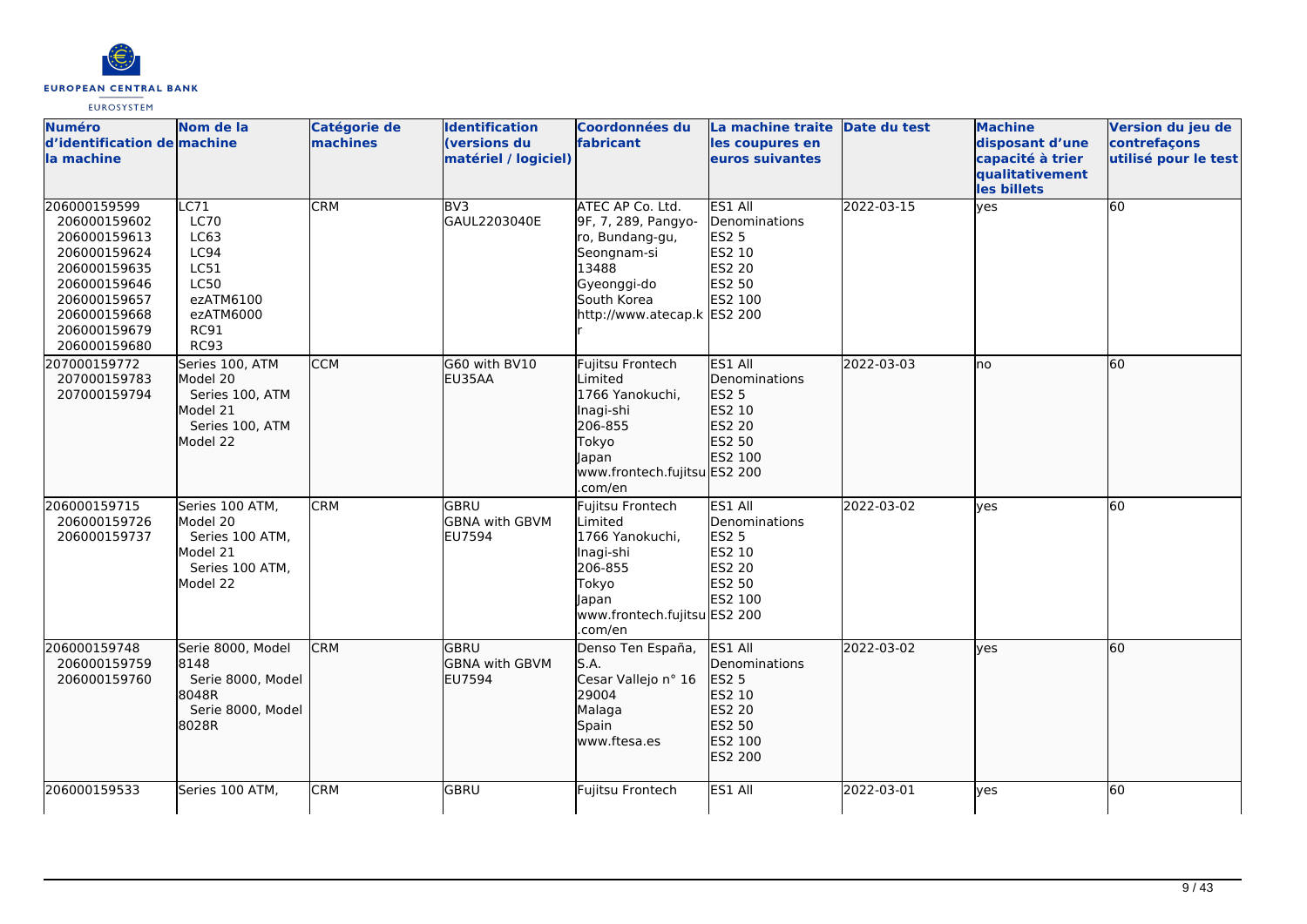| Numéro d'identification de la machine | Nom de la machine | Catégorie de machines | Identification (versions du matériel / logiciel) | Coordonnées du fabricant | La machine traite les coupures en euros suivantes | Date du test | Machine disposant d'une capacité à trier qualitativement les billets | Version du jeu de contrefaçons utilisé pour le test |
|---|---|---|---|---|---|---|---|---|
| 206000159599<br>206000159602<br>206000159613<br>206000159624<br>206000159635<br>206000159646<br>206000159657<br>206000159668<br>206000159679<br>206000159680 | LC71<br>LC70<br>LC63<br>LC94<br>LC51<br>LC50<br>ezATM6100<br>ezATM6000<br>RC91<br>RC93 | CRM | BV3<br>GAUL2203040E | ATEC AP Co. Ltd.<br>9F, 7, 289, Pangyo-ro, Bundang-gu, Seongnam-si<br>13488<br>Gyeonggi-do<br>South Korea<br>http://www.atecap.kr | ES1 All Denominations<br>ES2 5<br>ES2 10<br>ES2 20<br>ES2 50<br>ES2 100<br>ES2 200 | 2022-03-15 | yes | 60 |
| 207000159772<br>207000159783<br>207000159794 | Series 100, ATM Model 20<br>Series 100, ATM Model 21<br>Series 100, ATM Model 22 | CCM | G60 with BV10<br>EU35AA | Fujitsu Frontech Limited<br>1766 Yanokuchi, Inagi-shi<br>206-855<br>Tokyo<br>Japan<br>www.frontech.fujitsu.com/en | ES1 All Denominations<br>ES2 5<br>ES2 10<br>ES2 20<br>ES2 50<br>ES2 100<br>ES2 200 | 2022-03-03 | no | 60 |
| 206000159715<br>206000159726<br>206000159737 | Series 100 ATM, Model 20<br>Series 100 ATM, Model 21<br>Series 100 ATM, Model 22 | CRM | GBRU<br>GBNA with GBVM<br>EU7594 | Fujitsu Frontech Limited<br>1766 Yanokuchi, Inagi-shi<br>206-855<br>Tokyo<br>Japan<br>www.frontech.fujitsu.com/en | ES1 All Denominations<br>ES2 5<br>ES2 10<br>ES2 20<br>ES2 50<br>ES2 100<br>ES2 200 | 2022-03-02 | yes | 60 |
| 206000159748<br>206000159759<br>206000159760 | Serie 8000, Model 8148<br>Serie 8000, Model 8048R<br>Serie 8000, Model 8028R | CRM | GBRU<br>GBNA with GBVM<br>EU7594 | Denso Ten España, S.A.<br>Cesar Vallejo n° 16<br>29004<br>Malaga<br>Spain<br>www.ftesa.es | ES1 All Denominations<br>ES2 5<br>ES2 10<br>ES2 20<br>ES2 50<br>ES2 100<br>ES2 200 | 2022-03-02 | yes | 60 |
| 206000159533 | Series 100 ATM, | CRM | GBRU | Fujitsu Frontech | ES1 All | 2022-03-01 | yes | 60 |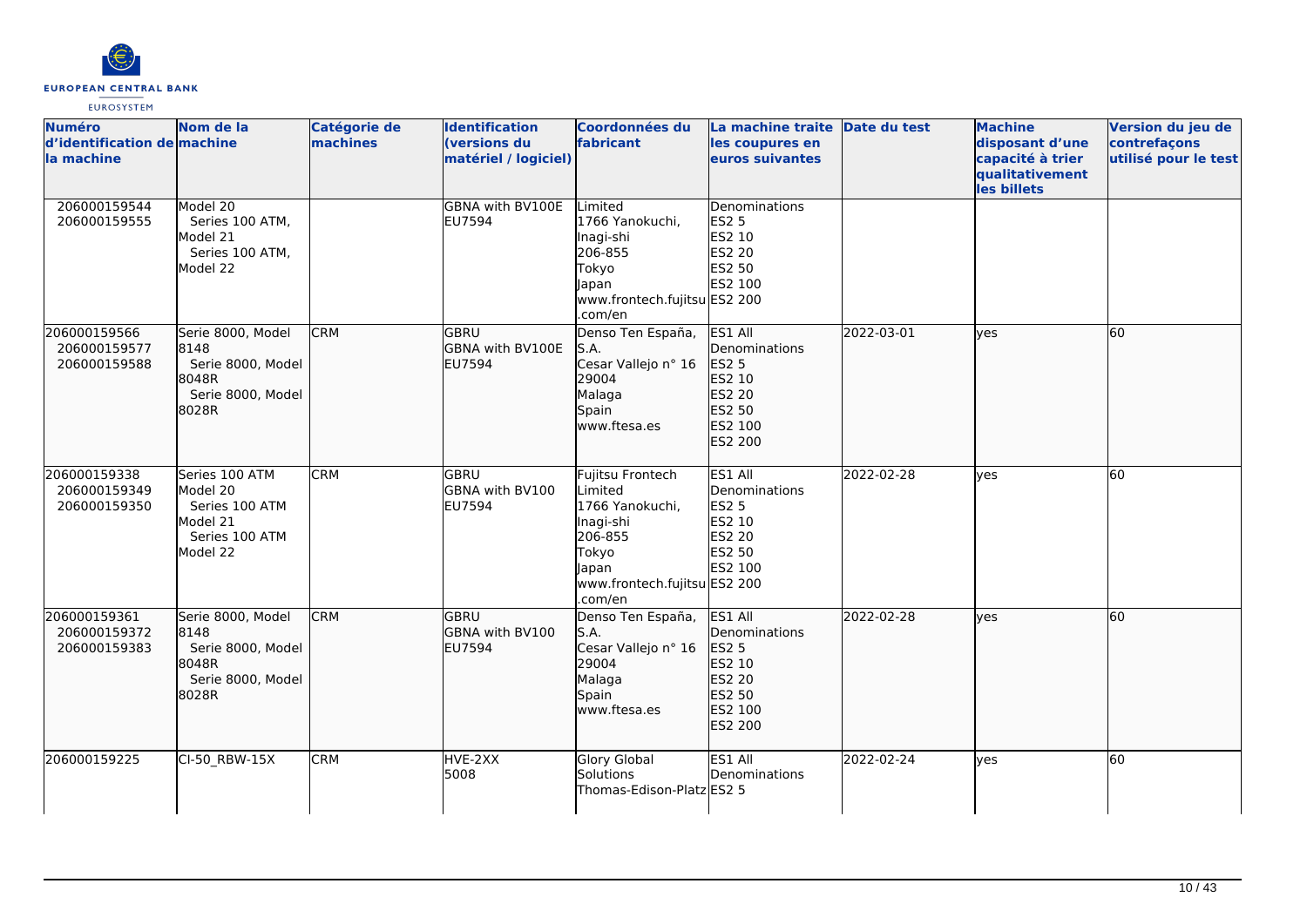| Numéro d'identification de la machine | Nom de la machine | Catégorie de machines | Identification (versions du matériel / logiciel) | Coordonnées du fabricant | La machine traite les coupures en euros suivantes | Date du test | Machine disposant d'une capacité à trier qualitativement les billets | Version du jeu de contrefaçons utilisé pour le test |
|---|---|---|---|---|---|---|---|---|
| 206000159544<br>206000159555 | Model 20<br>Series 100 ATM,<br>Model 21<br>Series 100 ATM,<br>Model 22 | | GBNA with BV100E<br>EU7594 | Limited<br>1766 Yanokuchi,<br>Inagi-shi<br>206-855<br>Tokyo<br>Japan<br>www.frontech.fujitsu.com/en | Denominations<br>ES2 5<br>ES2 10<br>ES2 20<br>ES2 50<br>ES2 100<br>ES2 200 | | | |
| 206000159566<br>206000159577<br>206000159588 | Serie 8000, Model 8148<br>Serie 8000, Model 8048R<br>Serie 8000, Model 8028R | CRM | GBRU<br>GBNA with BV100E<br>EU7594 | Denso Ten España, S.A.<br>Cesar Vallejo n° 16<br>29004<br>Malaga<br>Spain<br>www.ftesa.es | ES1 All Denominations<br>ES2 5<br>ES2 10<br>ES2 20<br>ES2 50<br>ES2 100<br>ES2 200 | 2022-03-01 | yes | 60 |
| 206000159338<br>206000159349<br>206000159350 | Series 100 ATM Model 20<br>Series 100 ATM Model 21<br>Series 100 ATM Model 22 | CRM | GBRU<br>GBNA with BV100<br>EU7594 | Fujitsu Frontech Limited<br>1766 Yanokuchi,<br>Inagi-shi<br>206-855<br>Tokyo<br>Japan<br>www.frontech.fujitsu.com/en | ES1 All Denominations<br>ES2 5<br>ES2 10<br>ES2 20<br>ES2 50<br>ES2 100<br>ES2 200 | 2022-02-28 | yes | 60 |
| 206000159361<br>206000159372<br>206000159383 | Serie 8000, Model 8148<br>Serie 8000, Model 8048R<br>Serie 8000, Model 8028R | CRM | GBRU<br>GBNA with BV100<br>EU7594 | Denso Ten España, S.A.<br>Cesar Vallejo n° 16<br>29004<br>Malaga<br>Spain<br>www.ftesa.es | ES1 All Denominations<br>ES2 5<br>ES2 10<br>ES2 20<br>ES2 50<br>ES2 100<br>ES2 200 | 2022-02-28 | yes | 60 |
| 206000159225 | CI-50_RBW-15X | CRM | HVE-2XX<br>5008 | Glory Global Solutions<br>Thomas-Edison-Platz | ES1 All Denominations<br>ES2 5 | 2022-02-24 | yes | 60 |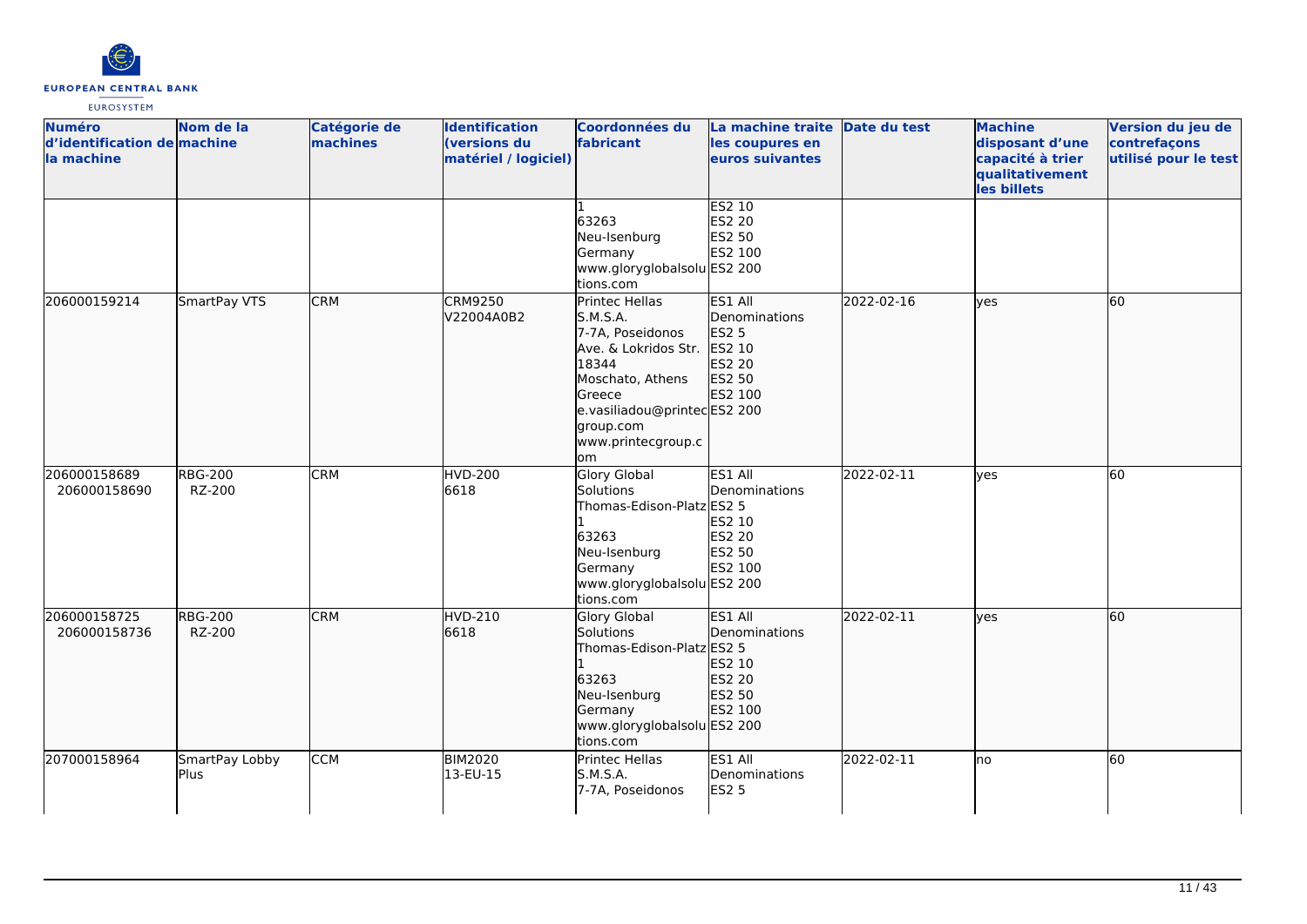| Numéro d'identification de la machine | Nom de la machine | Catégorie de machines | Identification (versions du matériel / logiciel) | Coordonnées du fabricant | La machine traite les coupures en euros suivantes | Date du test | Machine disposant d'une capacité à trier qualitativement les billets | Version du jeu de contrefaçons utilisé pour le test |
| --- | --- | --- | --- | --- | --- | --- | --- | --- |
| | | | | 1<br>63263<br>Neu-Isenburg<br>Germany<br>www.gloryglobalsolutions.com | ES2 10<br>ES2 20<br>ES2 50<br>ES2 100<br>ES2 200 | | | |
| 206000159214 | SmartPay VTS | CRM | CRM9250<br>V22004A0B2 | Printec Hellas S.M.S.A.<br>7-7A, Poseidonos Ave. & Lokridos Str.<br>18344<br>Moschato, Athens<br>Greece<br>e.vasiliadou@printecgroup.com<br>www.printecgroup.com | ES1 All Denominations<br>ES2 5<br>ES2 10<br>ES2 20<br>ES2 50<br>ES2 100<br>ES2 200 | 2022-02-16 | yes | 60 |
| 206000158689<br>206000158690 | RBG-200<br>RZ-200 | CRM | HVD-200<br>6618 | Glory Global Solutions<br>Thomas-Edison-Platz 1<br>63263<br>Neu-Isenburg<br>Germany<br>www.gloryglobalsolutions.com | ES1 All Denominations<br>ES2 5<br>ES2 10<br>ES2 20<br>ES2 50<br>ES2 100<br>ES2 200 | 2022-02-11 | yes | 60 |
| 206000158725<br>206000158736 | RBG-200<br>RZ-200 | CRM | HVD-210<br>6618 | Glory Global Solutions<br>Thomas-Edison-Platz 1<br>63263<br>Neu-Isenburg<br>Germany<br>www.gloryglobalsolutions.com | ES1 All Denominations<br>ES2 5<br>ES2 10<br>ES2 20<br>ES2 50<br>ES2 100<br>ES2 200 | 2022-02-11 | yes | 60 |
| 207000158964 | SmartPay Lobby Plus | CCM | BIM2020<br>13-EU-15 | Printec Hellas S.M.S.A.<br>7-7A, Poseidonos | ES1 All Denominations<br>ES2 5 | 2022-02-11 | no | 60 |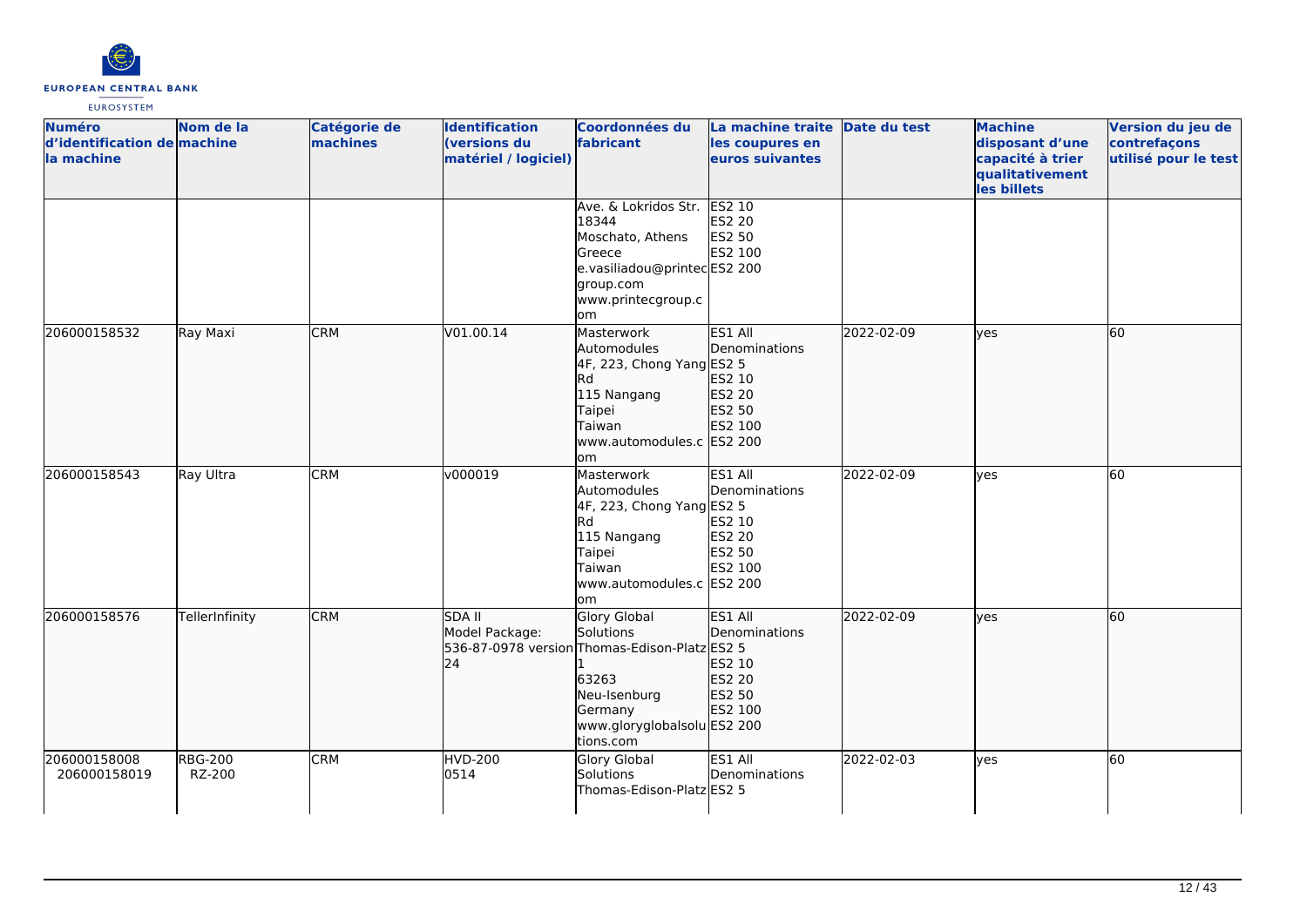| Numéro d'identification de la machine | Nom de la machine | Catégorie de machines | Identification (versions du matériel / logiciel) | Coordonnées du fabricant | La machine traite les coupures en euros suivantes | Date du test | Machine disposant d'une capacité à trier qualitativement les billets | Version du jeu de contrefaçons utilisé pour le test |
|---|---|---|---|---|---|---|---|---|
| | | | | Ave. & Lokridos Str. 18344 Moschato, Athens Greece e.vasiliadou@printecgroup.com www.printecgroup.com | ES2 10 ES2 20 ES2 50 ES2 100 ES2 200 | | | |
| 206000158532 | Ray Maxi | CRM | V01.00.14 | Masterwork Automodules 4F, 223, Chong Yang Rd 115 Nangang Taipei Taiwan www.automodules.com | ES1 All Denominations ES2 5 ES2 10 ES2 20 ES2 50 ES2 100 ES2 200 | 2022-02-09 | yes | 60 |
| 206000158543 | Ray Ultra | CRM | v000019 | Masterwork Automodules 4F, 223, Chong Yang Rd 115 Nangang Taipei Taiwan www.automodules.com | ES1 All Denominations ES2 5 ES2 10 ES2 20 ES2 50 ES2 100 ES2 200 | 2022-02-09 | yes | 60 |
| 206000158576 | TellerInfinity | CRM | SDA II Model Package: 536-87-0978 version 24 | Glory Global Solutions Thomas-Edison-Platz 1 63263 Neu-Isenburg Germany www.gloryglobalsolutions.com | ES1 All Denominations ES2 5 ES2 10 ES2 20 ES2 50 ES2 100 ES2 200 | 2022-02-09 | yes | 60 |
| 206000158008 206000158019 | RBG-200 RZ-200 | CRM | HVD-200 0514 | Glory Global Solutions Thomas-Edison-Platz | ES1 All Denominations ES2 5 | 2022-02-03 | yes | 60 |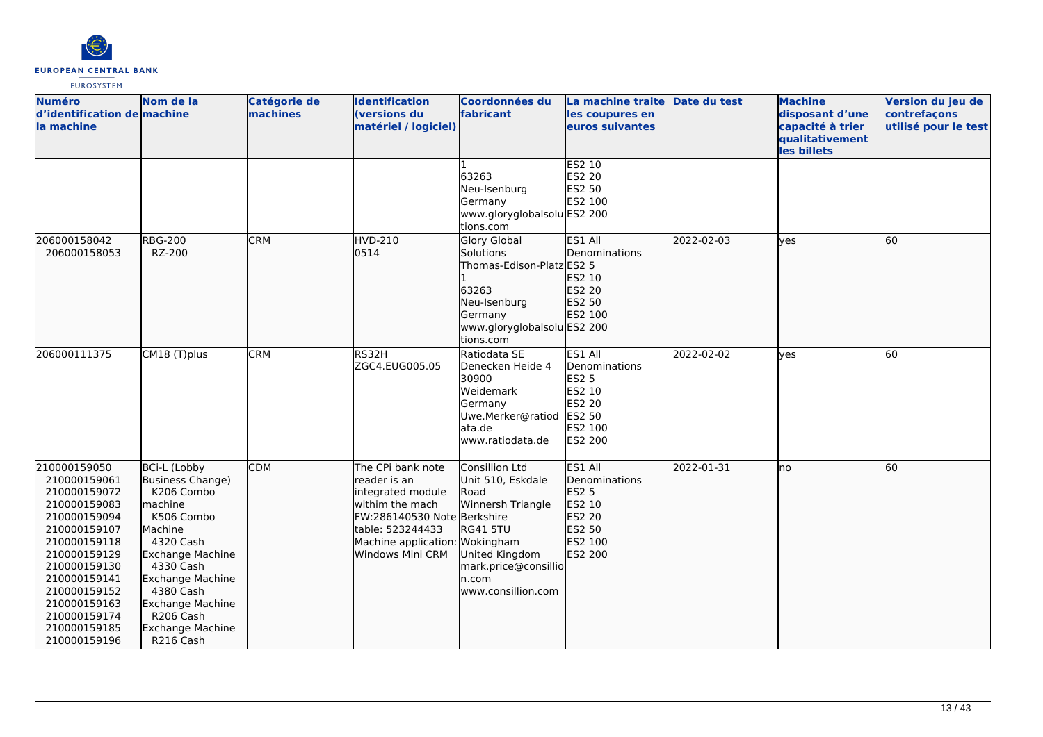| Numéro d'identification de la machine | Nom de la machine | Catégorie de machines | Identification (versions du matériel / logiciel) | Coordonnées du fabricant | La machine traite les coupures en euros suivantes | Date du test | Machine disposant d'une capacité à trier qualitativement les billets | Version du jeu de contrefaçons utilisé pour le test |
|---|---|---|---|---|---|---|---|---|
| | | | | 1<br>63263<br>Neu-Isenburg<br>Germany<br>www.gloryglobalsolutions.com | ES2 10<br>ES2 20<br>ES2 50<br>ES2 100<br>ES2 200 | | | |
| 206000158042<br>206000158053 | RBG-200<br>RZ-200 | CRM | HVD-210<br>0514 | Glory Global Solutions<br>Thomas-Edison-Platz 1<br>63263<br>Neu-Isenburg<br>Germany<br>www.gloryglobalsolutions.com | ES1 All Denominations<br>ES2 5<br>ES2 10<br>ES2 20<br>ES2 50<br>ES2 100<br>ES2 200 | 2022-02-03 | yes | 60 |
| 206000111375 | CM18 (T)plus | CRM | RS32H<br>ZGC4.EUG005.05 | Ratiodata SE<br>Denecken Heide 4<br>30900<br>Weidemark<br>Germany<br>Uwe.Merker@ratiodata.de<br>www.ratiodata.de | ES1 All Denominations<br>ES2 5<br>ES2 10<br>ES2 20<br>ES2 50<br>ES2 100<br>ES2 200 | 2022-02-02 | yes | 60 |
| 210000159050<br>210000159061<br>210000159072<br>210000159083<br>210000159094<br>210000159107<br>210000159118<br>210000159129<br>210000159130<br>210000159141<br>210000159152<br>210000159163<br>210000159174<br>210000159185<br>210000159196 | BCi-L (Lobby Business Change)<br>K206 Combo machine<br>K506 Combo Machine<br>4320 Cash Exchange Machine<br>4330 Cash Exchange Machine<br>4380 Cash Exchange Machine<br>R206 Cash Exchange Machine<br>R216 Cash | CDM | The CPi bank note reader is an integrated module withim the mach FW:286140530 Note table: 523244433 Machine application: Windows Mini CRM | Consillion Ltd<br>Unit 510, Eskdale Road<br>Winnersh Triangle<br>Berkshire<br>RG41 5TU<br>Wokingham<br>United Kingdom<br>mark.price@consillion.com<br>www.consillion.com | ES1 All Denominations<br>ES2 5<br>ES2 10<br>ES2 20<br>ES2 50<br>ES2 100<br>ES2 200 | 2022-01-31 | no | 60 |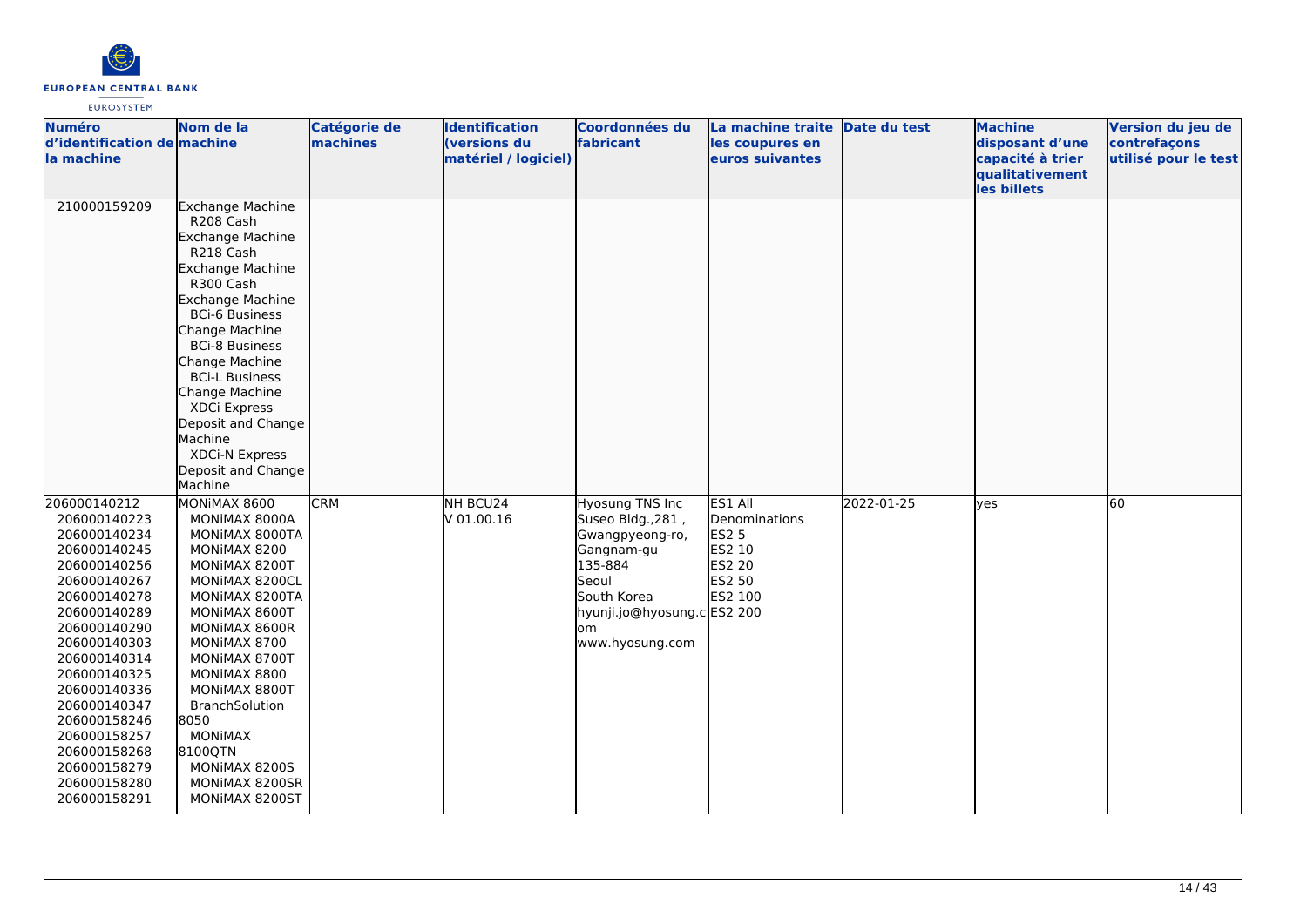| Numéro d'identification de la machine | Nom de la machine | Catégorie de machines | Identification (versions du matériel / logiciel) | Coordonnées du fabricant | La machine traite les coupures en euros suivantes | Date du test | Machine disposant d'une capacité à trier qualitativement les billets | Version du jeu de contrefaçons utilisé pour le test |
|---|---|---|---|---|---|---|---|---|
| 210000159209 | Exchange Machine R208 Cash<br>Exchange Machine R218 Cash<br>Exchange Machine R300 Cash<br>Exchange Machine BCi-6 Business<br>Change Machine BCi-8 Business<br>Change Machine BCi-L Business<br>Change Machine XDCi Express<br>Deposit and Change Machine XDCi-N Express<br>Deposit and Change Machine | | | | | | | |
| 206000140212<br>206000140223<br>206000140234<br>206000140245<br>206000140256<br>206000140267<br>206000140278<br>206000140289<br>206000140290<br>206000140303<br>206000140314<br>206000140325<br>206000140336<br>206000140347<br>206000158246<br>206000158257<br>206000158268<br>206000158279<br>206000158280<br>206000158291 | MONiMAX 8600<br>MONiMAX 8000A<br>MONiMAX 8000TA<br>MONiMAX 8200<br>MONiMAX 8200T<br>MONiMAX 8200CL<br>MONiMAX 8200TA<br>MONiMAX 8600T<br>MONiMAX 8600R<br>MONiMAX 8700<br>MONiMAX 8700T<br>MONiMAX 8800<br>MONiMAX 8800T<br>BranchSolution 8050<br>MONiMAX 8100QTN<br>MONiMAX 8200S<br>MONiMAX 8200SR<br>MONiMAX 8200ST | CRM | NH BCU24<br>V 01.00.16 | Hyosung TNS Inc<br>Suseo Bldg.,281 , Gwangpyeong-ro, Gangnam-gu<br>135-884<br>Seoul<br>South Korea<br>hyunji.jo@hyosung.com<br>www.hyosung.com | ES1 All Denominations<br>ES2 5<br>ES2 10<br>ES2 20<br>ES2 50<br>ES2 100<br>ES2 200 | 2022-01-25 | yes | 60 |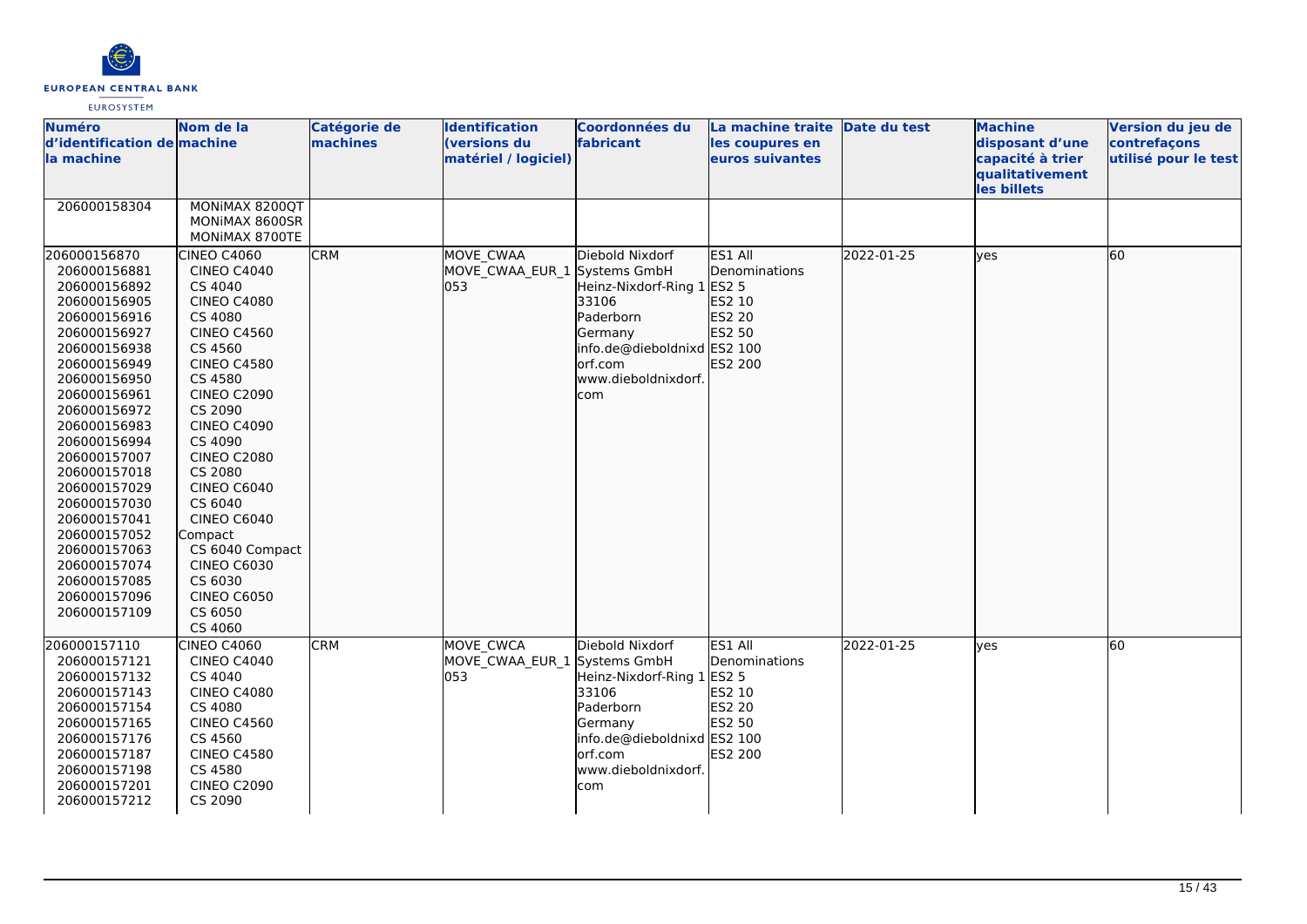| Numéro d'identification de la machine | Nom de la machine | Catégorie de machines | Identification (versions du matériel / logiciel) | Coordonnées du fabricant | La machine traite les coupures en euros suivantes | Date du test | Machine disposant d'une capacité à trier qualitativement les billets | Version du jeu de contrefaçons utilisé pour le test |
|---|---|---|---|---|---|---|---|---|
| 206000158304 | MONiMAX 8200QT<br>MONiMAX 8600SR<br>MONiMAX 8700TE | | | | | | | |
| 206000156870<br>206000156881<br>206000156892<br>206000156905<br>206000156916<br>206000156927<br>206000156938<br>206000156949<br>206000156950<br>206000156961<br>206000156972<br>206000156983<br>206000156994<br>206000157007<br>206000157018<br>206000157029<br>206000157030<br>206000157041<br>206000157052<br>206000157063<br>206000157074<br>206000157085<br>206000157096<br>206000157109 | CINEO C4060<br>CINEO C4040<br>CS 4040<br>CINEO C4080<br>CS 4080<br>CINEO C4560<br>CS 4560<br>CINEO C4580<br>CS 4580<br>CINEO C2090<br>CS 2090<br>CINEO C4090<br>CS 4090<br>CINEO C2080<br>CS 2080<br>CINEO C6040<br>CS 6040<br>CINEO C6040 Compact<br>CS 6040 Compact<br>CINEO C6030<br>CS 6030<br>CINEO C6050<br>CS 6050<br>CS 4060 | CRM | MOVE_CWAA<br>MOVE_CWAA_EUR_1053 | Diebold Nixdorf Systems GmbH<br>Heinz-Nixdorf-Ring 1<br>33106<br>Paderborn<br>Germany<br>info.de@dieboldnixdorf.com<br>www.dieboldnixdorf.com | ES1 All Denominations<br>ES2 5<br>ES2 10<br>ES2 20<br>ES2 50<br>ES2 100<br>ES2 200 | 2022-01-25 | yes | 60 |
| 206000157110<br>206000157121<br>206000157132<br>206000157143<br>206000157154<br>206000157165<br>206000157176<br>206000157187<br>206000157198<br>206000157201<br>206000157212 | CINEO C4060<br>CINEO C4040<br>CS 4040<br>CINEO C4080<br>CS 4080<br>CINEO C4560<br>CS 4560<br>CINEO C4580<br>CS 4580<br>CINEO C2090<br>CS 2090 | CRM | MOVE_CWCA<br>MOVE_CWAA_EUR_1053 | Diebold Nixdorf Systems GmbH<br>Heinz-Nixdorf-Ring 1<br>33106<br>Paderborn<br>Germany<br>info.de@dieboldnixdorf.com<br>www.dieboldnixdorf.com | ES1 All Denominations<br>ES2 5<br>ES2 10<br>ES2 20<br>ES2 50<br>ES2 100<br>ES2 200 | 2022-01-25 | yes | 60 |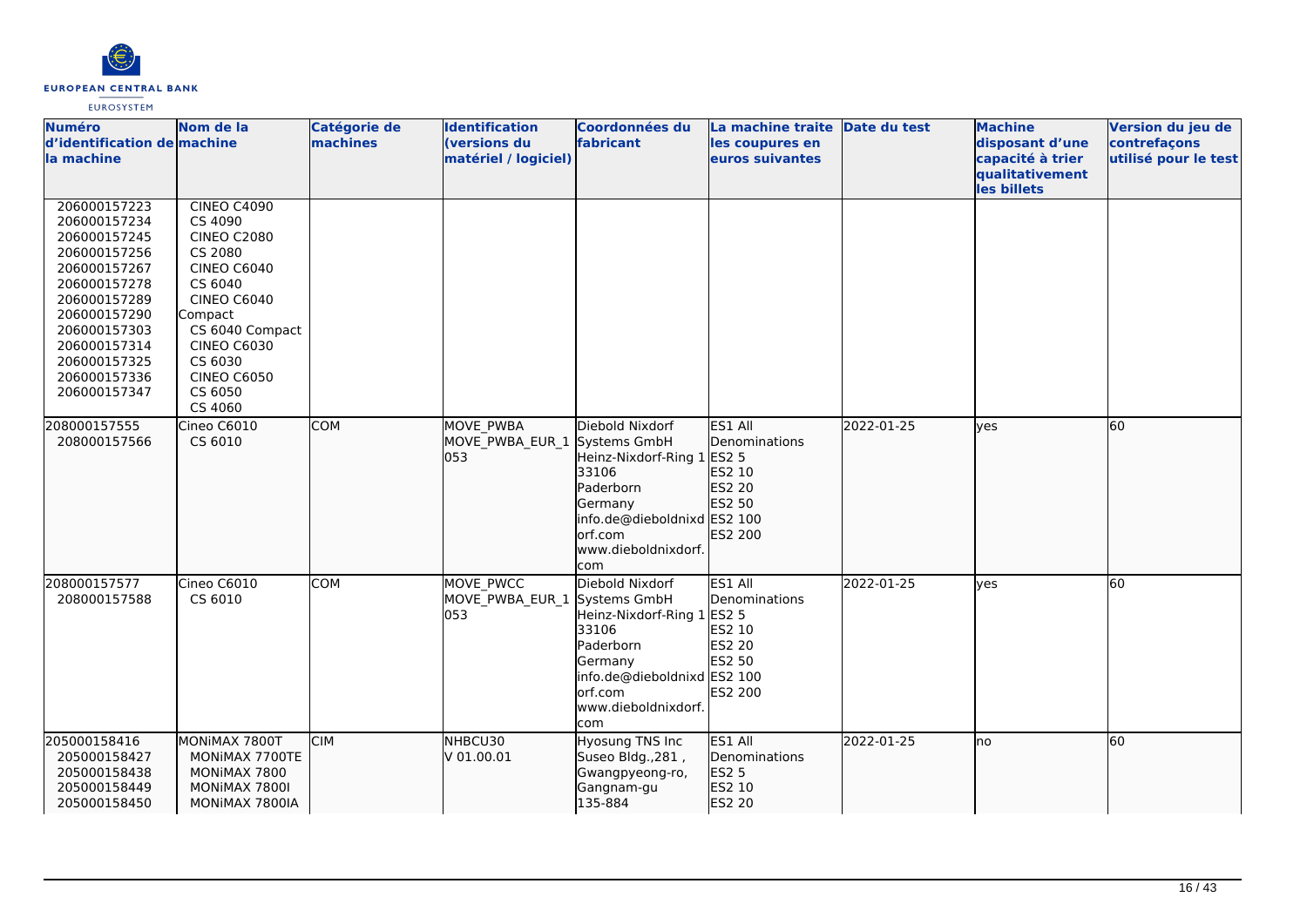| Numéro d'identification de la machine | Nom de la machine | Catégorie de machines | Identification (versions du matériel / logiciel) | Coordonnées du fabricant | La machine traite les coupures en euros suivantes | Date du test | Machine disposant d'une capacité à trier qualitativement les billets | Version du jeu de contrefaçons utilisé pour le test |
|---|---|---|---|---|---|---|---|---|
| 206000157223<br>206000157234<br>206000157245<br>206000157256<br>206000157267<br>206000157278<br>206000157289<br>206000157290<br>206000157303<br>206000157314<br>206000157325<br>206000157336<br>206000157347 | CINEO C4090<br>CS 4090<br>CINEO C2080<br>CS 2080<br>CINEO C6040<br>CS 6040<br>CINEO C6040 Compact<br>CS 6040 Compact<br>CINEO C6030<br>CS 6030<br>CINEO C6050<br>CS 6050<br>CS 4060 | | | | | | | |
| 208000157555<br>208000157566 | Cineo C6010<br>CS 6010 | COM | MOVE_PWBA<br>MOVE_PWBA_EUR_1 053 | Diebold Nixdorf Systems GmbH<br>Heinz-Nixdorf-Ring 1<br>33106<br>Paderborn<br>Germany<br>info.de@dieboldnixdorf.com<br>www.dieboldnixdorf.com | ES1 All Denominations<br>ES2 5<br>ES2 10<br>ES2 20<br>ES2 50<br>ES2 100<br>ES2 200 | 2022-01-25 | yes | 60 |
| 208000157577<br>208000157588 | Cineo C6010<br>CS 6010 | COM | MOVE_PWCC<br>MOVE_PWBA_EUR_1 053 | Diebold Nixdorf Systems GmbH<br>Heinz-Nixdorf-Ring 1<br>33106<br>Paderborn<br>Germany<br>info.de@dieboldnixdorf.com<br>www.dieboldnixdorf.com | ES1 All Denominations<br>ES2 5<br>ES2 10<br>ES2 20<br>ES2 50<br>ES2 100<br>ES2 200 | 2022-01-25 | yes | 60 |
| 205000158416<br>205000158427<br>205000158438<br>205000158449<br>205000158450 | MONiMAX 7800T<br>MONiMAX 7700TE<br>MONiMAX 7800<br>MONiMAX 7800I<br>MONiMAX 7800IA | CIM | NHBCU30<br>V 01.00.01 | Hyosung TNS Inc<br>Suseo Bldg.,281 ,<br>Gwangpyeong-ro,<br>Gangnam-gu<br>135-884 | ES1 All Denominations<br>ES2 5<br>ES2 10<br>ES2 20 | 2022-01-25 | no | 60 |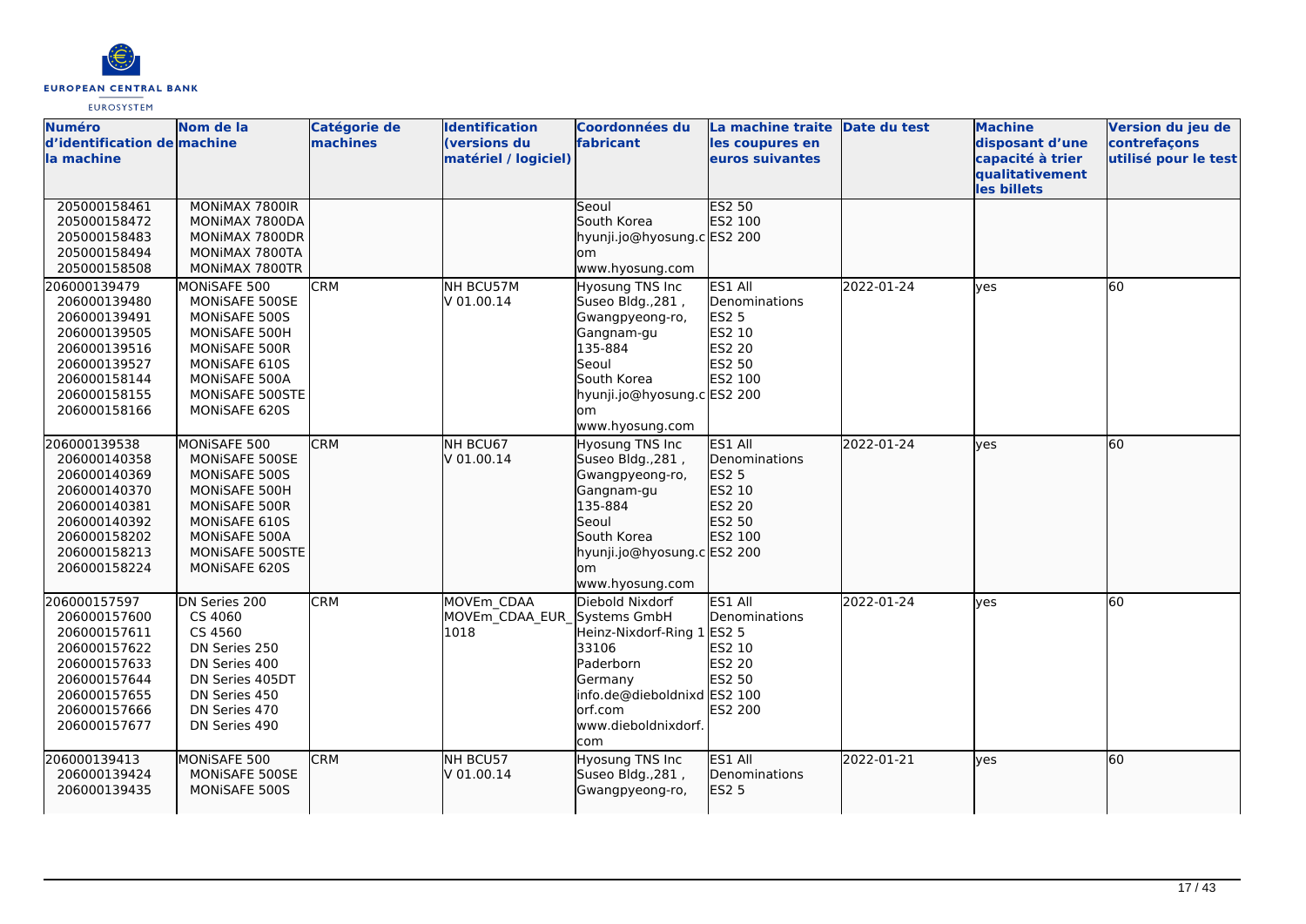| Numéro d'identification de la machine | Nom de la machine | Catégorie de machines | Identification (versions du matériel / logiciel) | Coordonnées du fabricant | La machine traite les coupures en euros suivantes | Date du test | Machine disposant d'une capacité à trier qualitativement les billets | Version du jeu de contrefaçons utilisé pour le test |
|---|---|---|---|---|---|---|---|---|
| 205000158461<br>205000158472<br>205000158483<br>205000158494<br>205000158508 | MONiMAX 7800IR<br>MONiMAX 7800DA<br>MONiMAX 7800DR<br>MONiMAX 7800TA<br>MONiMAX 7800TR | | | Seoul<br>South Korea<br>hyunji.jo@hyosung.com<br>www.hyosung.com | ES2 50<br>ES2 100<br>ES2 200 | | | |
| 206000139479<br>206000139480<br>206000139491<br>206000139505<br>206000139516<br>206000139527<br>206000158144<br>206000158155<br>206000158166 | MONiSAFE 500<br>MONiSAFE 500SE<br>MONiSAFE 500S<br>MONiSAFE 500H<br>MONiSAFE 500R<br>MONiSAFE 610S<br>MONiSAFE 500A<br>MONiSAFE 500STE<br>MONiSAFE 620S | CRM | NH BCU57M<br>V 01.00.14 | Hyosung TNS Inc<br>Suseo Bldg.,281 ,<br>Gwangpyeong-ro,<br>Gangnam-gu<br>135-884<br>Seoul<br>South Korea<br>hyunji.jo@hyosung.com<br>www.hyosung.com | ES1 All Denominations<br>ES2 5<br>ES2 10<br>ES2 20<br>ES2 50<br>ES2 100<br>ES2 200 | 2022-01-24 | yes | 60 |
| 206000139538<br>206000140358<br>206000140369<br>206000140370<br>206000140381<br>206000140392<br>206000158202<br>206000158213<br>206000158224 | MONiSAFE 500<br>MONiSAFE 500SE<br>MONiSAFE 500S<br>MONiSAFE 500H<br>MONiSAFE 500R<br>MONiSAFE 610S<br>MONiSAFE 500A<br>MONiSAFE 500STE<br>MONiSAFE 620S | CRM | NH BCU67<br>V 01.00.14 | Hyosung TNS Inc<br>Suseo Bldg.,281 ,<br>Gwangpyeong-ro,<br>Gangnam-gu<br>135-884<br>Seoul<br>South Korea<br>hyunji.jo@hyosung.com<br>www.hyosung.com | ES1 All Denominations<br>ES2 5<br>ES2 10<br>ES2 20<br>ES2 50<br>ES2 100<br>ES2 200 | 2022-01-24 | yes | 60 |
| 206000157597<br>206000157600<br>206000157611<br>206000157622<br>206000157633<br>206000157644<br>206000157655<br>206000157666<br>206000157677 | DN Series 200<br>CS 4060<br>CS 4560<br>DN Series 250<br>DN Series 400<br>DN Series 405DT<br>DN Series 450<br>DN Series 470<br>DN Series 490 | CRM | MOVEm_CDAA<br>MOVEm_CDAA_EUR_1018 | Diebold Nixdorf Systems GmbH<br>Heinz-Nixdorf-Ring 1<br>33106<br>Paderborn<br>Germany<br>info.de@dieboldnixdorf.com<br>www.dieboldnixdorf.com | ES1 All Denominations<br>ES2 5<br>ES2 10<br>ES2 20<br>ES2 50<br>ES2 100<br>ES2 200 | 2022-01-24 | yes | 60 |
| 206000139413<br>206000139424<br>206000139435 | MONiSAFE 500<br>MONiSAFE 500SE<br>MONiSAFE 500S | CRM | NH BCU57<br>V 01.00.14 | Hyosung TNS Inc<br>Suseo Bldg.,281 ,<br>Gwangpyeong-ro, | ES1 All Denominations<br>ES2 5 | 2022-01-21 | yes | 60 |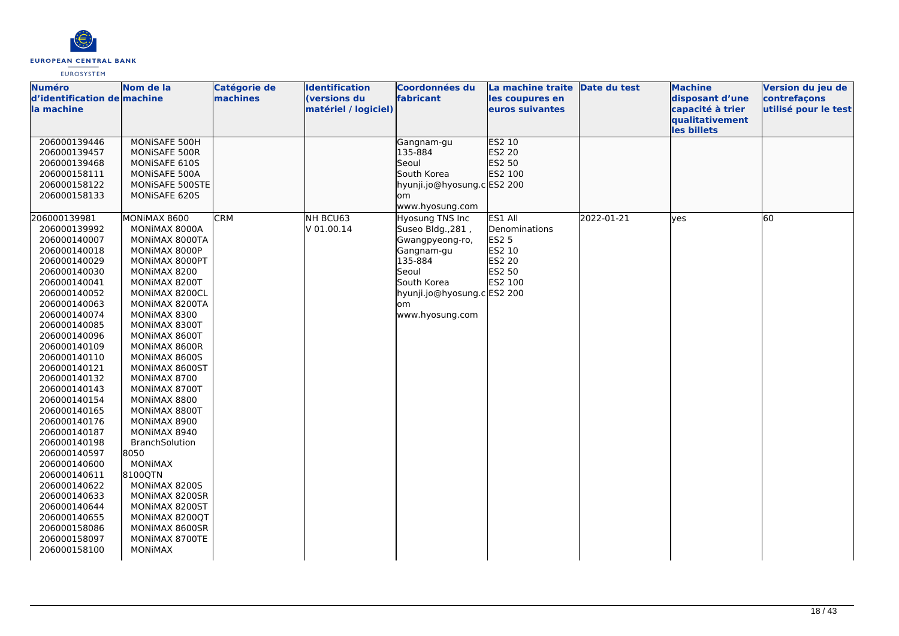| Numéro d'identification de la machine | Nom de la machine | Catégorie de machines | Identification (versions du matériel / logiciel) | Coordonnées du fabricant | La machine traite les coupures en euros suivantes | Date du test | Machine disposant d'une capacité à trier qualitativement les billets | Version du jeu de contrefaçons utilisé pour le test |
|---|---|---|---|---|---|---|---|---|
| 206000139446<br>206000139457<br>206000139468<br>206000158111<br>206000158122<br>206000158133 | MONiSAFE 500H<br>MONiSAFE 500R<br>MONiSAFE 610S<br>MONiSAFE 500A<br>MONiSAFE 500STE<br>MONiSAFE 620S | | | Gangnam-gu<br>135-884<br>Seoul<br>South Korea<br>hyunji.jo@hyosung.com<br>www.hyosung.com | ES2 10<br>ES2 20<br>ES2 50<br>ES2 100<br>ES2 200 | | | |
| 206000139981<br>206000139992<br>206000140007<br>206000140018<br>206000140029<br>206000140030<br>206000140041<br>206000140052<br>206000140063<br>206000140074<br>206000140085<br>206000140096<br>206000140109<br>206000140110<br>206000140121<br>206000140132<br>206000140143<br>206000140154<br>206000140165<br>206000140176<br>206000140187<br>206000140198<br>206000140597<br>206000140600<br>206000140611<br>206000140622<br>206000140633<br>206000140644<br>206000140655<br>206000158086<br>206000158097<br>206000158100 | MONiMAX 8600<br>MONiMAX 8000A<br>MONiMAX 8000TA<br>MONiMAX 8000P<br>MONiMAX 8000PT<br>MONiMAX 8200<br>MONiMAX 8200T<br>MONiMAX 8200CL<br>MONiMAX 8200TA<br>MONiMAX 8300<br>MONiMAX 8300T<br>MONiMAX 8600T<br>MONiMAX 8600R<br>MONiMAX 8600S<br>MONiMAX 8600ST<br>MONiMAX 8700<br>MONiMAX 8700T<br>MONiMAX 8800<br>MONiMAX 8800T<br>MONiMAX 8900<br>MONiMAX 8940<br>BranchSolution 8050<br>MONiMAX 8100QTN<br>MONiMAX 8200S<br>MONiMAX 8200SR<br>MONiMAX 8200ST<br>MONiMAX 8200QT<br>MONiMAX 8600SR<br>MONiMAX 8700TE<br>MONiMAX | CRM | NH BCU63<br>V 01.00.14 | Hyosung TNS Inc<br>Suseo Bldg.,281 ,<br>Gwangpyeong-ro,<br>Gangnam-gu<br>135-884<br>Seoul<br>South Korea<br>hyunji.jo@hyosung.com<br>www.hyosung.com | ES1 All Denominations<br>ES2 5<br>ES2 10<br>ES2 20<br>ES2 50<br>ES2 100<br>ES2 200 | 2022-01-21 | yes | 60 |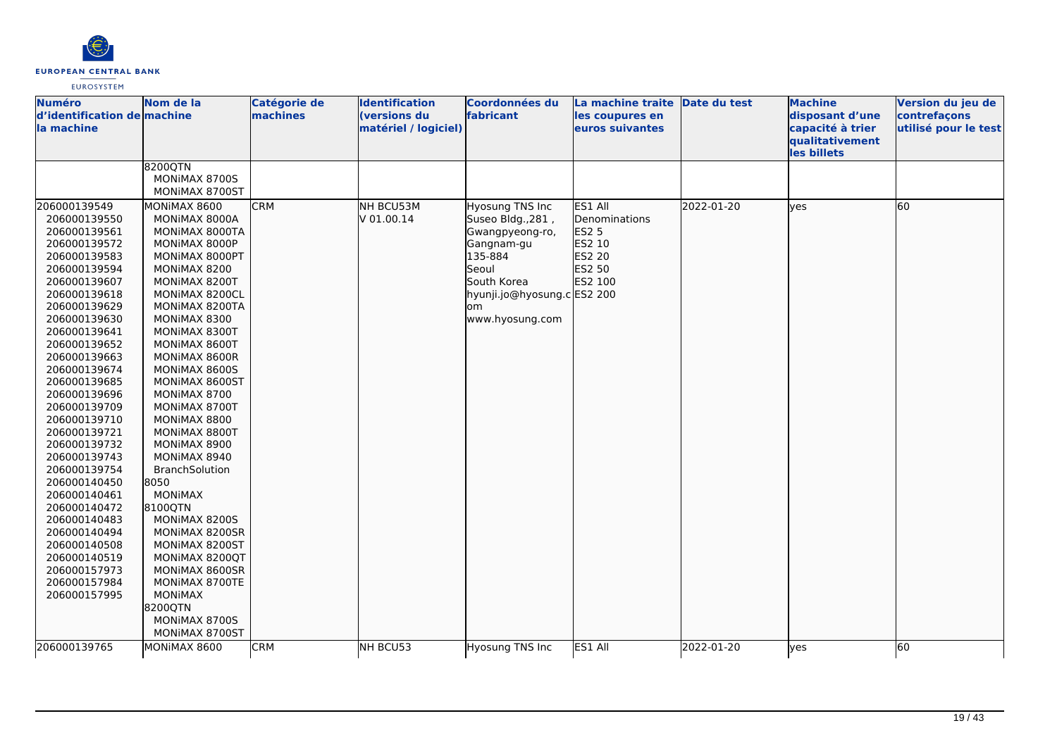| Numéro d'identification de la machine | Nom de la machine | Catégorie de machines | Identification (versions du matériel / logiciel) | Coordonnées du fabricant | La machine traite les coupures en euros suivantes | Date du test | Machine disposant d'une capacité à trier qualitativement les billets | Version du jeu de contrefaçons utilisé pour le test |
|---|---|---|---|---|---|---|---|---|
| | 8200QTN<br>MONiMAX 8700S<br>MONiMAX 8700ST | | | | | | | |
| 206000139549<br>206000139550<br>206000139561<br>206000139572<br>206000139583<br>206000139594<br>206000139607<br>206000139618<br>206000139629<br>206000139630<br>206000139641<br>206000139652<br>206000139663<br>206000139674<br>206000139685<br>206000139696<br>206000139709<br>206000139710<br>206000139721<br>206000139732<br>206000139743<br>206000139754<br>206000140450<br>206000140461<br>206000140472<br>206000140483<br>206000140494<br>206000140508<br>206000140519<br>206000157973<br>206000157984<br>206000157995 | MONiMAX 8600<br>MONiMAX 8000A<br>MONiMAX 8000TA<br>MONiMAX 8000P<br>MONiMAX 8000PT<br>MONiMAX 8200<br>MONiMAX 8200T<br>MONiMAX 8200CL<br>MONiMAX 8200TA<br>MONiMAX 8300<br>MONiMAX 8300T<br>MONiMAX 8600T<br>MONiMAX 8600R<br>MONiMAX 8600S<br>MONiMAX 8600ST<br>MONiMAX 8700<br>MONiMAX 8700T<br>MONiMAX 8800<br>MONiMAX 8800T<br>MONiMAX 8900<br>MONiMAX 8940<br>BranchSolution 8050<br>MONiMAX 8100QTN<br>MONiMAX 8200S<br>MONiMAX 8200SR<br>MONiMAX 8200ST<br>MONiMAX 8200QT<br>MONiMAX 8600SR<br>MONiMAX 8700TE<br>MONiMAX 8200QTN<br>MONiMAX 8700S<br>MONiMAX 8700ST | CRM | NH BCU53M<br>V 01.00.14 | Hyosung TNS Inc<br>Suseo Bldg.,281 ,<br>Gwangpyeong-ro,<br>Gangnam-gu<br>135-884<br>Seoul<br>South Korea<br>hyunji.jo@hyosung.com<br>www.hyosung.com | ES1 All Denominations<br>ES2 5<br>ES2 10<br>ES2 20<br>ES2 50<br>ES2 100<br>ES2 200 | 2022-01-20 | yes | 60 |
| 206000139765 | MONiMAX 8600 | CRM | NH BCU53 | Hyosung TNS Inc | ES1 All | 2022-01-20 | yes | 60 |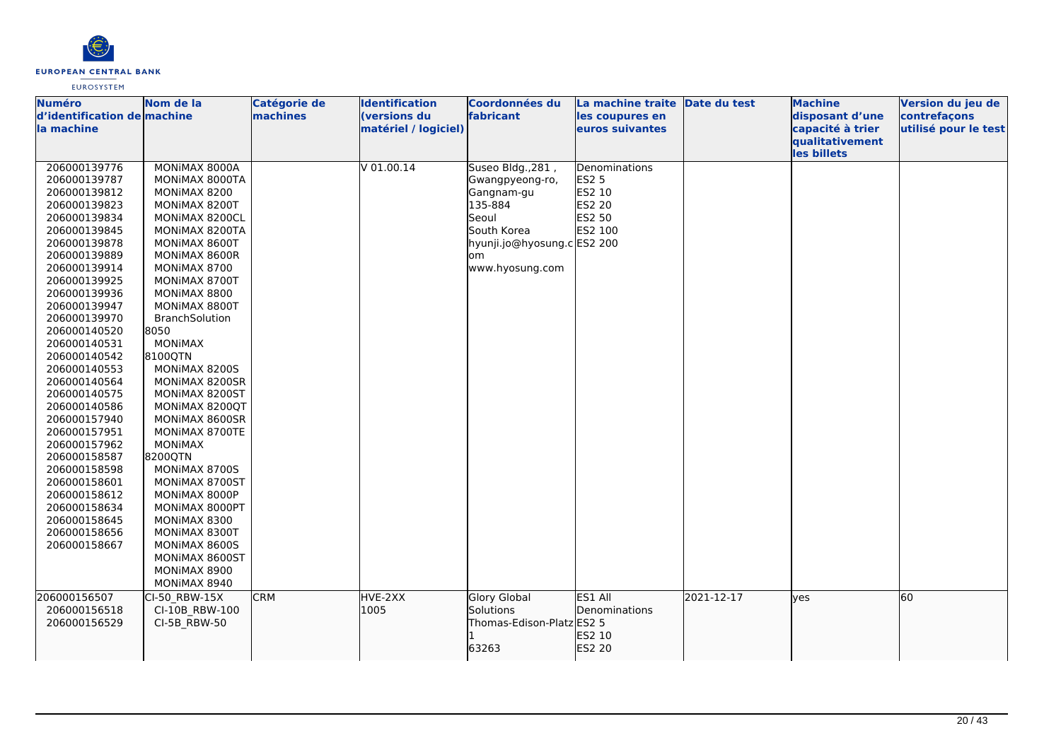| Numéro d'identification de la machine | Nom de la machine | Catégorie de machines | Identification (versions du matériel / logiciel) | Coordonnées du fabricant | La machine traite les coupures en euros suivantes | Date du test | Machine disposant d'une capacité à trier qualitativement les billets | Version du jeu de contrefaçons utilisé pour le test |
|---|---|---|---|---|---|---|---|---|
| 206000139776<br>206000139787<br>206000139812<br>206000139823<br>206000139834<br>206000139845<br>206000139878<br>206000139889<br>206000139914<br>206000139925<br>206000139936<br>206000139947<br>206000139970<br>206000140520<br>206000140531<br>206000140542<br>206000140553<br>206000140564<br>206000140575<br>206000140586<br>206000157940<br>206000157951<br>206000157962<br>206000158587<br>206000158598<br>206000158601<br>206000158612<br>206000158634<br>206000158645<br>206000158656<br>206000158667 | MONiMAX 8000A<br>MONiMAX 8000TA<br>MONiMAX 8200<br>MONiMAX 8200T<br>MONiMAX 8200CL<br>MONiMAX 8200TA<br>MONiMAX 8600T<br>MONiMAX 8600R<br>MONiMAX 8700<br>MONiMAX 8700T<br>MONiMAX 8800<br>MONiMAX 8800T<br>BranchSolution 8050<br>MONiMAX 8100QTN<br>MONiMAX 8200S<br>MONiMAX 8200SR<br>MONiMAX 8200ST<br>MONiMAX 8200QT<br>MONiMAX 8600SR<br>MONiMAX 8700TE<br>MONiMAX 8200QTN<br>MONiMAX 8700S<br>MONiMAX 8700ST<br>MONiMAX 8000P<br>MONiMAX 8000PT<br>MONiMAX 8300<br>MONiMAX 8300T<br>MONiMAX 8600S<br>MONiMAX 8600ST<br>MONiMAX 8900<br>MONiMAX 8940 | | V 01.00.14 | Suseo Bldg.,281 , Gwangpyeong-ro, Gangnam-gu<br>135-884<br>Seoul<br>South Korea<br>hyunji.jo@hyosung.com<br>www.hyosung.com | Denominations<br>ES2 5<br>ES2 10<br>ES2 20<br>ES2 50<br>ES2 100<br>ES2 200 | | | |
| 206000156507<br>206000156518<br>206000156529 | CI-50_RBW-15X<br>CI-10B_RBW-100<br>CI-5B_RBW-50 | CRM | HVE-2XX<br>1005 | Glory Global Solutions<br>Thomas-Edison-Platz 1<br>63263 | ES1 All Denominations<br>ES2 5<br>ES2 10<br>ES2 20 | 2021-12-17 | yes | 60 |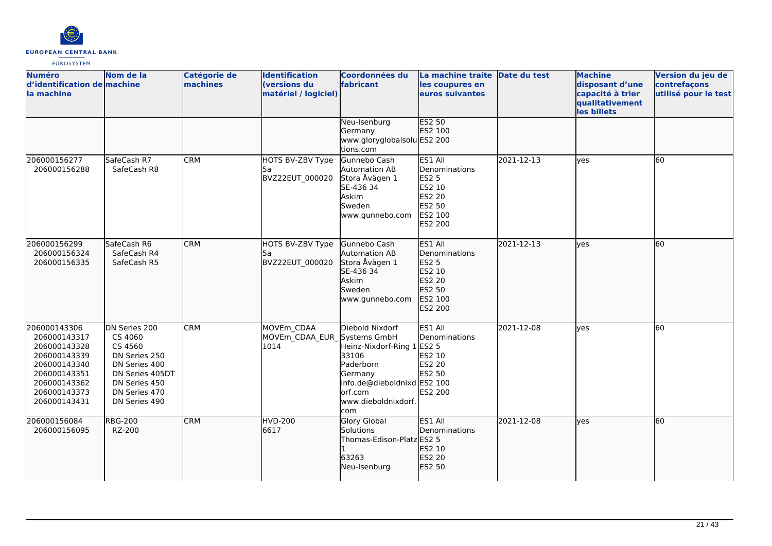| Numéro d'identification de la machine | Nom de la machine | Catégorie de machines | Identification (versions du matériel / logiciel) | Coordonnées du fabricant | La machine traite les coupures en euros suivantes | Date du test | Machine disposant d'une capacité à trier qualitativement les billets | Version du jeu de contrefaçons utilisé pour le test |
|---|---|---|---|---|---|---|---|---|
| | | | | Neu-Isenburg<br>Germany<br>www.gloryglobalsolutions.com | ES2 50<br>ES2 100<br>ES2 200 | | | |
| 206000156277<br>206000156288 | SafeCash R7<br>SafeCash R8 | CRM | HOTS BV-ZBV Type 5a<br>BVZ22EUT_000020 | Gunnebo Cash Automation AB<br>Stora Åvägen 1<br>SE-436 34<br>Askim<br>Sweden<br>www.gunnebo.com | ES1 All Denominations<br>ES2 5<br>ES2 10<br>ES2 20<br>ES2 50<br>ES2 100<br>ES2 200 | 2021-12-13 | yes | 60 |
| 206000156299<br>206000156324<br>206000156335 | SafeCash R6<br>SafeCash R4<br>SafeCash R5 | CRM | HOTS BV-ZBV Type 5a<br>BVZ22EUT_000020 | Gunnebo Cash Automation AB<br>Stora Åvägen 1<br>SE-436 34<br>Askim<br>Sweden<br>www.gunnebo.com | ES1 All Denominations<br>ES2 5<br>ES2 10<br>ES2 20<br>ES2 50<br>ES2 100<br>ES2 200 | 2021-12-13 | yes | 60 |
| 206000143306<br>206000143317<br>206000143328<br>206000143339<br>206000143340<br>206000143351<br>206000143362<br>206000143373<br>206000143431 | DN Series 200<br>CS 4060<br>CS 4560<br>DN Series 250<br>DN Series 400<br>DN Series 405DT<br>DN Series 450<br>DN Series 470<br>DN Series 490 | CRM | MOVEm_CDAA<br>MOVEm_CDAA_EUR_1014 | Diebold Nixdorf Systems GmbH<br>Heinz-Nixdorf-Ring 1<br>33106<br>Paderborn<br>Germany<br>info.de@dieboldnixdorf.com<br>www.dieboldnixdorf.com | ES1 All Denominations<br>ES2 5<br>ES2 10<br>ES2 20<br>ES2 50<br>ES2 100<br>ES2 200 | 2021-12-08 | yes | 60 |
| 206000156084<br>206000156095 | RBG-200<br>RZ-200 | CRM | HVD-200<br>6617 | Glory Global Solutions<br>Thomas-Edison-Platz 1<br>63263<br>Neu-Isenburg | ES1 All Denominations<br>ES2 5<br>ES2 10<br>ES2 20<br>ES2 50 | 2021-12-08 | yes | 60 |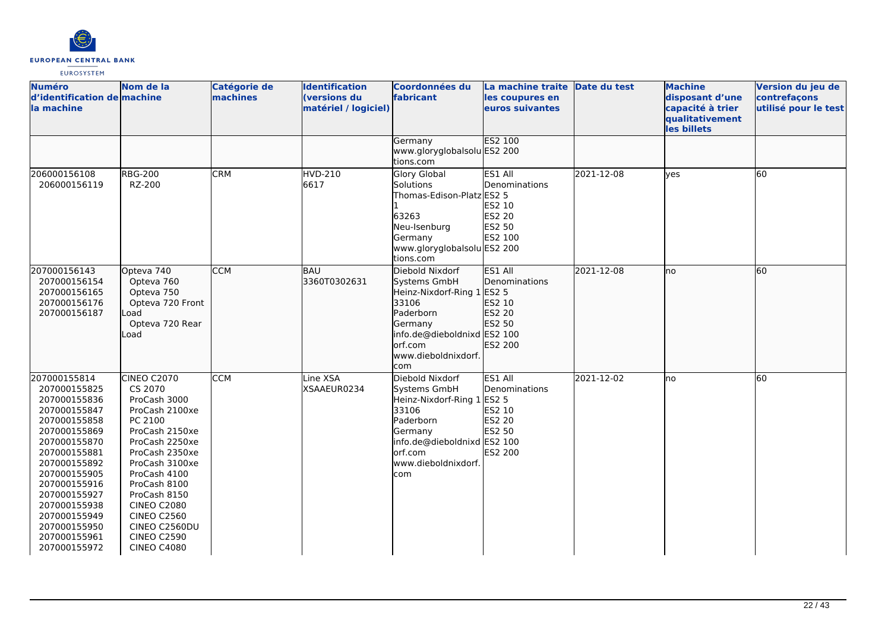| Numéro d'identification de la machine | Nom de la machine | Catégorie de machines | Identification (versions du matériel / logiciel) | Coordonnées du fabricant | La machine traite les coupures en euros suivantes | Date du test | Machine disposant d'une capacité à trier qualitativement les billets | Version du jeu de contrefaçons utilisé pour le test |
|---|---|---|---|---|---|---|---|---|
| | | | | Germany<br>www.gloryglobalsolutions.com | ES2 100<br>ES2 200 | | | |
| 206000156108<br>206000156119 | RBG-200<br>RZ-200 | CRM | HVD-210<br>6617 | Glory Global Solutions<br>Thomas-Edison-Platz 1<br>63263<br>Neu-Isenburg<br>Germany<br>www.gloryglobalsolutions.com | ES1 All Denominations<br>ES2 5<br>ES2 10<br>ES2 20<br>ES2 50<br>ES2 100<br>ES2 200 | 2021-12-08 | yes | 60 |
| 207000156143<br>207000156154<br>207000156165<br>207000156176<br>207000156187 | Opteva 740<br>Opteva 760<br>Opteva 750<br>Opteva 720 Front Load<br>Opteva 720 Rear Load | CCM | BAU<br>3360T0302631 | Diebold Nixdorf Systems GmbH<br>Heinz-Nixdorf-Ring 1<br>33106<br>Paderborn<br>Germany<br>info.de@dieboldnixdorf.com<br>www.dieboldnixdorf.com | ES1 All Denominations<br>ES2 5<br>ES2 10<br>ES2 20<br>ES2 50<br>ES2 100<br>ES2 200 | 2021-12-08 | no | 60 |
| 207000155814<br>207000155825<br>207000155836<br>207000155847<br>207000155858<br>207000155869<br>207000155870<br>207000155881<br>207000155892<br>207000155905<br>207000155916<br>207000155927<br>207000155938<br>207000155949<br>207000155950<br>207000155961<br>207000155972 | CINEO C2070<br>CS 2070<br>ProCash 3000<br>ProCash 2100xe<br>PC 2100<br>ProCash 2150xe<br>ProCash 2250xe<br>ProCash 2350xe<br>ProCash 3100xe<br>ProCash 4100<br>ProCash 8100<br>ProCash 8150<br>CINEO C2080<br>CINEO C2560<br>CINEO C2560DU<br>CINEO C2590<br>CINEO C4080 | CCM | Line XSA<br>XSAAEUR0234 | Diebold Nixdorf Systems GmbH<br>Heinz-Nixdorf-Ring 1<br>33106<br>Paderborn<br>Germany<br>info.de@dieboldnixdorf.com<br>www.dieboldnixdorf.com | ES1 All Denominations<br>ES2 5<br>ES2 10<br>ES2 20<br>ES2 50<br>ES2 100<br>ES2 200 | 2021-12-02 | no | 60 |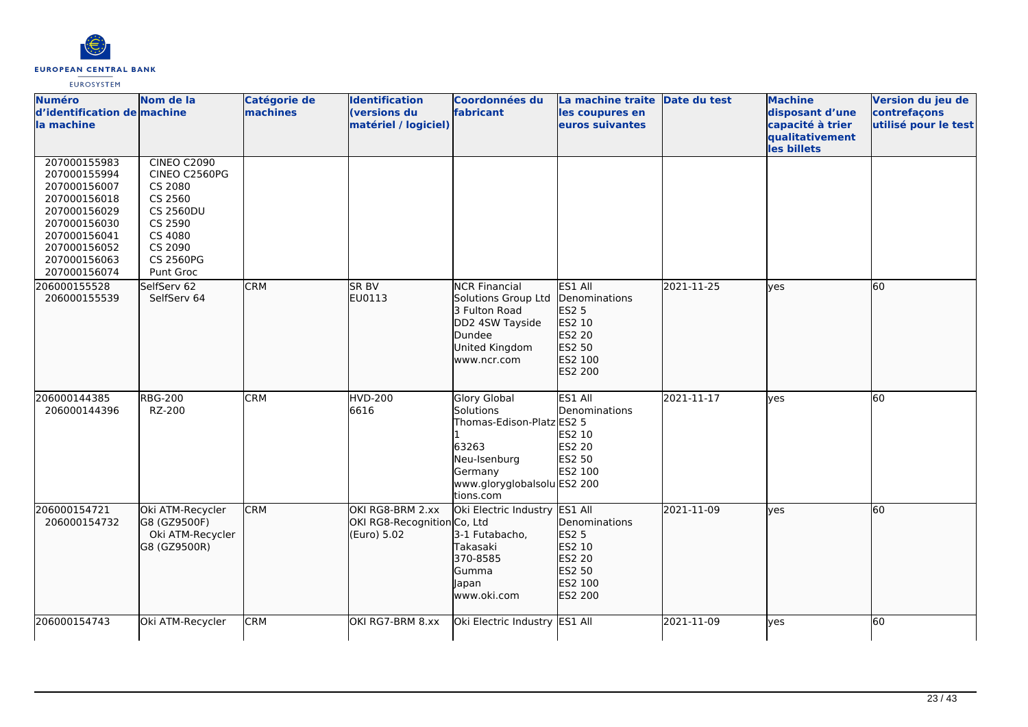| Numéro d'identification de la machine | Nom de la machine | Catégorie de machines | Identification (versions du matériel / logiciel) | Coordonnées du fabricant | La machine traite les coupures en euros suivantes | Date du test | Machine disposant d'une capacité à trier qualitativement les billets | Version du jeu de contrefaçons utilisé pour le test |
|---|---|---|---|---|---|---|---|---|
| 207000155983<br>207000155994<br>207000156007<br>207000156018<br>207000156029<br>207000156030<br>207000156041<br>207000156052<br>207000156063<br>207000156074 | CINEO C2090<br>CINEO C2560PG<br>CS 2080<br>CS 2560<br>CS 2560DU<br>CS 2590<br>CS 4080<br>CS 2090<br>CS 2560PG<br>Punt Groc | | | | | | | |
| 206000155528<br>206000155539 | SelfServ 62<br>SelfServ 64 | CRM | SR BV<br>EU0113 | NCR Financial Solutions Group Ltd<br>3 Fulton Road<br>DD2 4SW Tayside<br>Dundee<br>United Kingdom<br>www.ncr.com | ES1 All Denominations<br>ES2 5<br>ES2 10<br>ES2 20<br>ES2 50<br>ES2 100<br>ES2 200 | 2021-11-25 | yes | 60 |
| 206000144385<br>206000144396 | RBG-200<br>RZ-200 | CRM | HVD-200<br>6616 | Glory Global Solutions<br>Thomas-Edison-Platz 1<br>63263<br>Neu-Isenburg<br>Germany<br>www.gloryglobalsolutions.com | ES1 All Denominations<br>ES2 5<br>ES2 10<br>ES2 20<br>ES2 50<br>ES2 100<br>ES2 200 | 2021-11-17 | yes | 60 |
| 206000154721<br>206000154732 | Oki ATM-Recycler G8 (GZ9500F)<br>Oki ATM-Recycler G8 (GZ9500R) | CRM | OKI RG8-BRM 2.xx<br>OKI RG8-Recognition (Euro) 5.02 | Oki Electric Industry Co, Ltd<br>3-1 Futabacho, Takasaki<br>370-8585<br>Gumma<br>Japan<br>www.oki.com | ES1 All Denominations<br>ES2 5<br>ES2 10<br>ES2 20<br>ES2 50<br>ES2 100<br>ES2 200 | 2021-11-09 | yes | 60 |
| 206000154743 | Oki ATM-Recycler | CRM | OKI RG7-BRM 8.xx | Oki Electric Industry | ES1 All | 2021-11-09 | yes | 60 |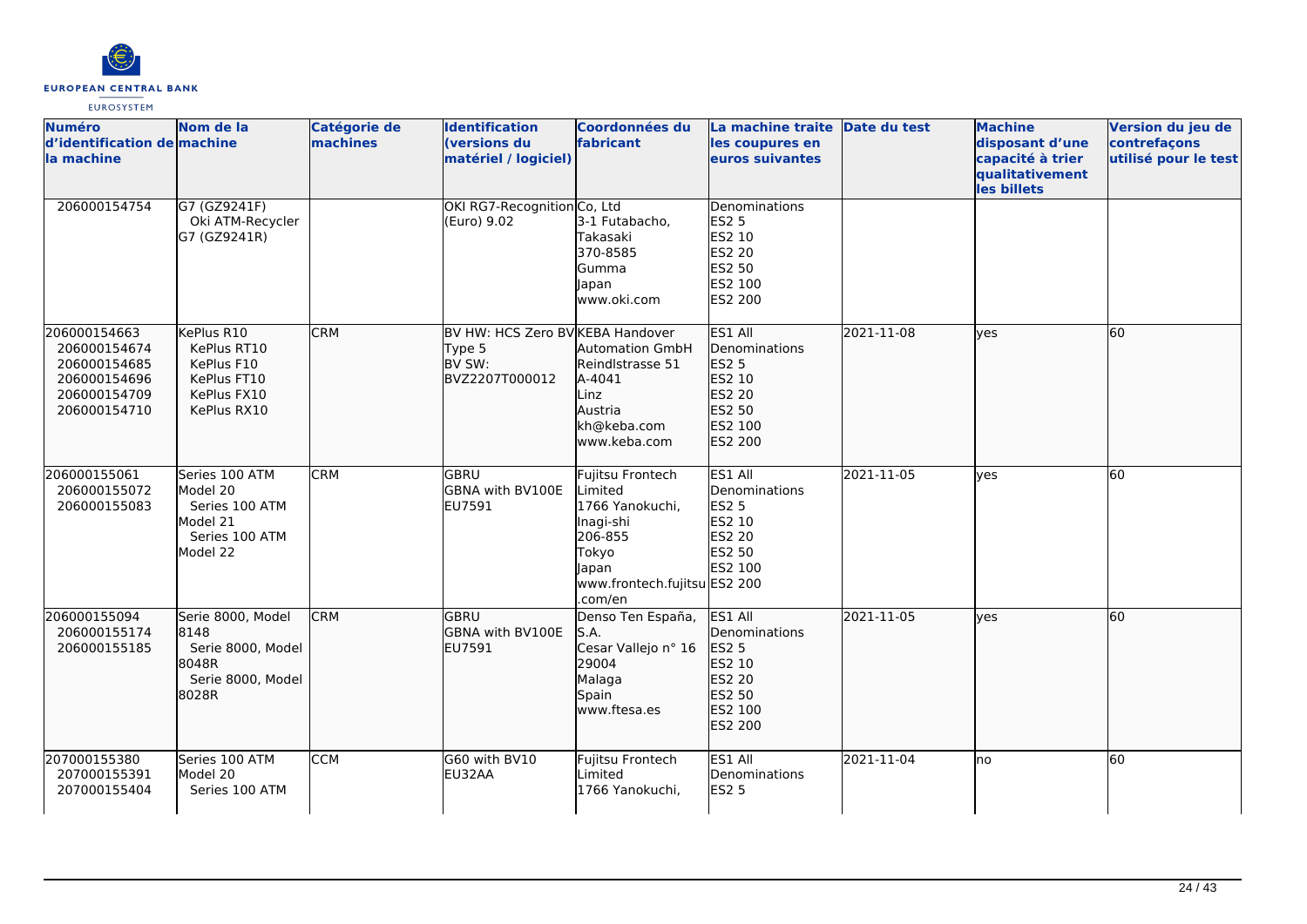| Numéro d'identification de la machine | Nom de la machine | Catégorie de machines | Identification (versions du matériel / logiciel) | Coordonnées du fabricant | La machine traite les coupures en euros suivantes | Date du test | Machine disposant d'une capacité à trier qualitativement les billets | Version du jeu de contrefaçons utilisé pour le test |
|---|---|---|---|---|---|---|---|---|
| 206000154754 | G7 (GZ9241F)<br>Oki ATM-Recycler G7 (GZ9241R) | | OKI RG7-Recognition (Euro) 9.02 | Co, Ltd<br>3-1 Futabacho,<br>Takasaki<br>370-8585<br>Gumma<br>Japan<br>www.oki.com | Denominations<br>ES2 5<br>ES2 10<br>ES2 20<br>ES2 50<br>ES2 100<br>ES2 200 | | | |
| 206000154663<br>206000154674<br>206000154685<br>206000154696<br>206000154709<br>206000154710 | KePlus R10<br>KePlus RT10<br>KePlus F10<br>KePlus FT10<br>KePlus FX10<br>KePlus RX10 | CRM | BV HW: HCS Zero BV Type 5<br>BV SW:<br>BVZ2207T000012 | KEBA Handover Automation GmbH<br>Reindlstrasse 51<br>A-4041<br>Linz<br>Austria<br>kh@keba.com<br>www.keba.com | ES1 All Denominations<br>ES2 5<br>ES2 10<br>ES2 20<br>ES2 50<br>ES2 100<br>ES2 200 | 2021-11-08 | yes | 60 |
| 206000155061<br>206000155072<br>206000155083 | Series 100 ATM Model 20<br>Series 100 ATM Model 21<br>Series 100 ATM Model 22 | CRM | GBRU<br>GBNA with BV100E EU7591 | Fujitsu Frontech Limited<br>1766 Yanokuchi,<br>Inagi-shi<br>206-855<br>Tokyo<br>Japan<br>www.frontech.fujitsu.com/en | ES1 All Denominations<br>ES2 5<br>ES2 10<br>ES2 20<br>ES2 50<br>ES2 100<br>ES2 200 | 2021-11-05 | yes | 60 |
| 206000155094<br>206000155174<br>206000155185 | Serie 8000, Model 8148<br>Serie 8000, Model 8048R<br>Serie 8000, Model 8028R | CRM | GBRU<br>GBNA with BV100E EU7591 | Denso Ten España, S.A.<br>Cesar Vallejo n° 16<br>29004<br>Malaga<br>Spain<br>www.ftesa.es | ES1 All Denominations<br>ES2 5<br>ES2 10<br>ES2 20<br>ES2 50<br>ES2 100<br>ES2 200 | 2021-11-05 | yes | 60 |
| 207000155380<br>207000155391<br>207000155404 | Series 100 ATM Model 20<br>Series 100 ATM | CCM | G60 with BV10 EU32AA | Fujitsu Frontech Limited<br>1766 Yanokuchi, | ES1 All Denominations<br>ES2 5 | 2021-11-04 | no | 60 |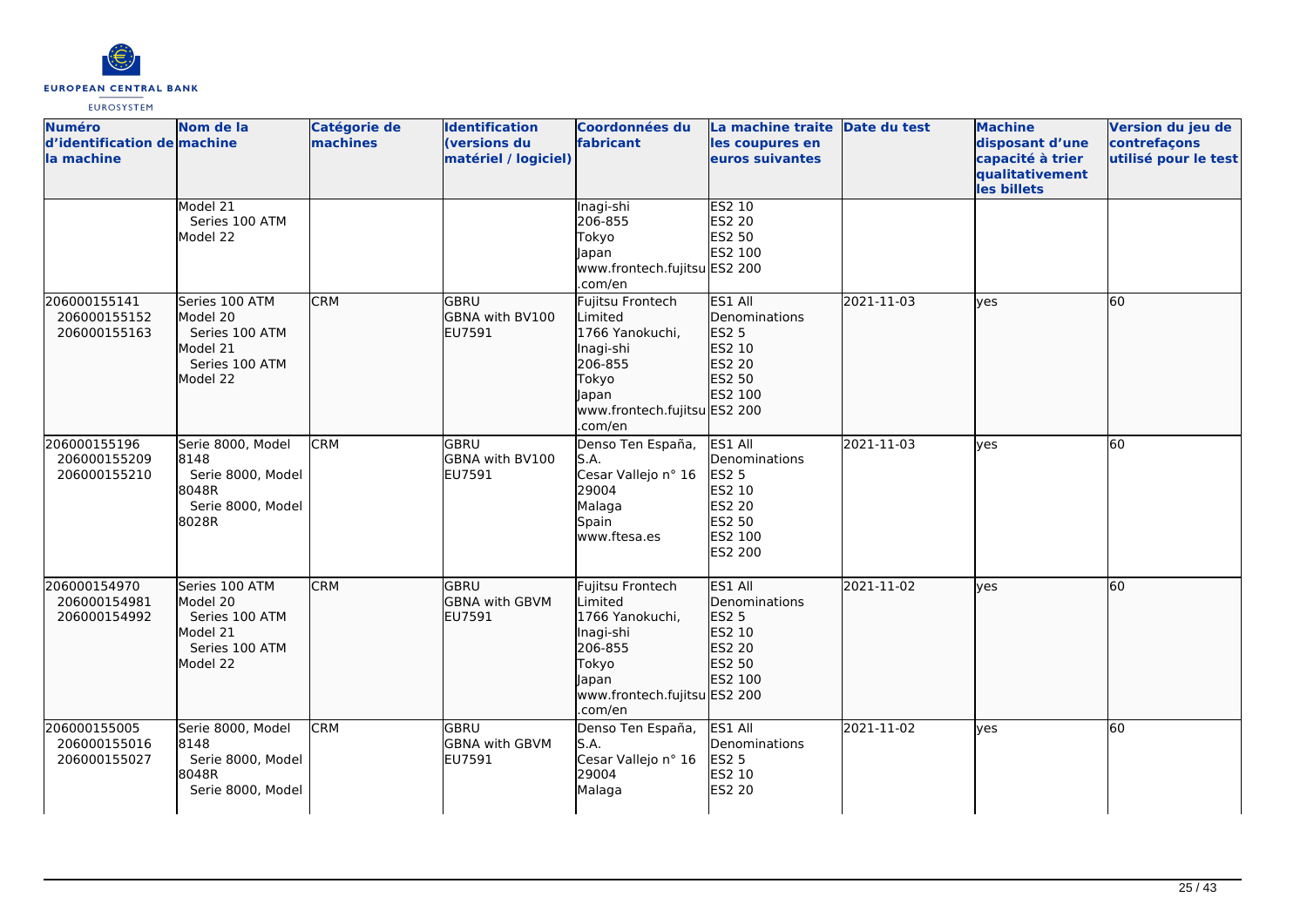| Numéro d'identification de la machine | Nom de la machine | Catégorie de machines | Identification (versions du matériel / logiciel) | Coordonnées du fabricant | La machine traite les coupures en euros suivantes | Date du test | Machine disposant d'une capacité à trier qualitativement les billets | Version du jeu de contrefaçons utilisé pour le test |
|---|---|---|---|---|---|---|---|---|
| | Model 21<br>Series 100 ATM Model 22 | | | Inagi-shi<br>206-855<br>Tokyo<br>Japan<br>www.frontech.fujitsu.com/en | ES2 10<br>ES2 20<br>ES2 50<br>ES2 100<br>ES2 200 | | | |
| 206000155141<br>206000155152<br>206000155163 | Series 100 ATM Model 20<br>Series 100 ATM Model 21<br>Series 100 ATM Model 22 | CRM | GBRU<br>GBNA with BV100<br>EU7591 | Fujitsu Frontech Limited<br>1766 Yanokuchi, Inagi-shi<br>206-855<br>Tokyo<br>Japan<br>www.frontech.fujitsu.com/en | ES1 All Denominations<br>ES2 5<br>ES2 10<br>ES2 20<br>ES2 50<br>ES2 100<br>ES2 200 | 2021-11-03 | yes | 60 |
| 206000155196<br>206000155209<br>206000155210 | Serie 8000, Model 8148<br>Serie 8000, Model 8048R<br>Serie 8000, Model 8028R | CRM | GBRU<br>GBNA with BV100<br>EU7591 | Denso Ten España, S.A.<br>Cesar Vallejo n° 16<br>29004<br>Malaga<br>Spain<br>www.ftesa.es | ES1 All Denominations<br>ES2 5<br>ES2 10<br>ES2 20<br>ES2 50<br>ES2 100<br>ES2 200 | 2021-11-03 | yes | 60 |
| 206000154970<br>206000154981<br>206000154992 | Series 100 ATM Model 20<br>Series 100 ATM Model 21<br>Series 100 ATM Model 22 | CRM | GBRU<br>GBNA with GBVM<br>EU7591 | Fujitsu Frontech Limited<br>1766 Yanokuchi, Inagi-shi<br>206-855<br>Tokyo<br>Japan<br>www.frontech.fujitsu.com/en | ES1 All Denominations<br>ES2 5<br>ES2 10<br>ES2 20<br>ES2 50<br>ES2 100<br>ES2 200 | 2021-11-02 | yes | 60 |
| 206000155005<br>206000155016<br>206000155027 | Serie 8000, Model 8148<br>Serie 8000, Model 8048R<br>Serie 8000, Model | CRM | GBRU<br>GBNA with GBVM<br>EU7591 | Denso Ten España, S.A.<br>Cesar Vallejo n° 16<br>29004<br>Malaga | ES1 All Denominations<br>ES2 5<br>ES2 10<br>ES2 20 | 2021-11-02 | yes | 60 |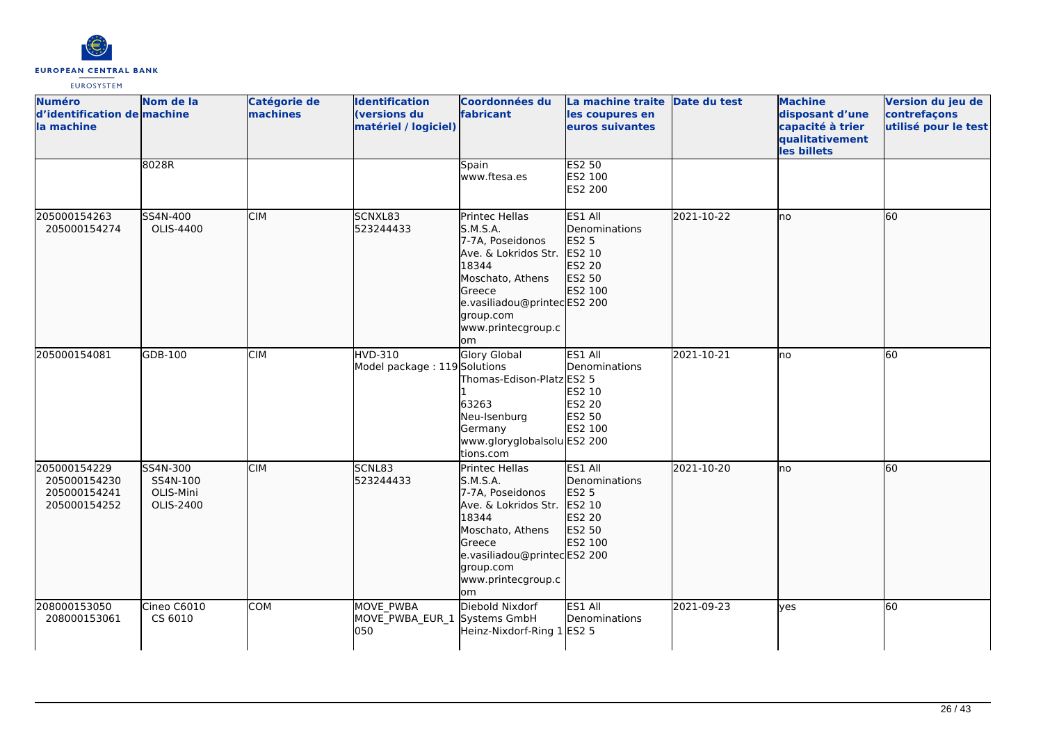| Numéro d'identification de la machine | Nom de la machine | Catégorie de machines | Identification (versions du matériel / logiciel) | Coordonnées du fabricant | La machine traite les coupures en euros suivantes | Date du test | Machine disposant d'une capacité à trier qualitativement les billets | Version du jeu de contrefaçons utilisé pour le test |
|---|---|---|---|---|---|---|---|---|
| | 8028R | | | Spain<br>www.ftesa.es | ES2 50<br>ES2 100<br>ES2 200 | | | |
| 205000154263<br>205000154274 | SS4N-400<br>OLIS-4400 | CIM | SCNXL83<br>523244433 | Printec Hellas S.M.S.A.<br>7-7A, Poseidonos Ave. & Lokridos Str.<br>18344<br>Moschato, Athens<br>Greece<br>e.vasiliadou@printecgroup.com<br>www.printecgroup.com | ES1 All Denominations<br>ES2 5<br>ES2 10<br>ES2 20<br>ES2 50<br>ES2 100<br>ES2 200 | 2021-10-22 | no | 60 |
| 205000154081 | GDB-100 | CIM | HVD-310<br>Model package : 119 | Glory Global Solutions<br>Thomas-Edison-Platz 1<br>63263<br>Neu-Isenburg<br>Germany<br>www.gloryglobalsolutions.com | ES1 All Denominations<br>ES2 5<br>ES2 10<br>ES2 20<br>ES2 50<br>ES2 100<br>ES2 200 | 2021-10-21 | no | 60 |
| 205000154229<br>205000154230<br>205000154241<br>205000154252 | SS4N-300<br>SS4N-100<br>OLIS-Mini<br>OLIS-2400 | CIM | SCNL83<br>523244433 | Printec Hellas S.M.S.A.<br>7-7A, Poseidonos Ave. & Lokridos Str.<br>18344<br>Moschato, Athens<br>Greece<br>e.vasiliadou@printecgroup.com<br>www.printecgroup.com | ES1 All Denominations<br>ES2 5<br>ES2 10<br>ES2 20<br>ES2 50<br>ES2 100<br>ES2 200 | 2021-10-20 | no | 60 |
| 208000153050<br>208000153061 | Cineo C6010<br>CS 6010 | COM | MOVE_PWBA<br>MOVE_PWBA_EUR_1050 | Diebold Nixdorf Systems GmbH<br>Heinz-Nixdorf-Ring 1 | ES1 All Denominations<br>ES2 5 | 2021-09-23 | yes | 60 |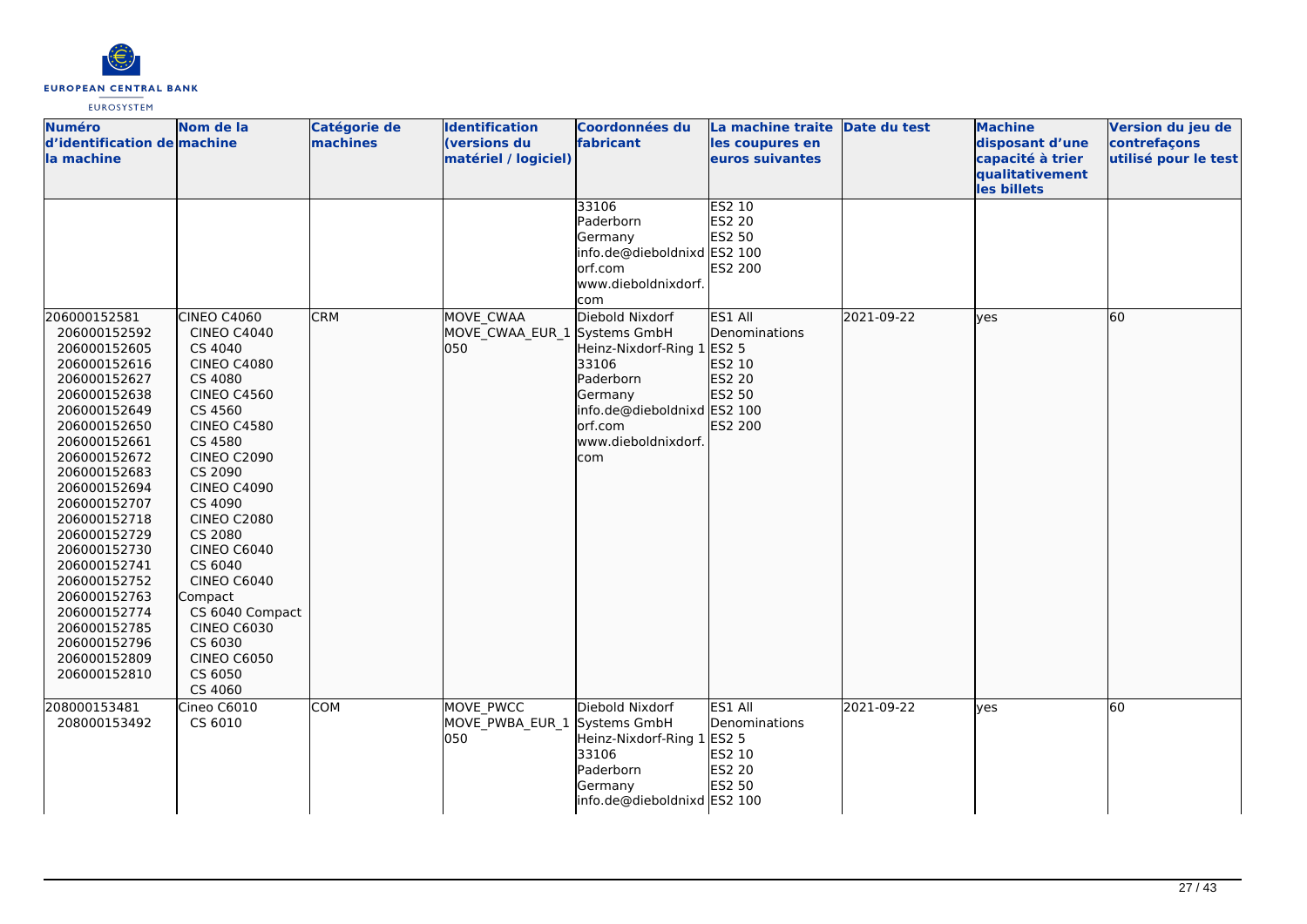| Numéro d'identification de la machine | Nom de la machine | Catégorie de machines | Identification (versions du matériel / logiciel) | Coordonnées du fabricant | La machine traite les coupures en euros suivantes | Date du test | Machine disposant d'une capacité à trier qualitativement les billets | Version du jeu de contrefaçons utilisé pour le test |
|---|---|---|---|---|---|---|---|---|
| | | | | 33106<br>Paderborn<br>Germany<br>info.de@dieboldnixdorf.com<br>www.dieboldnixdorf.com | ES2 10<br>ES2 20<br>ES2 50<br>ES2 100<br>ES2 200 | | | |
| 206000152581<br>206000152592<br>206000152605<br>206000152616<br>206000152627<br>206000152638<br>206000152649<br>206000152650<br>206000152661<br>206000152672<br>206000152683<br>206000152694<br>206000152707<br>206000152718<br>206000152729<br>206000152730<br>206000152741<br>206000152752<br>206000152763<br>206000152774<br>206000152785<br>206000152796<br>206000152809<br>206000152810 | CINEO C4060<br>CINEO C4040<br>CS 4040<br>CINEO C4080<br>CS 4080<br>CINEO C4560<br>CS 4560<br>CINEO C4580<br>CS 4580<br>CINEO C2090<br>CS 2090<br>CINEO C4090<br>CS 4090<br>CINEO C2080<br>CS 2080<br>CINEO C6040<br>CS 6040<br>CINEO C6040 Compact<br>CS 6040 Compact<br>CINEO C6030<br>CS 6030<br>CINEO C6050<br>CS 6050<br>CS 4060 | CRM | MOVE_CWAA<br>MOVE_CWAA_EUR_1050 | Diebold Nixdorf Systems GmbH<br>Heinz-Nixdorf-Ring 1<br>33106<br>Paderborn<br>Germany<br>info.de@dieboldnixdorf.com<br>www.dieboldnixdorf.com | ES1 All Denominations<br>ES2 5<br>ES2 10<br>ES2 20<br>ES2 50<br>ES2 100<br>ES2 200 | 2021-09-22 | yes | 60 |
| 208000153481<br>208000153492 | Cineo C6010<br>CS 6010 | COM | MOVE_PWCC<br>MOVE_PWBA_EUR_1050 | Diebold Nixdorf Systems GmbH<br>Heinz-Nixdorf-Ring 1<br>33106<br>Paderborn<br>Germany<br>info.de@dieboldnixd | ES1 All Denominations<br>ES2 5<br>ES2 10<br>ES2 20<br>ES2 50<br>ES2 100 | 2021-09-22 | yes | 60 |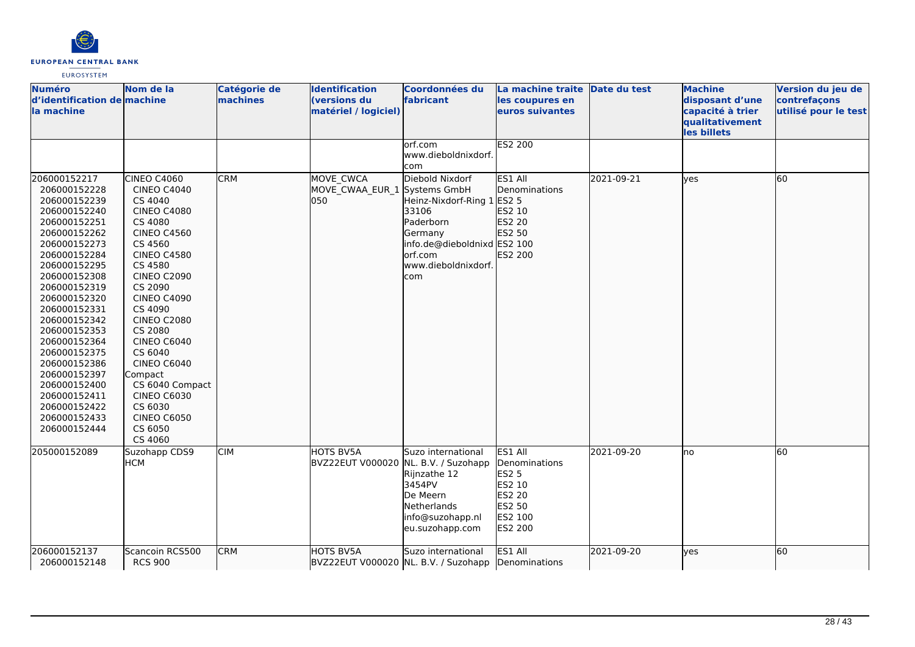| Numéro d'identification de la machine | Nom de la machine | Catégorie de machines | Identification (versions du matériel / logiciel) | Coordonnées du fabricant | La machine traite les coupures en euros suivantes | Date du test | Machine disposant d'une capacité à trier qualitativement les billets | Version du jeu de contrefaçons utilisé pour le test |
|---|---|---|---|---|---|---|---|---|
| | | | | orf.com www.dieboldnixdorf.com | ES2 200 | | | |
| 206000152217 206000152228 206000152239 206000152240 206000152251 206000152262 206000152273 206000152284 206000152295 206000152308 206000152319 206000152320 206000152331 206000152342 206000152353 206000152364 206000152375 206000152386 206000152397 206000152400 206000152411 206000152422 206000152433 206000152444 | CINEO C4060 CINEO C4040 CS 4040 CINEO C4080 CS 4080 CINEO C4560 CS 4560 CINEO C4580 CS 4580 CINEO C2090 CS 2090 CINEO C4090 CS 4090 CINEO C2080 CS 2080 CINEO C6040 CS 6040 CINEO C6040 Compact CS 6040 Compact CINEO C6030 CS 6030 CINEO C6050 CS 6050 CS 4060 | CRM | MOVE_CWCA MOVE_CWAA_EUR_1 050 | Diebold Nixdorf Systems GmbH Heinz-Nixdorf-Ring 1 33106 Paderborn Germany info.de@dieboldnixdorf.com www.dieboldnixdorf.com | ES1 All Denominations ES2 5 ES2 10 ES2 20 ES2 50 ES2 100 ES2 200 | 2021-09-21 | yes | 60 |
| 205000152089 | Suzohapp CDS9 HCM | CIM | HOTS BV5A BVZ22EUT V000020 | Suzo international NL. B.V. / Suzohapp Rijnzathe 12 3454PV De Meern Netherlands info@suzohapp.nl eu.suzohapp.com | ES1 All Denominations ES2 5 ES2 10 ES2 20 ES2 50 ES2 100 ES2 200 | 2021-09-20 | no | 60 |
| 206000152137 206000152148 | Scancoin RCS500 RCS 900 | CRM | HOTS BV5A BVZ22EUT V000020 | Suzo international NL. B.V. / Suzohapp | ES1 All Denominations | 2021-09-20 | yes | 60 |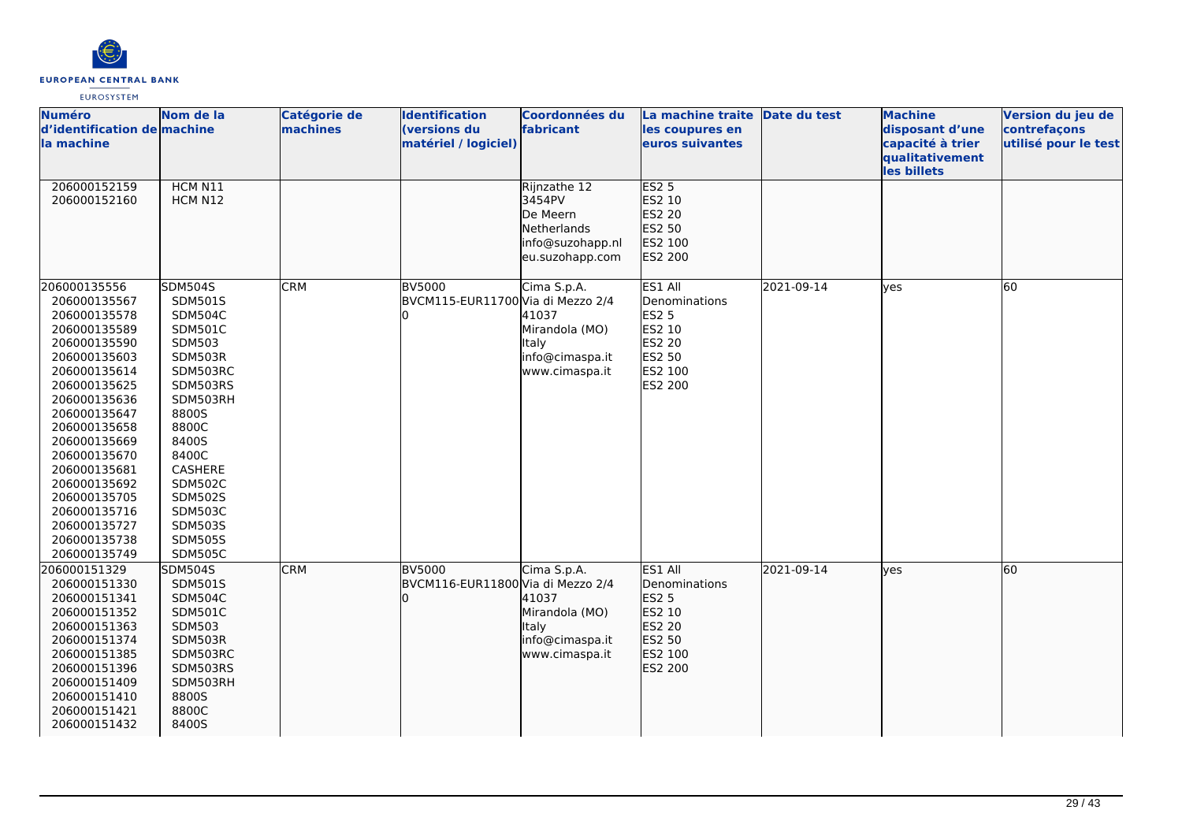| Numéro d'identification de la machine | Nom de la machine | Catégorie de machines | Identification (versions du matériel / logiciel) | Coordonnées du fabricant | La machine traite les coupures en euros suivantes | Date du test | Machine disposant d'une capacité à trier qualitativement les billets | Version du jeu de contrefaçons utilisé pour le test |
|---|---|---|---|---|---|---|---|---|
| 206000152159<br>206000152160 | HCM N11<br>HCM N12 | | | Rijnzathe 12<br>3454PV<br>De Meern<br>Netherlands<br>info@suzohapp.nl<br>eu.suzohapp.com | ES2 5<br>ES2 10<br>ES2 20<br>ES2 50<br>ES2 100<br>ES2 200 | | | |
| 206000135556<br>206000135567<br>206000135578<br>206000135589<br>206000135590<br>206000135603<br>206000135614<br>206000135625<br>206000135636<br>206000135647<br>206000135658<br>206000135669<br>206000135670<br>206000135681<br>206000135692<br>206000135705<br>206000135716<br>206000135727<br>206000135738<br>206000135749 | SDM504S<br>SDM501S<br>SDM504C<br>SDM501C<br>SDM503<br>SDM503R<br>SDM503RC<br>SDM503RS<br>SDM503RH<br>8800S<br>8800C<br>8400S<br>8400C<br>CASHERE<br>SDM502C<br>SDM502S<br>SDM503C<br>SDM503S<br>SDM505S<br>SDM505C | CRM | BV5000<br>BVCM115-EUR11700 | Cima S.p.A.<br>Via di Mezzo 2/4<br>41037<br>Mirandola (MO)<br>Italy<br>info@cimaspa.it<br>www.cimaspa.it | ES1 All Denominations<br>ES2 5<br>ES2 10<br>ES2 20<br>ES2 50<br>ES2 100<br>ES2 200 | 2021-09-14 | yes | 60 |
| 206000151329<br>206000151330<br>206000151341<br>206000151352<br>206000151363<br>206000151374<br>206000151385<br>206000151396<br>206000151409<br>206000151410<br>206000151421<br>206000151432 | SDM504S<br>SDM501S<br>SDM504C<br>SDM501C<br>SDM503<br>SDM503R<br>SDM503RC<br>SDM503RS<br>SDM503RH<br>8800S<br>8800C<br>8400S | CRM | BV5000<br>BVCM116-EUR11800 | Cima S.p.A.<br>Via di Mezzo 2/4<br>41037<br>Mirandola (MO)<br>Italy<br>info@cimaspa.it<br>www.cimaspa.it | ES1 All Denominations<br>ES2 5<br>ES2 10<br>ES2 20<br>ES2 50<br>ES2 100<br>ES2 200 | 2021-09-14 | yes | 60 |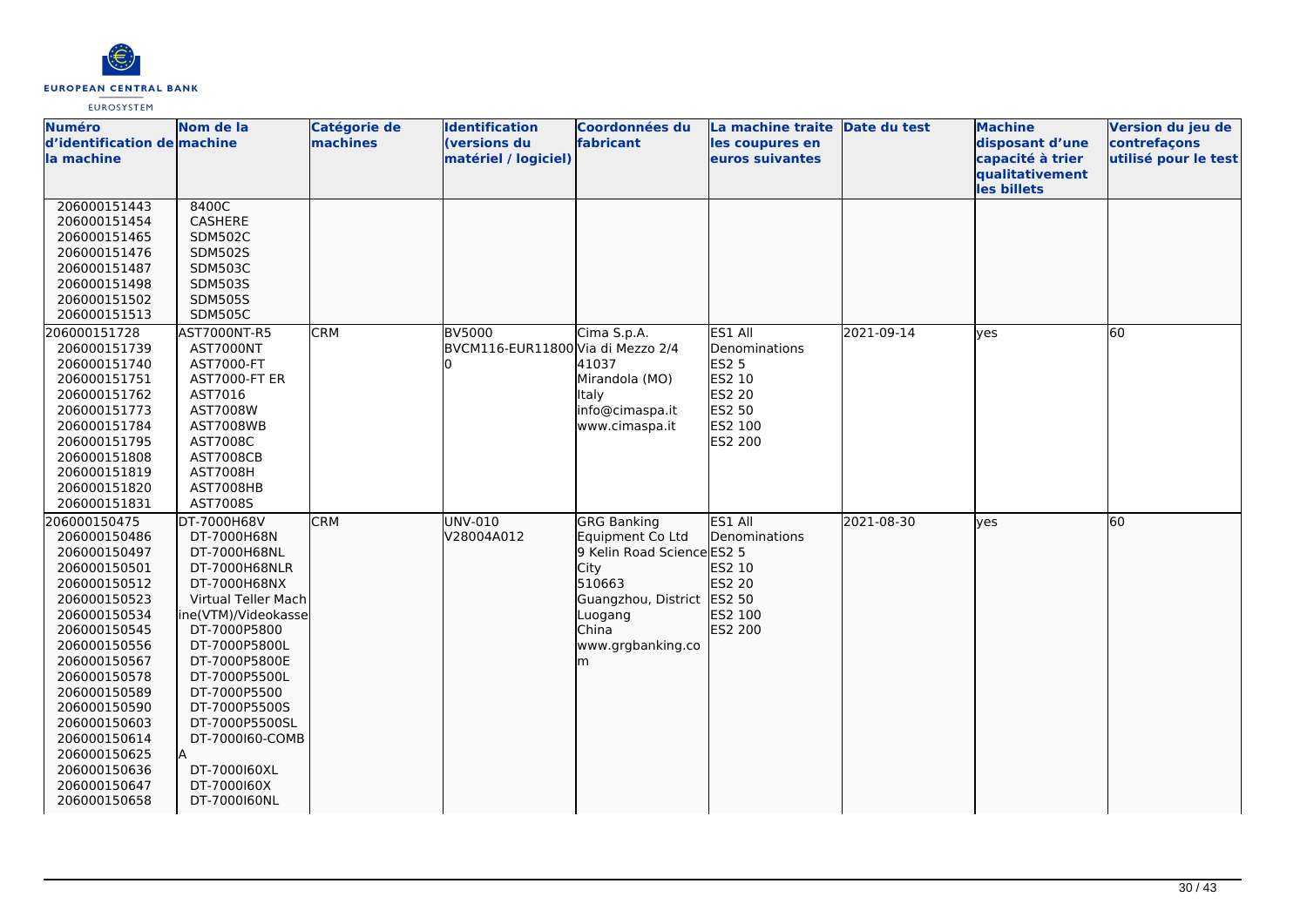| Numéro d'identification de la machine | Nom de la machine | Catégorie de machines | Identification (versions du matériel / logiciel) | Coordonnées du fabricant | La machine traite les coupures en euros suivantes | Date du test | Machine disposant d'une capacité à trier qualitativement les billets | Version du jeu de contrefaçons utilisé pour le test |
|---|---|---|---|---|---|---|---|---|
| 206000151443<br>206000151454<br>206000151465<br>206000151476<br>206000151487<br>206000151498<br>206000151502<br>206000151513 | 8400C<br>CASHERE<br>SDM502C<br>SDM502S<br>SDM503C<br>SDM503S<br>SDM505S<br>SDM505C | | | | | | | |
| 206000151728<br>206000151739<br>206000151740<br>206000151751<br>206000151762<br>206000151773<br>206000151784<br>206000151795<br>206000151808<br>206000151819<br>206000151820<br>206000151831 | AST7000NT-R5<br>AST7000NT<br>AST7000-FT<br>AST7000-FT ER<br>AST7016<br>AST7008W<br>AST7008WB<br>AST7008C<br>AST7008CB<br>AST7008H<br>AST7008HB<br>AST7008S | CRM | BV5000<br>BVCM116-EUR11800 | Cima S.p.A.<br>Via di Mezzo 2/4<br>41037<br>Mirandola (MO)<br>Italy<br>info@cimaspa.it<br>www.cimaspa.it | ES1 All Denominations<br>ES2 5<br>ES2 10<br>ES2 20<br>ES2 50<br>ES2 100<br>ES2 200 | 2021-09-14 | yes | 60 |
| 206000150475<br>206000150486<br>206000150497<br>206000150501<br>206000150512<br>206000150523<br>206000150534<br>206000150545<br>206000150556<br>206000150567<br>206000150578<br>206000150589<br>206000150590<br>206000150603<br>206000150614<br>206000150625<br>206000150636<br>206000150647<br>206000150658 | DT-7000H68V<br>DT-7000H68N<br>DT-7000H68NL<br>DT-7000H68NLR<br>DT-7000H68NX<br>Virtual Teller Machine(VTM)/Videokasse<br>DT-7000P5800<br>DT-7000P5800L<br>DT-7000P5800E<br>DT-7000P5500L<br>DT-7000P5500<br>DT-7000P5500S<br>DT-7000P5500SL<br>DT-7000I60-COMBA<br>DT-7000I60XL<br>DT-7000I60X<br>DT-7000I60NL | CRM | UNV-010<br>V28004A012 | GRG Banking Equipment Co Ltd<br>9 Kelin Road Science City<br>510663<br>Guangzhou, District Luogang<br>China<br>www.grgbanking.com | ES1 All Denominations<br>ES2 5<br>ES2 10<br>ES2 20<br>ES2 50<br>ES2 100<br>ES2 200 | 2021-08-30 | yes | 60 |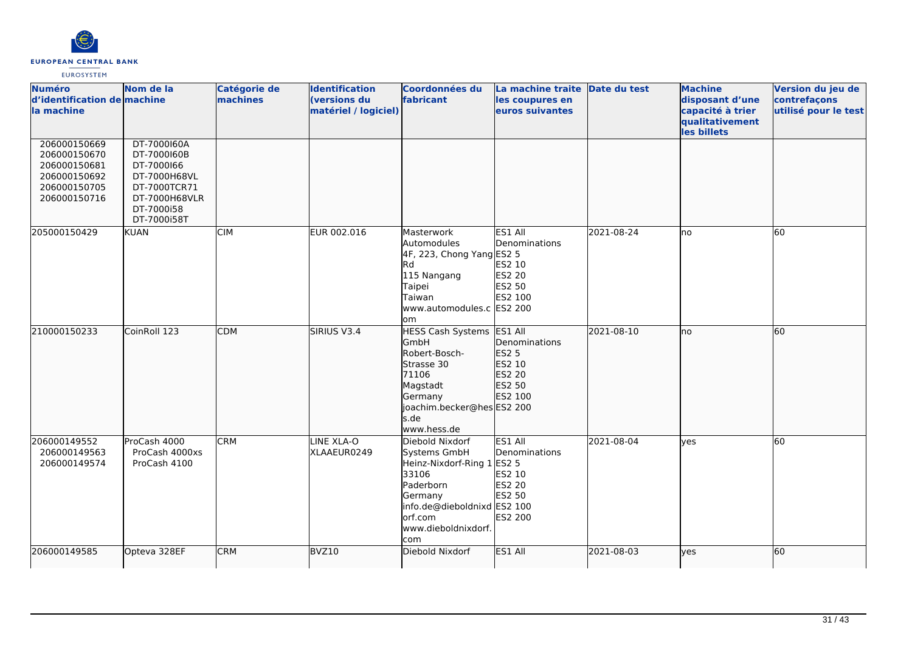| Numéro d'identification de la machine | Nom de la machine | Catégorie de machines | Identification (versions du matériel / logiciel) | Coordonnées du fabricant | La machine traite les coupures en euros suivantes | Date du test | Machine disposant d'une capacité à trier qualitativement les billets | Version du jeu de contrefaçons utilisé pour le test |
|---|---|---|---|---|---|---|---|---|
| 206000150669<br>206000150670<br>206000150681<br>206000150692<br>206000150705<br>206000150716 | DT-7000I60A<br>DT-7000I60B<br>DT-7000I66<br>DT-7000H68VL<br>DT-7000TCR71<br>DT-7000H68VLR<br>DT-7000i58<br>DT-7000i58T | | | | | | | |
| 205000150429 | KUAN | CIM | EUR 002.016 | Masterwork Automodules<br>4F, 223, Chong Yang Rd<br>115 Nangang<br>Taipei<br>Taiwan<br>www.automodules.com | ES1 All Denominations<br>ES2 5<br>ES2 10<br>ES2 20<br>ES2 50<br>ES2 100<br>ES2 200 | 2021-08-24 | no | 60 |
| 210000150233 | CoinRoll 123 | CDM | SIRIUS V3.4 | HESS Cash Systems GmbH<br>Robert-Bosch-Strasse 30<br>71106<br>Magstadt<br>Germany<br>joachim.becker@hess.de<br>www.hess.de | ES1 All Denominations<br>ES2 5<br>ES2 10<br>ES2 20<br>ES2 50<br>ES2 100<br>ES2 200 | 2021-08-10 | no | 60 |
| 206000149552<br>206000149563<br>206000149574 | ProCash 4000<br>ProCash 4000xs<br>ProCash 4100 | CRM | LINE XLA-O<br>XLAAEUR0249 | Diebold Nixdorf Systems GmbH<br>Heinz-Nixdorf-Ring 1<br>33106<br>Paderborn<br>Germany<br>info.de@dieboldnixdorf.com<br>www.dieboldnixdorf.com | ES1 All Denominations<br>ES2 5<br>ES2 10<br>ES2 20<br>ES2 50<br>ES2 100<br>ES2 200 | 2021-08-04 | yes | 60 |
| 206000149585 | Opteva 328EF | CRM | BVZ10 | Diebold Nixdorf | ES1 All | 2021-08-03 | yes | 60 |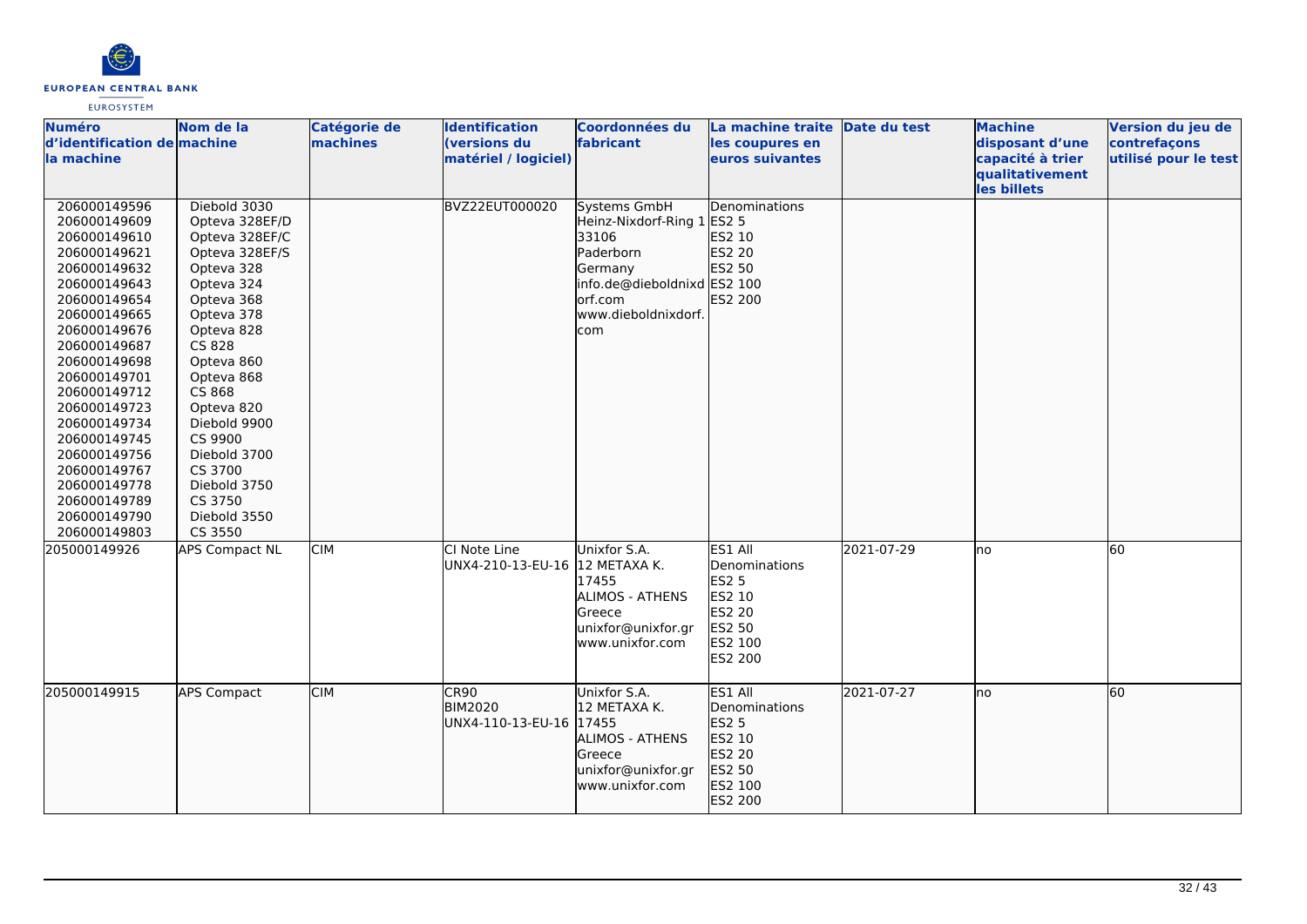| Numéro d'identification de la machine | Nom de la machine | Catégorie de machines | Identification (versions du matériel / logiciel) | Coordonnées du fabricant | La machine traite les coupures en euros suivantes | Date du test | Machine disposant d'une capacité à trier qualitativement les billets | Version du jeu de contrefaçons utilisé pour le test |
|---|---|---|---|---|---|---|---|---|
| 206000149596<br>206000149609<br>206000149610<br>206000149621<br>206000149632<br>206000149643<br>206000149654<br>206000149665<br>206000149676<br>206000149687<br>206000149698<br>206000149701<br>206000149712<br>206000149723<br>206000149734<br>206000149745<br>206000149756<br>206000149767<br>206000149778<br>206000149789<br>206000149790<br>206000149803 | Diebold 3030<br>Opteva 328EF/D<br>Opteva 328EF/C<br>Opteva 328EF/S<br>Opteva 328<br>Opteva 324<br>Opteva 368<br>Opteva 378<br>Opteva 828<br>CS 828<br>Opteva 860<br>Opteva 868<br>CS 868<br>Opteva 820<br>Diebold 9900<br>CS 9900<br>Diebold 3700<br>CS 3700<br>Diebold 3750<br>CS 3750<br>Diebold 3550<br>CS 3550 | | BVZ22EUT000020 | Systems GmbH<br>Heinz-Nixdorf-Ring 1<br>33106<br>Paderborn<br>Germany<br>info.de@dieboldnixdorf.com<br>www.dieboldnixdorf.com | Denominations<br>ES2 5<br>ES2 10<br>ES2 20<br>ES2 50<br>ES2 100<br>ES2 200 | | | |
| 205000149926 | APS Compact NL | CIM | CI Note Line<br>UNX4-210-13-EU-16 | Unixfor S.A.<br>12 METAXA K.<br>17455<br>ALIMOS - ATHENS<br>Greece<br>unixfor@unixfor.gr<br>www.unixfor.com | ES1 All Denominations<br>ES2 5<br>ES2 10<br>ES2 20<br>ES2 50<br>ES2 100<br>ES2 200 | 2021-07-29 | no | 60 |
| 205000149915 | APS Compact | CIM | CR90<br>BIM2020<br>UNX4-110-13-EU-16 | Unixfor S.A.<br>12 METAXA K.<br>17455<br>ALIMOS - ATHENS<br>Greece<br>unixfor@unixfor.gr<br>www.unixfor.com | ES1 All Denominations<br>ES2 5<br>ES2 10<br>ES2 20<br>ES2 50<br>ES2 100<br>ES2 200 | 2021-07-27 | no | 60 |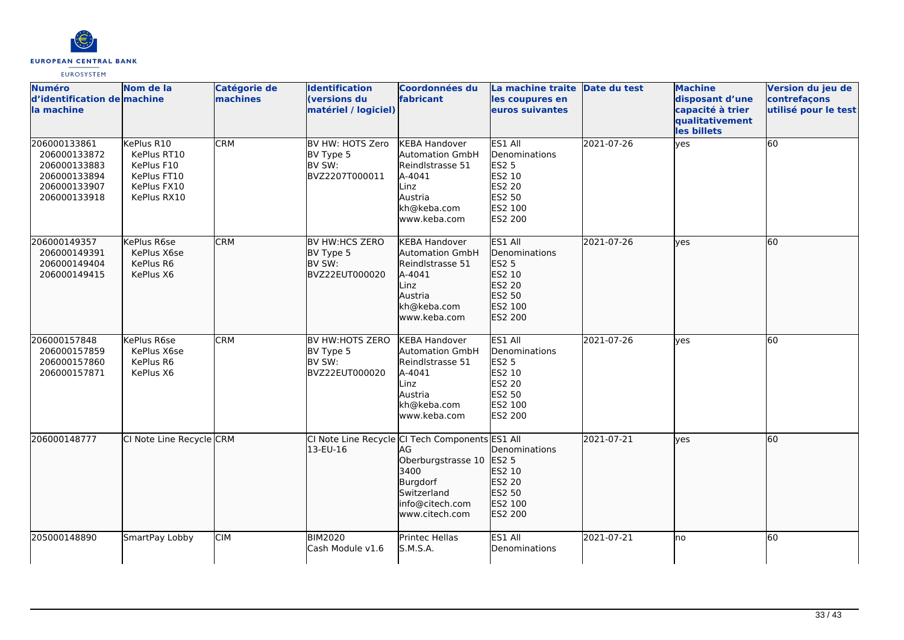| Numéro d'identification de la machine | Nom de la machine | Catégorie de machines | Identification (versions du matériel / logiciel) | Coordonnées du fabricant | La machine traite les coupures en euros suivantes | Date du test | Machine disposant d'une capacité à trier qualitativement les billets | Version du jeu de contrefaçons utilisé pour le test |
|---|---|---|---|---|---|---|---|---|
| 206000133861<br>206000133872<br>206000133883<br>206000133894<br>206000133907<br>206000133918 | KePlus R10<br>KePlus RT10<br>KePlus F10<br>KePlus FT10<br>KePlus FX10<br>KePlus RX10 | CRM | BV HW: HOTS Zero<br>BV Type 5<br>BV SW:<br>BVZ2207T000011 | KEBA Handover Automation GmbH<br>Reindlstrasse 51<br>A-4041<br>Linz<br>Austria<br>kh@keba.com<br>www.keba.com | ES1 All Denominations<br>ES2 5<br>ES2 10<br>ES2 20<br>ES2 50<br>ES2 100<br>ES2 200 | 2021-07-26 | yes | 60 |
| 206000149357<br>206000149391<br>206000149404<br>206000149415 | KePlus R6se<br>KePlus X6se<br>KePlus R6<br>KePlus X6 | CRM | BV HW:HCS ZERO<br>BV Type 5<br>BV SW:<br>BVZ22EUT000020 | KEBA Handover Automation GmbH<br>Reindlstrasse 51<br>A-4041<br>Linz<br>Austria<br>kh@keba.com<br>www.keba.com | ES1 All Denominations<br>ES2 5<br>ES2 10<br>ES2 20<br>ES2 50<br>ES2 100<br>ES2 200 | 2021-07-26 | yes | 60 |
| 206000157848<br>206000157859<br>206000157860<br>206000157871 | KePlus R6se<br>KePlus X6se<br>KePlus R6<br>KePlus X6 | CRM | BV HW:HOTS ZERO<br>BV Type 5<br>BV SW:<br>BVZ22EUT000020 | KEBA Handover Automation GmbH<br>Reindlstrasse 51<br>A-4041<br>Linz<br>Austria<br>kh@keba.com<br>www.keba.com | ES1 All Denominations<br>ES2 5<br>ES2 10<br>ES2 20<br>ES2 50<br>ES2 100<br>ES2 200 | 2021-07-26 | yes | 60 |
| 206000148777 | CI Note Line Recycle | CRM | CI Note Line Recycle 13-EU-16 | CI Tech Components AG<br>Oberburgstrasse 10<br>3400<br>Burgdorf<br>Switzerland<br>info@citech.com<br>www.citech.com | ES1 All Denominations<br>ES2 5<br>ES2 10<br>ES2 20<br>ES2 50<br>ES2 100<br>ES2 200 | 2021-07-21 | yes | 60 |
| 205000148890 | SmartPay Lobby | CIM | BIM2020<br>Cash Module v1.6 | Printec Hellas S.M.S.A. | ES1 All Denominations | 2021-07-21 | no | 60 |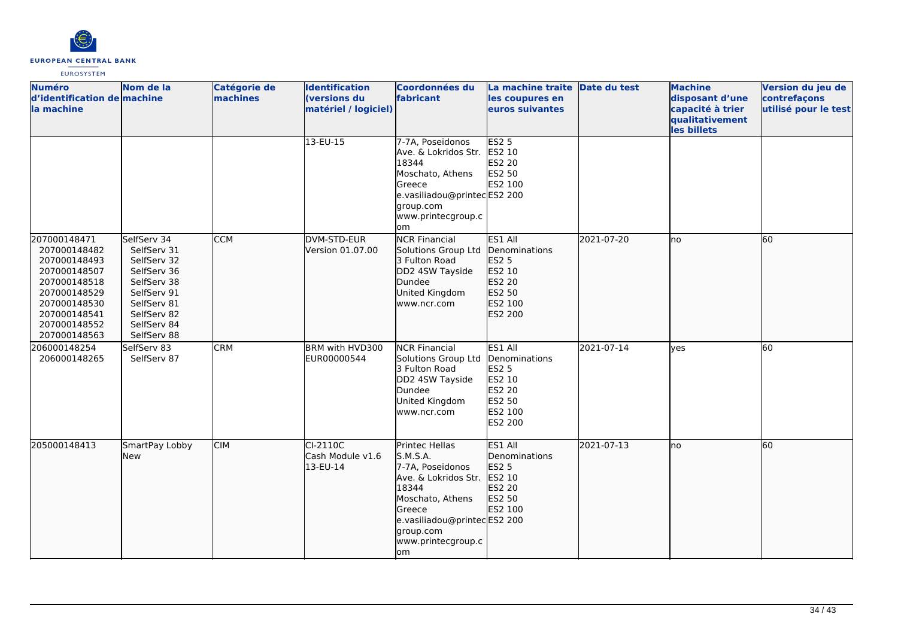| Numéro d'identification de la machine | Nom de la machine | Catégorie de machines | Identification (versions du matériel / logiciel) | Coordonnées du fabricant | La machine traite les coupures en euros suivantes | Date du test | Machine disposant d'une capacité à trier qualitativement les billets | Version du jeu de contrefaçons utilisé pour le test |
|---|---|---|---|---|---|---|---|---|
| | | | 13-EU-15 | 7-7A, Poseidonos Ave. & Lokridos Str. 18344 Moschato, Athens Greece e.vasiliadou@printecgroup.com www.printecgroup.com | ES2 5<br>ES2 10<br>ES2 20<br>ES2 50<br>ES2 100<br>ES2 200 | | | |
| 207000148471<br>207000148482<br>207000148493<br>207000148507<br>207000148518<br>207000148529<br>207000148530<br>207000148541<br>207000148552<br>207000148563 | SelfServ 34<br>SelfServ 31<br>SelfServ 32<br>SelfServ 36<br>SelfServ 38<br>SelfServ 91<br>SelfServ 81<br>SelfServ 82<br>SelfServ 84<br>SelfServ 88 | CCM | DVM-STD-EUR Version 01.07.00 | NCR Financial Solutions Group Ltd 3 Fulton Road DD2 4SW Tayside Dundee United Kingdom www.ncr.com | ES1 All Denominations<br>ES2 5<br>ES2 10<br>ES2 20<br>ES2 50<br>ES2 100<br>ES2 200 | 2021-07-20 | no | 60 |
| 206000148254<br>206000148265 | SelfServ 83<br>SelfServ 87 | CRM | BRM with HVD300 EUR00000544 | NCR Financial Solutions Group Ltd 3 Fulton Road DD2 4SW Tayside Dundee United Kingdom www.ncr.com | ES1 All Denominations<br>ES2 5<br>ES2 10<br>ES2 20<br>ES2 50<br>ES2 100<br>ES2 200 | 2021-07-14 | yes | 60 |
| 205000148413 | SmartPay Lobby New | CIM | CI-2110C Cash Module v1.6 13-EU-14 | Printec Hellas S.M.S.A. 7-7A, Poseidonos Ave. & Lokridos Str. 18344 Moschato, Athens Greece e.vasiliadou@printecgroup.com www.printecgroup.com | ES1 All Denominations<br>ES2 5<br>ES2 10<br>ES2 20<br>ES2 50<br>ES2 100<br>ES2 200 | 2021-07-13 | no | 60 |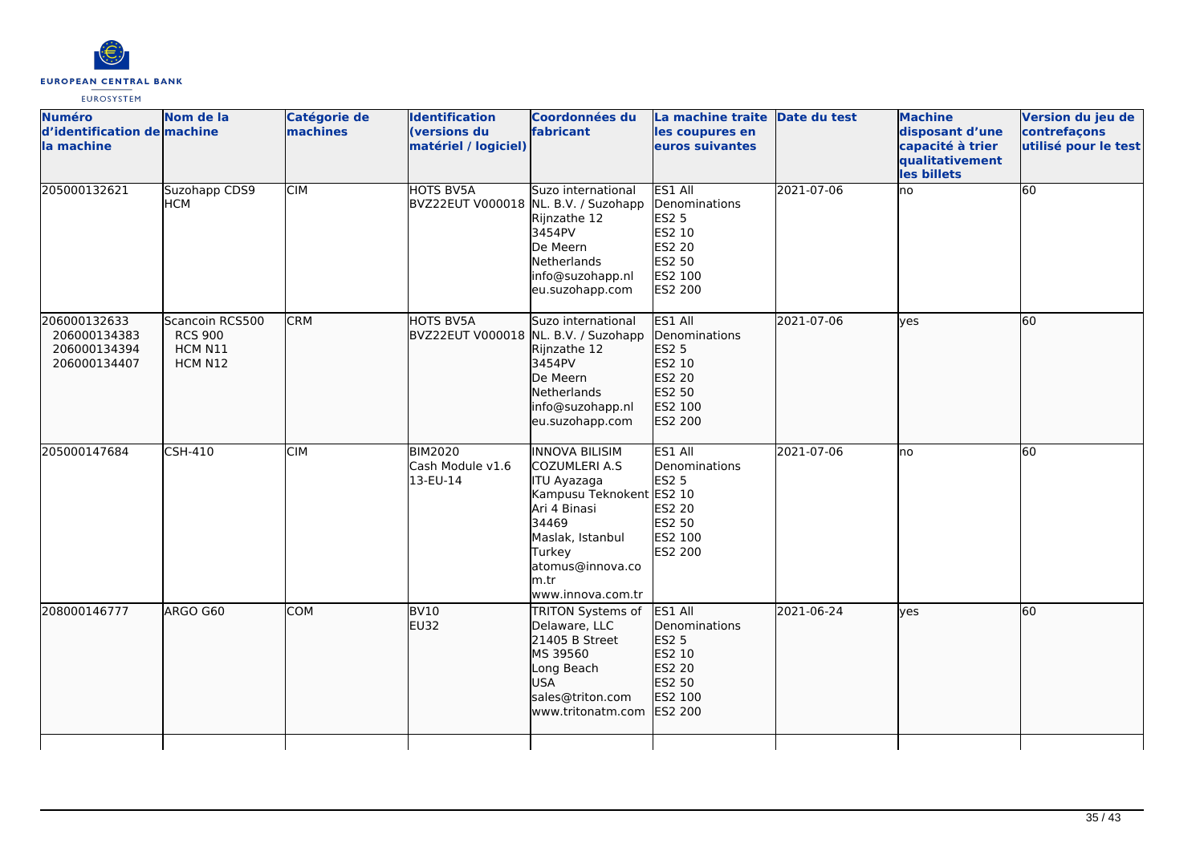| Numéro d'identification de la machine | Nom de la machine | Catégorie de machines | Identification (versions du matériel / logiciel) | Coordonnées du fabricant | La machine traite les coupures en euros suivantes | Date du test | Machine disposant d'une capacité à trier qualitativement les billets | Version du jeu de contrefaçons utilisé pour le test |
|---|---|---|---|---|---|---|---|---|
| 205000132621 | Suzohapp CDS9 HCM | CIM | HOTS BV5A BVZ22EUT V000018 | Suzo international NL. B.V. / Suzohapp Rijnzathe 12 3454PV De Meern Netherlands info@suzohapp.nl eu.suzohapp.com | ES1 All Denominations ES2 5 ES2 10 ES2 20 ES2 50 ES2 100 ES2 200 | 2021-07-06 | no | 60 |
| 206000132633 206000134383 206000134394 206000134407 | Scancoin RCS500 RCS 900 HCM N11 HCM N12 | CRM | HOTS BV5A BVZ22EUT V000018 | Suzo international NL. B.V. / Suzohapp Rijnzathe 12 3454PV De Meern Netherlands info@suzohapp.nl eu.suzohapp.com | ES1 All Denominations ES2 5 ES2 10 ES2 20 ES2 50 ES2 100 ES2 200 | 2021-07-06 | yes | 60 |
| 205000147684 | CSH-410 | CIM | BIM2020 Cash Module v1.6 13-EU-14 | INNOVA BILISIM COZUMLERI A.S ITU Ayazaga Kampusu Teknokent Ari 4 Binasi 34469 Maslak, Istanbul Turkey atomus@innova.com.tr www.innova.com.tr | ES1 All Denominations ES2 5 ES2 10 ES2 20 ES2 50 ES2 100 ES2 200 | 2021-07-06 | no | 60 |
| 208000146777 | ARGO G60 | COM | BV10 EU32 | TRITON Systems of Delaware, LLC 21405 B Street MS 39560 Long Beach USA sales@triton.com www.tritonatm.com | ES1 All Denominations ES2 5 ES2 10 ES2 20 ES2 50 ES2 100 ES2 200 | 2021-06-24 | yes | 60 |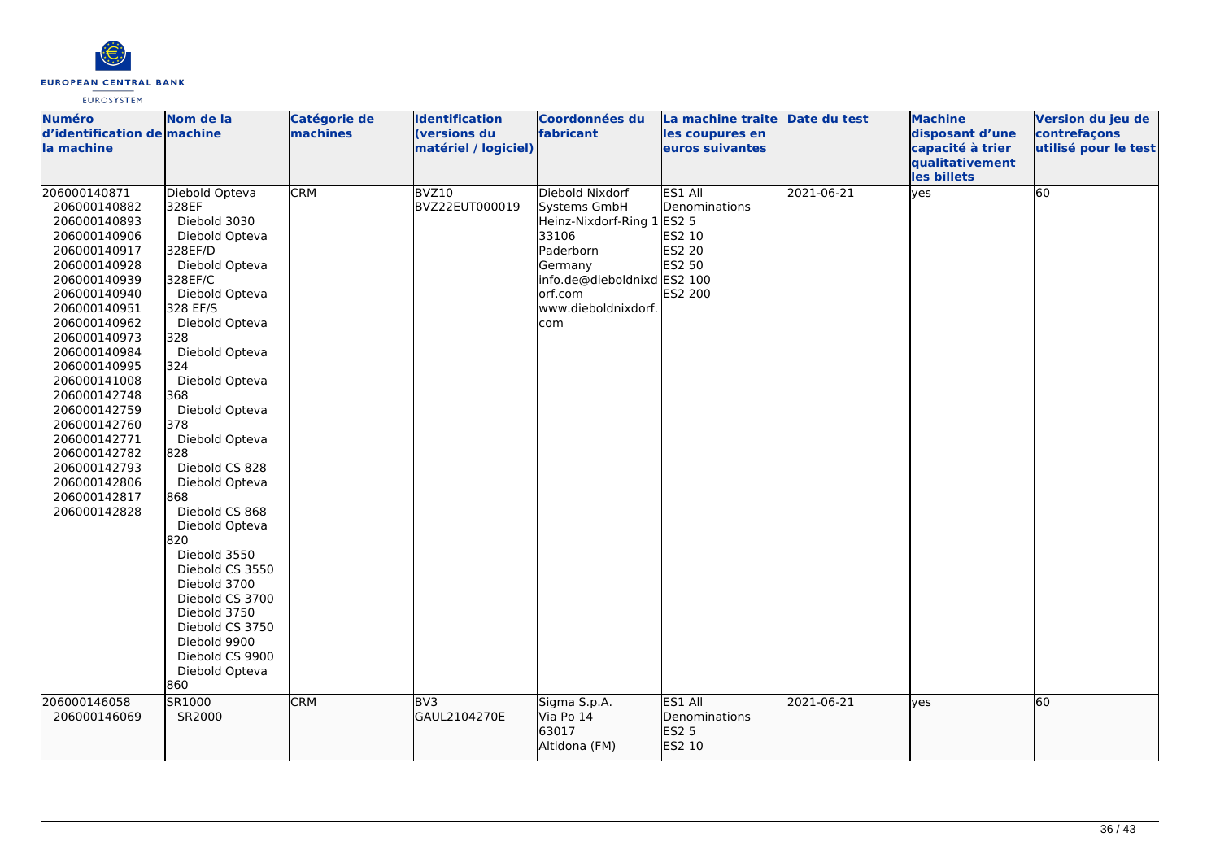| Numéro d'identification de la machine | Nom de la machine | Catégorie de machines | Identification (versions du matériel / logiciel) | Coordonnées du fabricant | La machine traite les coupures en euros suivantes | Date du test | Machine disposant d'une capacité à trier qualitativement les billets | Version du jeu de contrefaçons utilisé pour le test |
|---|---|---|---|---|---|---|---|---|
| 206000140871<br>206000140882<br>206000140893<br>206000140906<br>206000140917<br>206000140928<br>206000140939<br>206000140940<br>206000140951<br>206000140962<br>206000140973<br>206000140984<br>206000140995<br>206000141008<br>206000142748<br>206000142759<br>206000142760<br>206000142771<br>206000142782<br>206000142793<br>206000142806<br>206000142817<br>206000142828 | Diebold Opteva 328EF<br>Diebold 3030<br>Diebold Opteva 328EF/D<br>Diebold Opteva 328EF/C<br>Diebold Opteva 328 EF/S<br>Diebold Opteva 328<br>Diebold Opteva 324<br>Diebold Opteva 368<br>Diebold Opteva 378<br>Diebold Opteva 828<br>Diebold CS 828<br>Diebold Opteva 868<br>Diebold CS 868<br>Diebold Opteva 820<br>Diebold 3550<br>Diebold CS 3550<br>Diebold 3700<br>Diebold CS 3700<br>Diebold 3750<br>Diebold CS 3750<br>Diebold 9900<br>Diebold CS 9900<br>Diebold Opteva 860 | CRM | BVZ10<br>BVZ22EUT000019 | Diebold Nixdorf Systems GmbH<br>Heinz-Nixdorf-Ring 1<br>33106<br>Paderborn<br>Germany<br>info.de@dieboldnixdorf.com<br>www.dieboldnixdorf.com | ES1 All Denominations<br>ES2 5<br>ES2 10<br>ES2 20<br>ES2 50<br>ES2 100<br>ES2 200 | 2021-06-21 | yes | 60 |
| 206000146058<br>206000146069 | SR1000<br>SR2000 | CRM | BV3<br>GAUL2104270E | Sigma S.p.A.<br>Via Po 14<br>63017<br>Altidona (FM) | ES1 All Denominations<br>ES2 5<br>ES2 10 | 2021-06-21 | yes | 60 |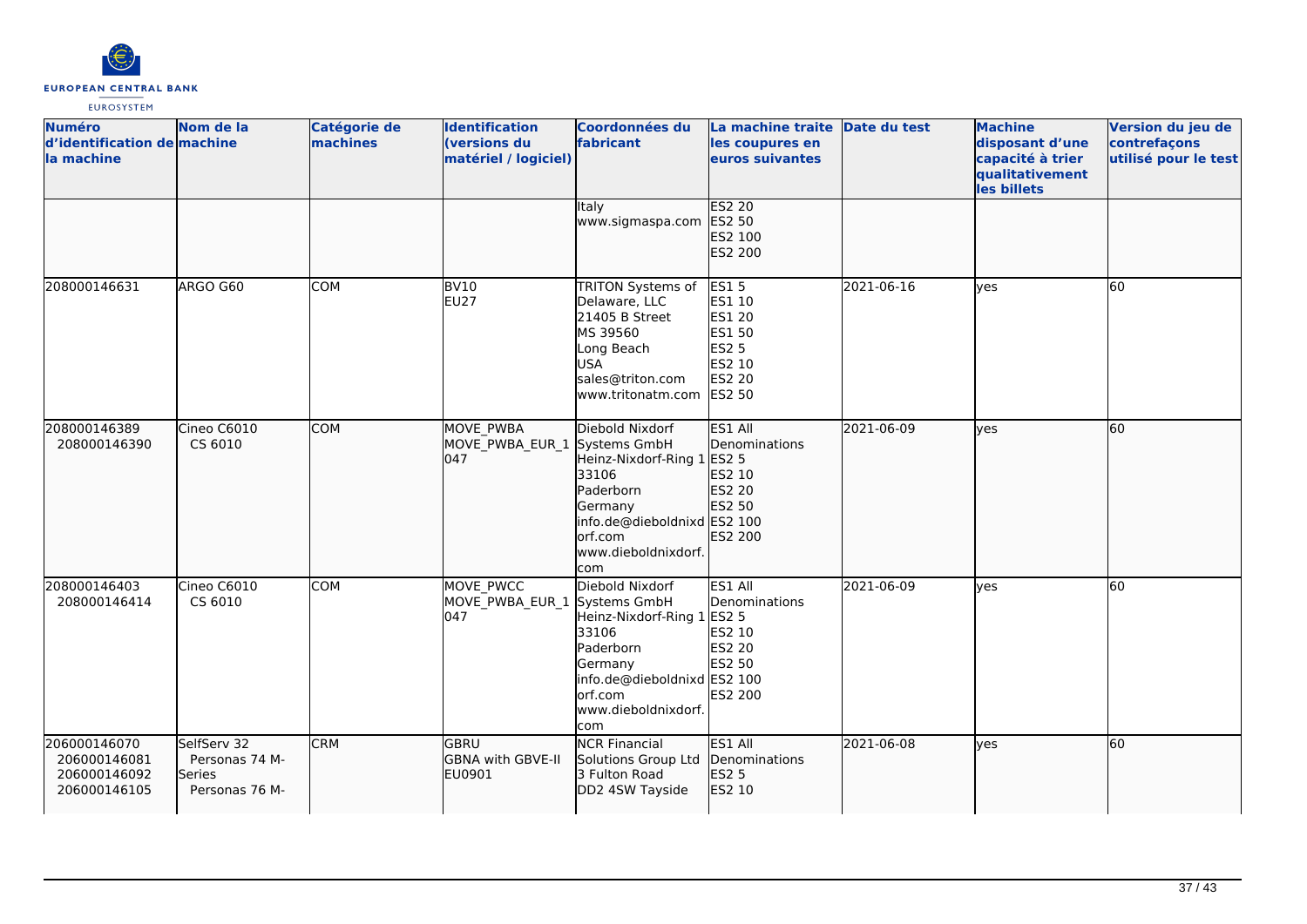| Numéro d'identification de la machine | Nom de la machine | Catégorie de machines | Identification (versions du matériel / logiciel) | Coordonnées du fabricant | La machine traite les coupures en euros suivantes | Date du test | Machine disposant d'une capacité à trier qualitativement les billets | Version du jeu de contrefaçons utilisé pour le test |
|---|---|---|---|---|---|---|---|---|
| | | | | Italy www.sigmaspa.com | ES2 20 ES2 50 ES2 100 ES2 200 | | | |
| 208000146631 | ARGO G60 | COM | BV10 EU27 | TRITON Systems of Delaware, LLC 21405 B Street MS 39560 Long Beach USA sales@triton.com www.tritonatm.com | ES1 5 ES1 10 ES1 20 ES1 50 ES2 5 ES2 10 ES2 20 ES2 50 | 2021-06-16 | yes | 60 |
| 208000146389 208000146390 | Cineo C6010 CS 6010 | COM | MOVE_PWBA MOVE_PWBA_EUR_1047 | Diebold Nixdorf Systems GmbH Heinz-Nixdorf-Ring 1 33106 Paderborn Germany info.de@dieboldnixdorf.com www.dieboldnixdorf.com | ES1 All Denominations ES2 5 ES2 10 ES2 20 ES2 50 ES2 100 ES2 200 | 2021-06-09 | yes | 60 |
| 208000146403 208000146414 | Cineo C6010 CS 6010 | COM | MOVE_PWCC MOVE_PWBA_EUR_1047 | Diebold Nixdorf Systems GmbH Heinz-Nixdorf-Ring 1 33106 Paderborn Germany info.de@dieboldnixdorf.com www.dieboldnixdorf.com | ES1 All Denominations ES2 5 ES2 10 ES2 20 ES2 50 ES2 100 ES2 200 | 2021-06-09 | yes | 60 |
| 206000146070 206000146081 206000146092 206000146105 | SelfServ 32 Personas 74 M-Series Personas 76 M- | CRM | GBRU GBNA with GBVE-II EU0901 | NCR Financial Solutions Group Ltd 3 Fulton Road DD2 4SW Tayside | ES1 All Denominations ES2 5 ES2 10 | 2021-06-08 | yes | 60 |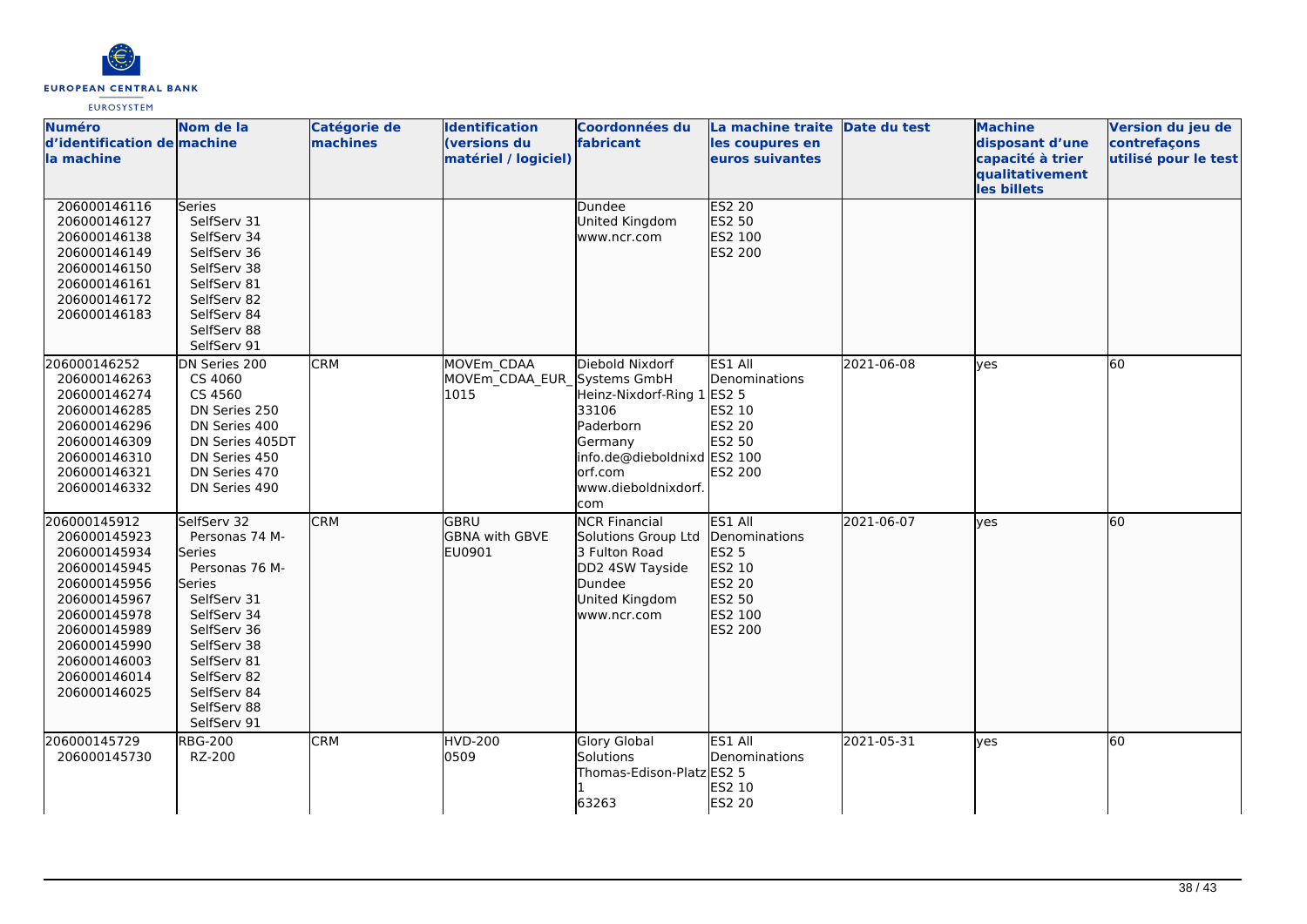| Numéro d'identification de la machine | Nom de la machine | Catégorie de machines | Identification (versions du matériel / logiciel) | Coordonnées du fabricant | La machine traite les coupures en euros suivantes | Date du test | Machine disposant d'une capacité à trier qualitativement les billets | Version du jeu de contrefaçons utilisé pour le test |
|---|---|---|---|---|---|---|---|---|
| 206000146116<br>206000146127<br>206000146138<br>206000146149<br>206000146150<br>206000146161<br>206000146172<br>206000146183 | Series<br>SelfServ 31<br>SelfServ 34<br>SelfServ 36<br>SelfServ 38<br>SelfServ 81<br>SelfServ 82<br>SelfServ 84<br>SelfServ 88<br>SelfServ 91 | | | Dundee<br>United Kingdom<br>www.ncr.com | ES2 20<br>ES2 50<br>ES2 100<br>ES2 200 | | | |
| 206000146252<br>206000146263<br>206000146274<br>206000146285<br>206000146296<br>206000146309<br>206000146310<br>206000146321<br>206000146332 | DN Series 200<br>CS 4060<br>CS 4560<br>DN Series 250<br>DN Series 400<br>DN Series 405DT<br>DN Series 450<br>DN Series 470<br>DN Series 490 | CRM | MOVEm_CDAA<br>MOVEm_CDAA_EUR_1015 | Diebold Nixdorf Systems GmbH<br>Heinz-Nixdorf-Ring 1<br>33106<br>Paderborn<br>Germany<br>info.de@dieboldnixdorf.com<br>www.dieboldnixdorf.com | ES1 All Denominations<br>ES2 5<br>ES2 10<br>ES2 20<br>ES2 50<br>ES2 100<br>ES2 200 | 2021-06-08 | yes | 60 |
| 206000145912<br>206000145923<br>206000145934<br>206000145945<br>206000145956<br>206000145967<br>206000145978<br>206000145989<br>206000145990<br>206000146003<br>206000146014<br>206000146025 | SelfServ 32<br>Personas 74 M-Series<br>Personas 76 M-Series<br>SelfServ 31<br>SelfServ 34<br>SelfServ 36<br>SelfServ 38<br>SelfServ 81<br>SelfServ 82<br>SelfServ 84<br>SelfServ 88<br>SelfServ 91 | CRM | GBRU<br>GBNA with GBVE<br>EU0901 | NCR Financial Solutions Group Ltd<br>3 Fulton Road<br>DD2 4SW Tayside<br>Dundee<br>United Kingdom<br>www.ncr.com | ES1 All Denominations<br>ES2 5<br>ES2 10<br>ES2 20<br>ES2 50<br>ES2 100<br>ES2 200 | 2021-06-07 | yes | 60 |
| 206000145729<br>206000145730 | RBG-200<br>RZ-200 | CRM | HVD-200<br>0509 | Glory Global Solutions<br>Thomas-Edison-Platz 1<br>63263 | ES1 All Denominations<br>ES2 5<br>ES2 10<br>ES2 20 | 2021-05-31 | yes | 60 |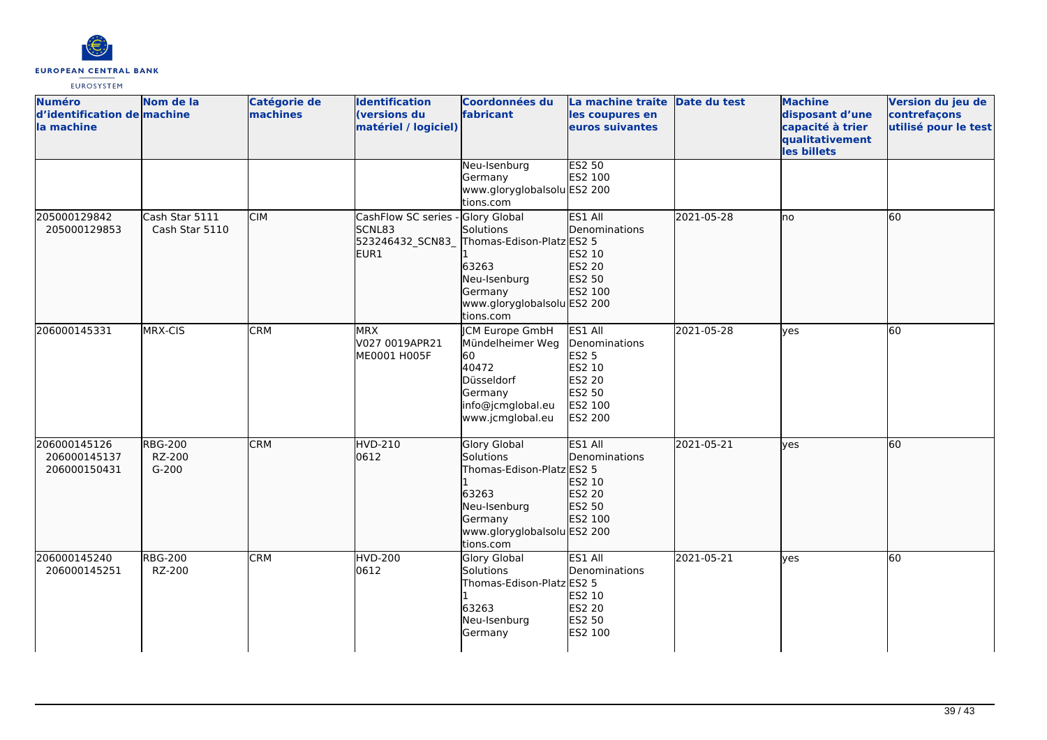| Numéro d'identification de la machine | Nom de la machine | Catégorie de machines | Identification (versions du matériel / logiciel) | Coordonnées du fabricant | La machine traite les coupures en euros suivantes | Date du test | Machine disposant d'une capacité à trier qualitativement les billets | Version du jeu de contrefaçons utilisé pour le test |
|---|---|---|---|---|---|---|---|---|
| | | | | Neu-Isenburg<br>Germany<br>www.gloryglobalsolutions.com | ES2 50<br>ES2 100<br>ES2 200 | | | |
| 205000129842<br>205000129853 | Cash Star 5111<br>Cash Star 5110 | CIM | CashFlow SC series - SCNL83<br>523246432_SCN83_EUR1 | Glory Global Solutions<br>Thomas-Edison-Platz 1<br>63263<br>Neu-Isenburg<br>Germany<br>www.gloryglobalsolutions.com | ES1 All Denominations<br>ES2 5<br>ES2 10<br>ES2 20<br>ES2 50<br>ES2 100<br>ES2 200 | 2021-05-28 | no | 60 |
| 206000145331 | MRX-CIS | CRM | MRX<br>V027 0019APR21<br>ME0001 H005F | JCM Europe GmbH<br>Mündelheimer Weg 60<br>40472<br>Düsseldorf<br>Germany<br>info@jcmglobal.eu<br>www.jcmglobal.eu | ES1 All Denominations<br>ES2 5<br>ES2 10<br>ES2 20<br>ES2 50<br>ES2 100<br>ES2 200 | 2021-05-28 | yes | 60 |
| 206000145126<br>206000145137<br>206000150431 | RBG-200<br>RZ-200<br>G-200 | CRM | HVD-210<br>0612 | Glory Global Solutions<br>Thomas-Edison-Platz 1<br>63263<br>Neu-Isenburg<br>Germany<br>www.gloryglobalsolutions.com | ES1 All Denominations<br>ES2 5<br>ES2 10<br>ES2 20<br>ES2 50<br>ES2 100<br>ES2 200 | 2021-05-21 | yes | 60 |
| 206000145240<br>206000145251 | RBG-200<br>RZ-200 | CRM | HVD-200<br>0612 | Glory Global Solutions<br>Thomas-Edison-Platz 1<br>63263<br>Neu-Isenburg<br>Germany | ES1 All Denominations<br>ES2 5<br>ES2 10<br>ES2 20<br>ES2 50<br>ES2 100 | 2021-05-21 | yes | 60 |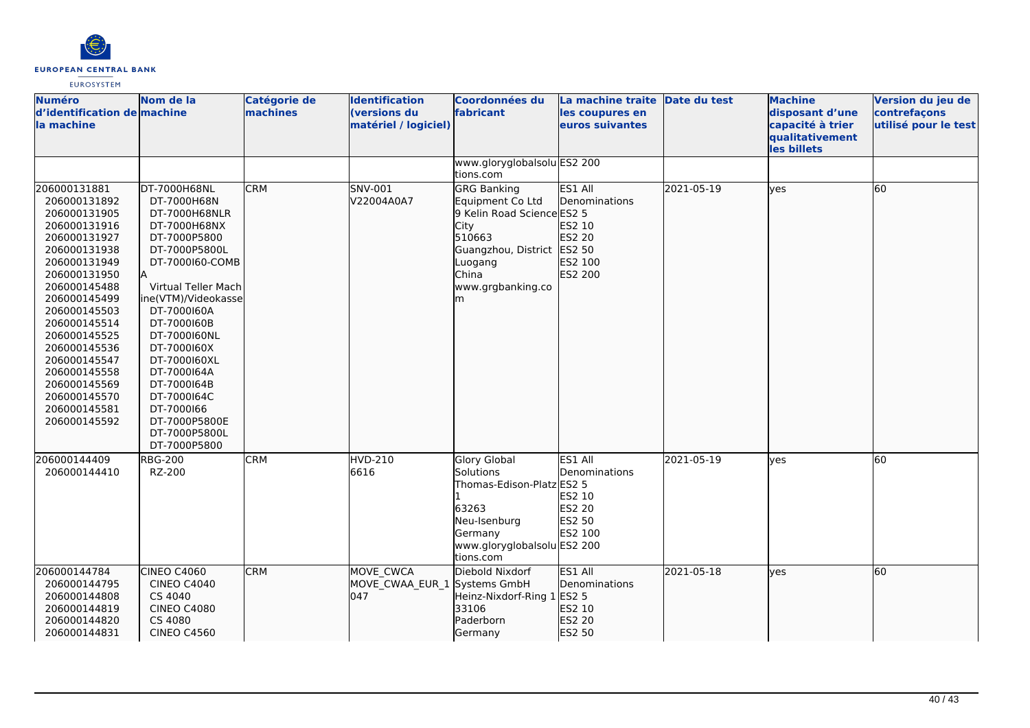| Numéro d'identification de la machine | Nom de la machine | Catégorie de machines | Identification (versions du matériel / logiciel) | Coordonnées du fabricant | La machine traite les coupures en euros suivantes | Date du test | Machine disposant d'une capacité à trier qualitativement les billets | Version du jeu de contrefaçons utilisé pour le test |
|---|---|---|---|---|---|---|---|---|
| | | | | www.gloryglobalsolutions.com | ES2 200 | | | |
| 206000131881<br>206000131892<br>206000131905<br>206000131916<br>206000131927<br>206000131938<br>206000131949<br>206000131950<br>206000145488<br>206000145499<br>206000145503<br>206000145514<br>206000145525<br>206000145536<br>206000145547<br>206000145558<br>206000145569<br>206000145570<br>206000145581<br>206000145592 | DT-7000H68NL<br>DT-7000H68N<br>DT-7000H68NLR<br>DT-7000H68NX<br>DT-7000P5800<br>DT-7000P5800L<br>DT-7000I60-COMBA<br>Virtual Teller Machine(VTM)/Videokasse<br>DT-7000I60A<br>DT-7000I60B<br>DT-7000I60NL<br>DT-7000I60X<br>DT-7000I60XL<br>DT-7000I64A<br>DT-7000I64B<br>DT-7000I64C<br>DT-7000I66<br>DT-7000P5800E<br>DT-7000P5800L<br>DT-7000P5800 | CRM | SNV-001<br>V22004A0A7 | GRG Banking Equipment Co Ltd<br>9 Kelin Road Science City<br>510663<br>Guangzhou, District Luogang<br>China<br>www.grgbanking.com | ES1 All Denominations<br>ES2 5<br>ES2 10<br>ES2 20<br>ES2 50<br>ES2 100<br>ES2 200 | 2021-05-19 | yes | 60 |
| 206000144409<br>206000144410 | RBG-200<br>RZ-200 | CRM | HVD-210<br>6616 | Glory Global Solutions<br>Thomas-Edison-Platz 1<br>63263<br>Neu-Isenburg<br>Germany<br>www.gloryglobalsolutions.com | ES1 All Denominations<br>ES2 5<br>ES2 10<br>ES2 20<br>ES2 50<br>ES2 100<br>ES2 200 | 2021-05-19 | yes | 60 |
| 206000144784<br>206000144795<br>206000144808<br>206000144819<br>206000144820<br>206000144831 | CINEO C4060<br>CINEO C4040<br>CS 4040<br>CINEO C4080<br>CS 4080<br>CINEO C4560 | CRM | MOVE_CWCA<br>MOVE_CWAA_EUR_1047 | Diebold Nixdorf Systems GmbH<br>Heinz-Nixdorf-Ring 1<br>33106<br>Paderborn<br>Germany | ES1 All Denominations<br>ES2 5<br>ES2 10<br>ES2 20<br>ES2 50 | 2021-05-18 | yes | 60 |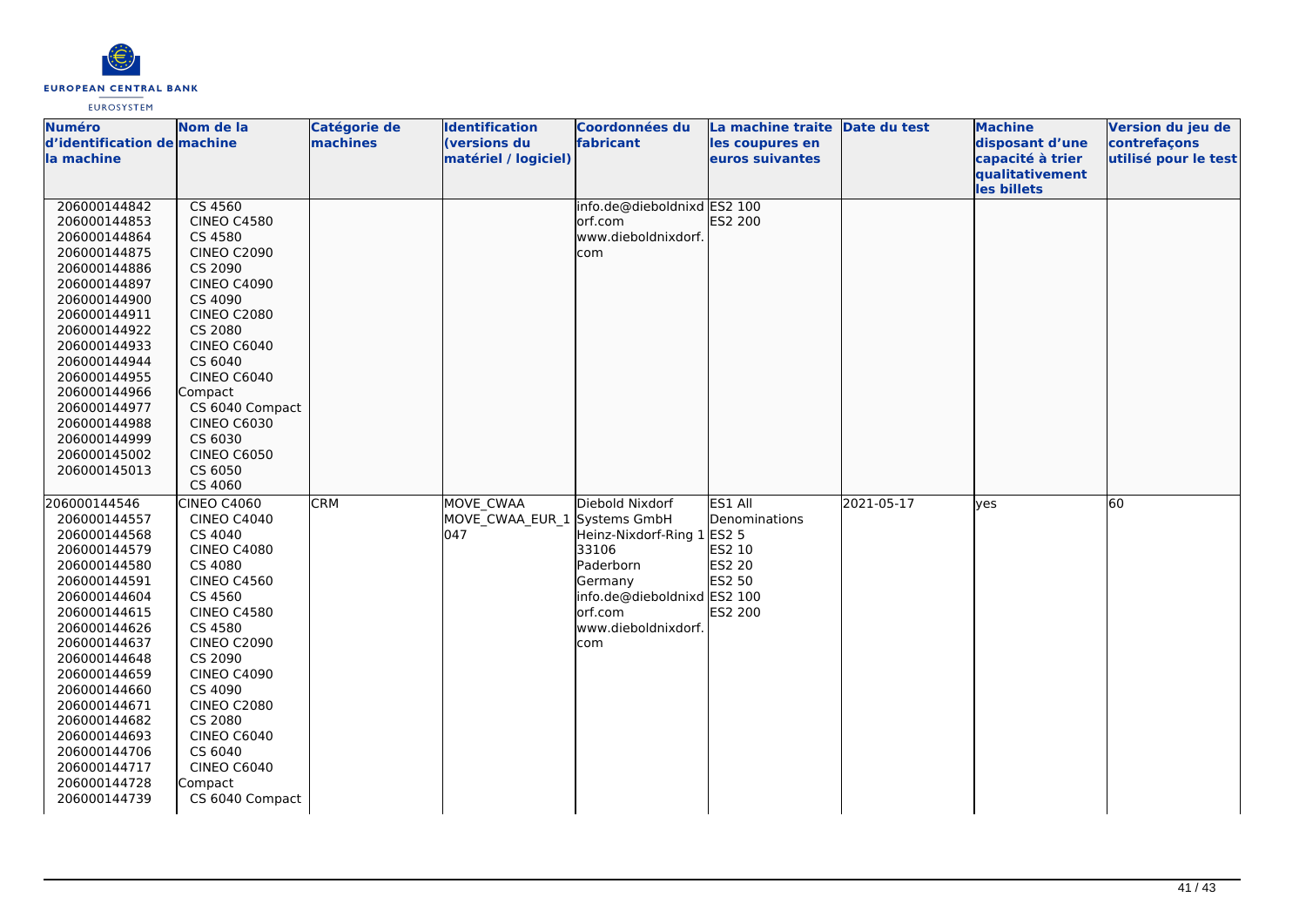| Numéro d'identification de la machine | Nom de la machine | Catégorie de machines | Identification (versions du matériel / logiciel) | Coordonnées du fabricant | La machine traite les coupures en euros suivantes | Date du test | Machine disposant d'une capacité à trier qualitativement les billets | Version du jeu de contrefaçons utilisé pour le test |
|---|---|---|---|---|---|---|---|---|
| 206000144842<br>206000144853<br>206000144864<br>206000144875<br>206000144886<br>206000144897<br>206000144900<br>206000144911<br>206000144922<br>206000144933<br>206000144944<br>206000144955<br>206000144966<br>206000144977<br>206000144988<br>206000144999<br>206000145002<br>206000145013 | CS 4560<br>CINEO C4580<br>CS 4580<br>CINEO C2090<br>CS 2090<br>CINEO C4090<br>CS 4090<br>CINEO C2080<br>CS 2080<br>CINEO C6040<br>CS 6040<br>CINEO C6040 Compact<br>CS 6040 Compact<br>CINEO C6030<br>CS 6030<br>CINEO C6050<br>CS 6050<br>CS 4060 | | | info.de@dieboldnixdorf.com<br>www.dieboldnixdorf.com | ES2 100<br>ES2 200 | | | |
| 206000144546<br>206000144557<br>206000144568<br>206000144579<br>206000144580<br>206000144591<br>206000144604<br>206000144615<br>206000144626<br>206000144637<br>206000144648<br>206000144659<br>206000144660<br>206000144671<br>206000144682<br>206000144693<br>206000144706<br>206000144717<br>206000144728<br>206000144739 | CINEO C4060<br>CINEO C4040<br>CS 4040<br>CINEO C4080<br>CS 4080<br>CINEO C4560<br>CS 4560<br>CINEO C4580<br>CS 4580<br>CINEO C2090<br>CS 2090<br>CINEO C4090<br>CS 4090<br>CINEO C2080<br>CS 2080<br>CINEO C6040<br>CS 6040<br>CINEO C6040 Compact<br>CS 6040 Compact | CRM | MOVE_CWAA<br>MOVE_CWAA_EUR_1047 | Diebold Nixdorf Systems GmbH<br>Heinz-Nixdorf-Ring 1<br>33106<br>Paderborn<br>Germany<br>info.de@dieboldnixdorf.com<br>www.dieboldnixdorf.com | ES1 All Denominations<br>ES2 5<br>ES2 10<br>ES2 20<br>ES2 50<br>ES2 100<br>ES2 200 | 2021-05-17 | yes | 60 |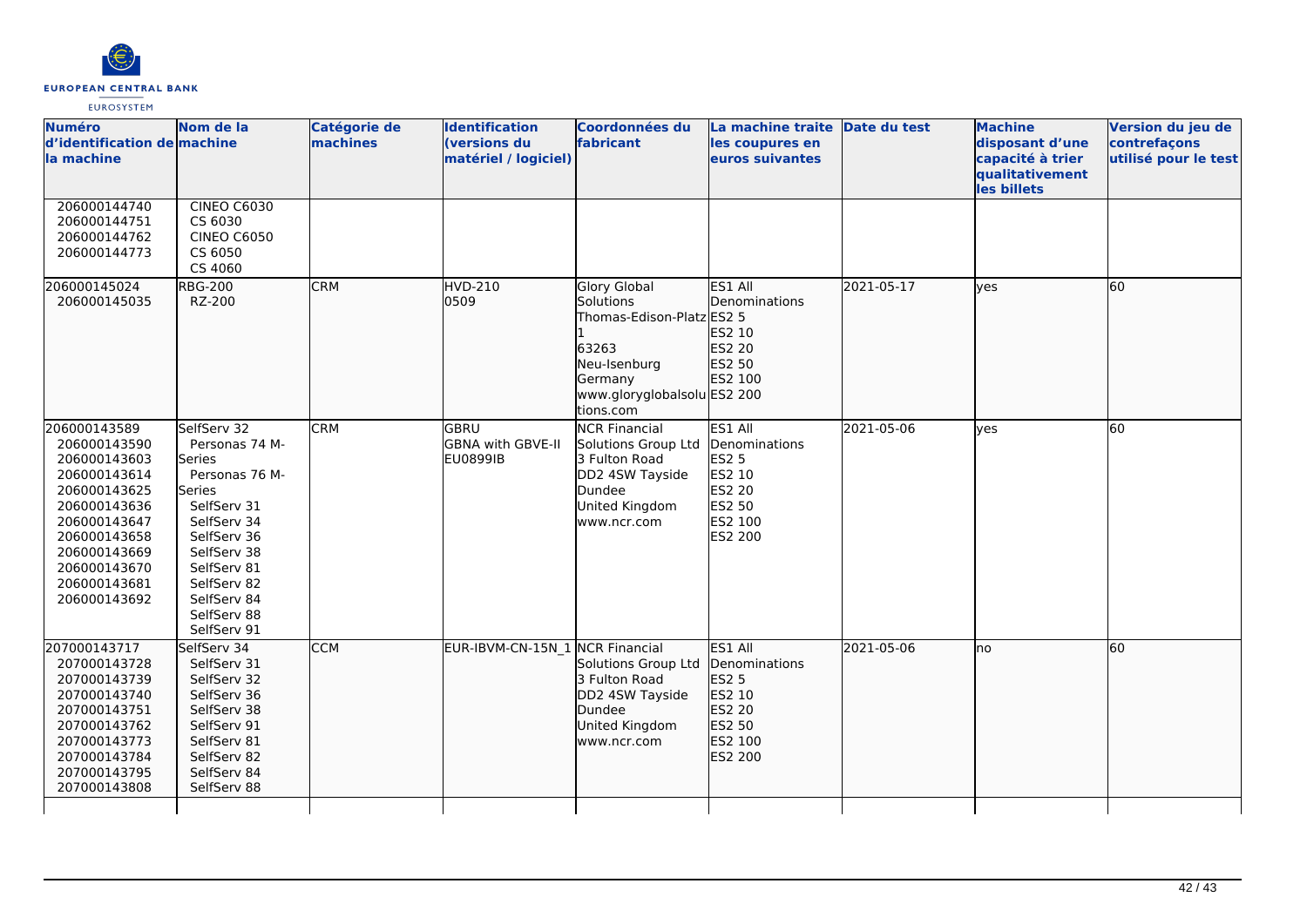| Numéro d'identification de la machine | Nom de la machine | Catégorie de machines | Identification (versions du matériel / logiciel) | Coordonnées du fabricant | La machine traite les coupures en euros suivantes | Date du test | Machine disposant d'une capacité à trier qualitativement les billets | Version du jeu de contrefaçons utilisé pour le test |
|---|---|---|---|---|---|---|---|---|
| 206000144740<br>206000144751<br>206000144762<br>206000144773 | CINEO C6030<br>CS 6030<br>CINEO C6050<br>CS 6050<br>CS 4060 | | | | | | | |
| 206000145024<br>206000145035 | RBG-200<br>RZ-200 | CRM | HVD-210<br>0509 | Glory Global Solutions<br>Thomas-Edison-Platz 1<br>63263<br>Neu-Isenburg<br>Germany<br>www.gloryglobalsolutions.com | ES1 All Denominations<br>ES2 5<br>ES2 10<br>ES2 20<br>ES2 50<br>ES2 100<br>ES2 200 | 2021-05-17 | yes | 60 |
| 206000143589<br>206000143590<br>206000143603<br>206000143614<br>206000143625<br>206000143636<br>206000143647<br>206000143658<br>206000143669<br>206000143670<br>206000143681<br>206000143692 | SelfServ 32<br>Personas 74 M-Series<br>Personas 76 M-Series<br>SelfServ 31<br>SelfServ 34<br>SelfServ 36<br>SelfServ 38<br>SelfServ 81<br>SelfServ 82<br>SelfServ 84<br>SelfServ 88<br>SelfServ 91 | CRM | GBRU<br>GBNA with GBVE-II<br>EU0899IB | NCR Financial Solutions Group Ltd<br>3 Fulton Road<br>DD2 4SW Tayside<br>Dundee<br>United Kingdom<br>www.ncr.com | ES1 All Denominations<br>ES2 5<br>ES2 10<br>ES2 20<br>ES2 50<br>ES2 100<br>ES2 200 | 2021-05-06 | yes | 60 |
| 207000143717<br>207000143728<br>207000143739<br>207000143740<br>207000143751<br>207000143762<br>207000143773<br>207000143784<br>207000143795<br>207000143808 | SelfServ 34<br>SelfServ 31<br>SelfServ 32<br>SelfServ 36<br>SelfServ 38<br>SelfServ 91<br>SelfServ 81<br>SelfServ 82<br>SelfServ 84<br>SelfServ 88 | CCM | EUR-IBVM-CN-15N_1 | NCR Financial Solutions Group Ltd<br>3 Fulton Road<br>DD2 4SW Tayside<br>Dundee<br>United Kingdom<br>www.ncr.com | ES1 All Denominations<br>ES2 5<br>ES2 10<br>ES2 20<br>ES2 50<br>ES2 100<br>ES2 200 | 2021-05-06 | no | 60 |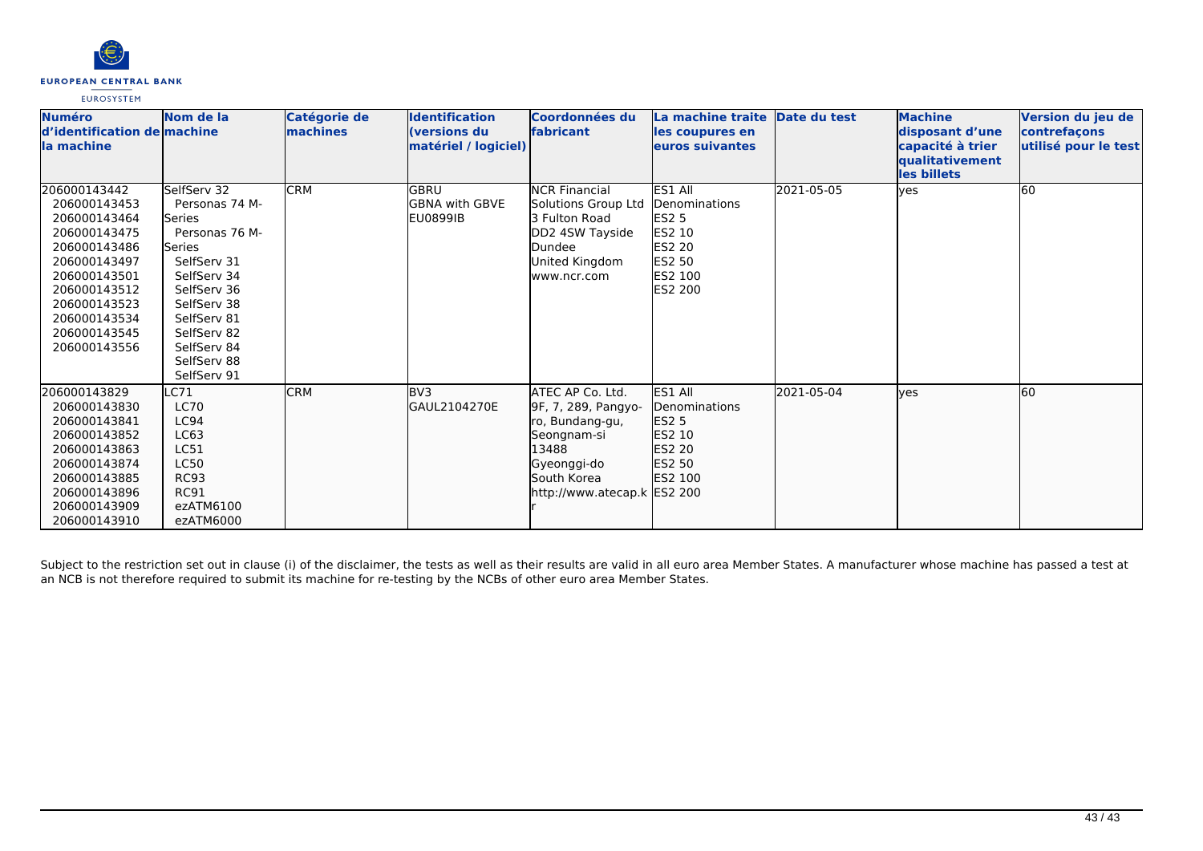| Numéro d'identification de la machine | Nom de la machine | Catégorie de machines | Identification (versions du matériel / logiciel) | Coordonnées du fabricant | La machine traite les coupures en euros suivantes | Date du test | Machine disposant d'une capacité à trier qualitativement les billets | Version du jeu de contrefaçons utilisé pour le test |
|---|---|---|---|---|---|---|---|---|
| 206000143442<br>206000143453<br>206000143464<br>206000143475<br>206000143486<br>206000143497<br>206000143501<br>206000143512<br>206000143523<br>206000143534<br>206000143545<br>206000143556 | SelfServ 32<br>Personas 74 M-Series<br>Personas 76 M-Series<br>SelfServ 31<br>SelfServ 34<br>SelfServ 36<br>SelfServ 38<br>SelfServ 81<br>SelfServ 82<br>SelfServ 84<br>SelfServ 88<br>SelfServ 91 | CRM | GBRU<br>GBNA with GBVE<br>EU0899IB | NCR Financial Solutions Group Ltd<br>3 Fulton Road<br>DD2 4SW Tayside<br>Dundee<br>United Kingdom<br>www.ncr.com | ES1 All Denominations<br>ES2 5<br>ES2 10<br>ES2 20<br>ES2 50<br>ES2 100<br>ES2 200 | 2021-05-05 | yes | 60 |
| 206000143829<br>206000143830<br>206000143841<br>206000143852<br>206000143863<br>206000143874<br>206000143885<br>206000143896<br>206000143909<br>206000143910 | LC71<br>LC70<br>LC94<br>LC63<br>LC51<br>LC50<br>RC93<br>RC91<br>ezATM6100<br>ezATM6000 | CRM | BV3<br>GAUL2104270E | ATEC AP Co. Ltd.<br>9F, 7, 289, Pangyo-ro, Bundang-gu,<br>Seongnam-si<br>13488<br>Gyeonggi-do<br>South Korea<br>http://www.atecap.kr | ES1 All Denominations<br>ES2 5<br>ES2 10<br>ES2 20<br>ES2 50<br>ES2 100<br>ES2 200 | 2021-05-04 | yes | 60 |

Subject to the restriction set out in clause (i) of the disclaimer, the tests as well as their results are valid in all euro area Member States. A manufacturer whose machine has passed a test at an NCB is not therefore required to submit its machine for re-testing by the NCBs of other euro area Member States.